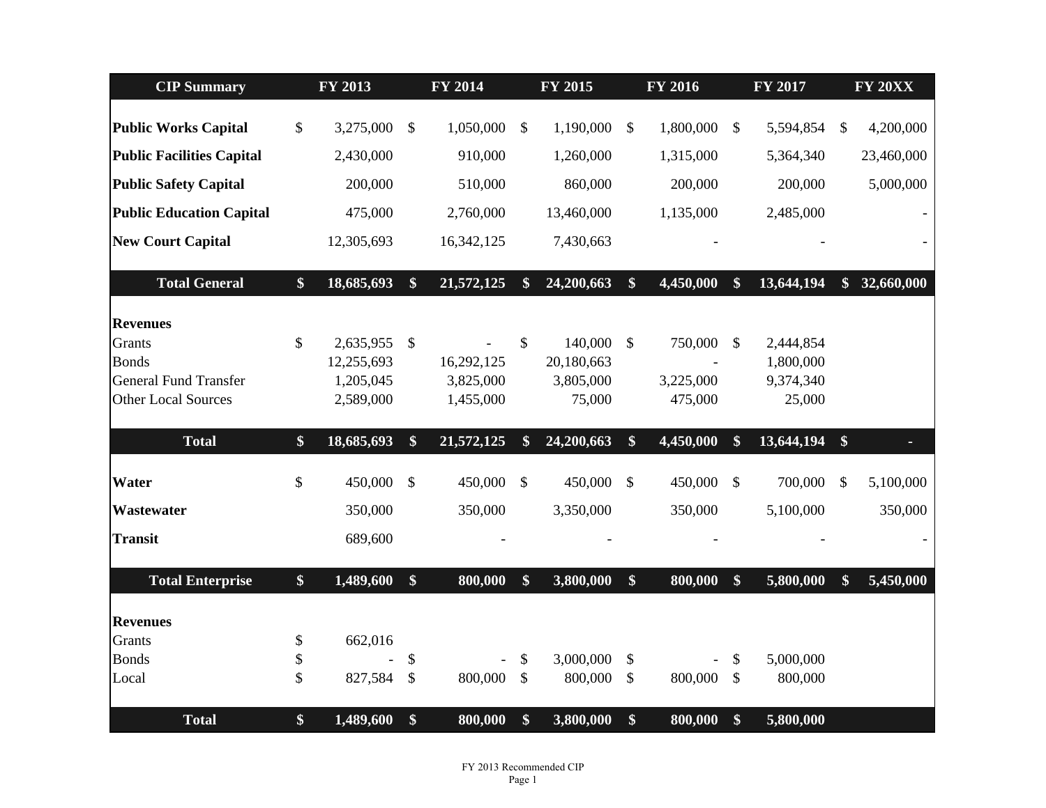| CIP Summary | FY 2013 | FY 2014 | FY 2015 | FY 2016 | FY 2017 | FY 20XX |
|---|---|---|---|---|---|---|
| **Public Works Capital** | $ 3,275,000 | $ 1,050,000 | $ 1,190,000 | $ 1,800,000 | $ 5,594,854 | $ 4,200,000 |
| **Public Facilities Capital** | 2,430,000 | 910,000 | 1,260,000 | 1,315,000 | 5,364,340 | 23,460,000 |
| **Public Safety Capital** | 200,000 | 510,000 | 860,000 | 200,000 | 200,000 | 5,000,000 |
| **Public Education Capital** | 475,000 | 2,760,000 | 13,460,000 | 1,135,000 | 2,485,000 | - |
| **New Court Capital** | 12,305,693 | 16,342,125 | 7,430,663 | - | - | - |
| **Total General** | **$ 18,685,693** | **$ 21,572,125** | **$ 24,200,663** | **$ 4,450,000** | **$ 13,644,194** | **$ 32,660,000** |
| **Revenues** | | | | | | |
| Grants | $ 2,635,955 | $ - | $ 140,000 | $ 750,000 | $ 2,444,854 | |
| Bonds | 12,255,693 | 16,292,125 | 20,180,663 | - | 1,800,000 | |
| General Fund Transfer | 1,205,045 | 3,825,000 | 3,805,000 | 3,225,000 | 9,374,340 | |
| Other Local Sources | 2,589,000 | 1,455,000 | 75,000 | 475,000 | 25,000 | |
| **Total** | **$ 18,685,693** | **$ 21,572,125** | **$ 24,200,663** | **$ 4,450,000** | **$ 13,644,194** | **$ -** |
| **Water** | $ 450,000 | $ 450,000 | $ 450,000 | $ 450,000 | $ 700,000 | $ 5,100,000 |
| **Wastewater** | 350,000 | 350,000 | 3,350,000 | 350,000 | 5,100,000 | 350,000 |
| **Transit** | 689,600 | - | - | - | - | - |
| **Total Enterprise** | **$ 1,489,600** | **$ 800,000** | **$ 3,800,000** | **$ 800,000** | **$ 5,800,000** | **$ 5,450,000** |
| **Revenues** | | | | | | |
| Grants | $ 662,016 | | | | | |
| Bonds | $ - | $ - | $ 3,000,000 | $ - | $ 5,000,000 | |
| Local | $ 827,584 | $ 800,000 | $ 800,000 | $ 800,000 | $ 800,000 | |
| **Total** | **$ 1,489,600** | **$ 800,000** | **$ 3,800,000** | **$ 800,000** | **$ 5,800,000** | |

FY 2013 Recommended CIP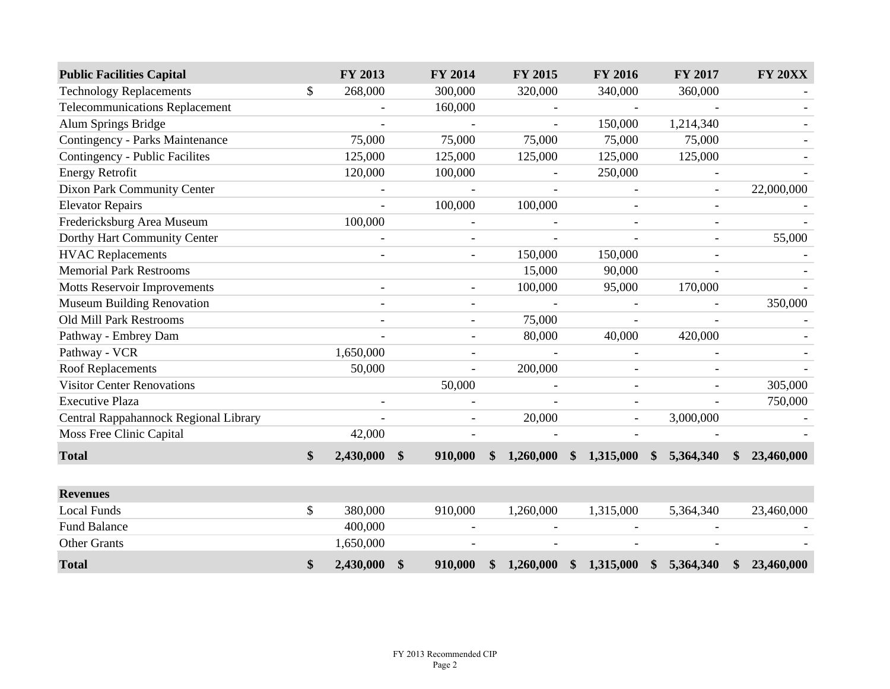| Public Facilities Capital | FY 2013 | FY 2014 | FY 2015 | FY 2016 | FY 2017 | FY 20XX |
|---|---|---|---|---|---|---|
| Technology Replacements | $ 268,000 | 300,000 | 320,000 | 340,000 | 360,000 | - |
| Telecommunications Replacement | - | 160,000 | - | - | - | - |
| Alum Springs Bridge | - | - | - | 150,000 | 1,214,340 | - |
| Contingency - Parks Maintenance | 75,000 | 75,000 | 75,000 | 75,000 | 75,000 | - |
| Contingency - Public Facilites | 125,000 | 125,000 | 125,000 | 125,000 | 125,000 | - |
| Energy Retrofit | 120,000 | 100,000 | - | 250,000 | - | - |
| Dixon Park Community Center | - | - | - | - | - | 22,000,000 |
| Elevator Repairs | - | 100,000 | 100,000 | - | - | - |
| Fredericksburg Area Museum | 100,000 | - | - | - | - | - |
| Dorthy Hart Community Center | - | - | - | - | - | 55,000 |
| HVAC Replacements | - | - | 150,000 | 150,000 | - | - |
| Memorial Park Restrooms | | | 15,000 | 90,000 | - | - |
| Motts Reservoir Improvements | - | - | 100,000 | 95,000 | 170,000 | - |
| Museum Building Renovation | - | - | - | - | - | 350,000 |
| Old Mill Park Restrooms | - | - | 75,000 | - | - | - |
| Pathway - Embrey Dam | - | - | 80,000 | 40,000 | 420,000 | - |
| Pathway - VCR | 1,650,000 | - | - | - | - | - |
| Roof Replacements | 50,000 | - | 200,000 | - | - | - |
| Visitor Center Renovations | | 50,000 | - | - | - | 305,000 |
| Executive Plaza | - | - | - | - | - | 750,000 |
| Central Rappahannock Regional Library | - | - | 20,000 | - | 3,000,000 | - |
| Moss Free Clinic Capital | 42,000 | - | - | - | - | - |
| **Total** | **$ 2,430,000** | **$ 910,000** | **$ 1,260,000** | **$ 1,315,000** | **$ 5,364,340** | **$ 23,460,000** |

| Revenues | FY 2013 | FY 2014 | FY 2015 | FY 2016 | FY 2017 | FY 20XX |
|---|---|---|---|---|---|---|
| Local Funds | $ 380,000 | 910,000 | 1,260,000 | 1,315,000 | 5,364,340 | 23,460,000 |
| Fund Balance | 400,000 | - | - | - | - | - |
| Other Grants | 1,650,000 | - | - | - | - | - |
| **Total** | **$ 2,430,000** | **$ 910,000** | **$ 1,260,000** | **$ 1,315,000** | **$ 5,364,340** | **$ 23,460,000** |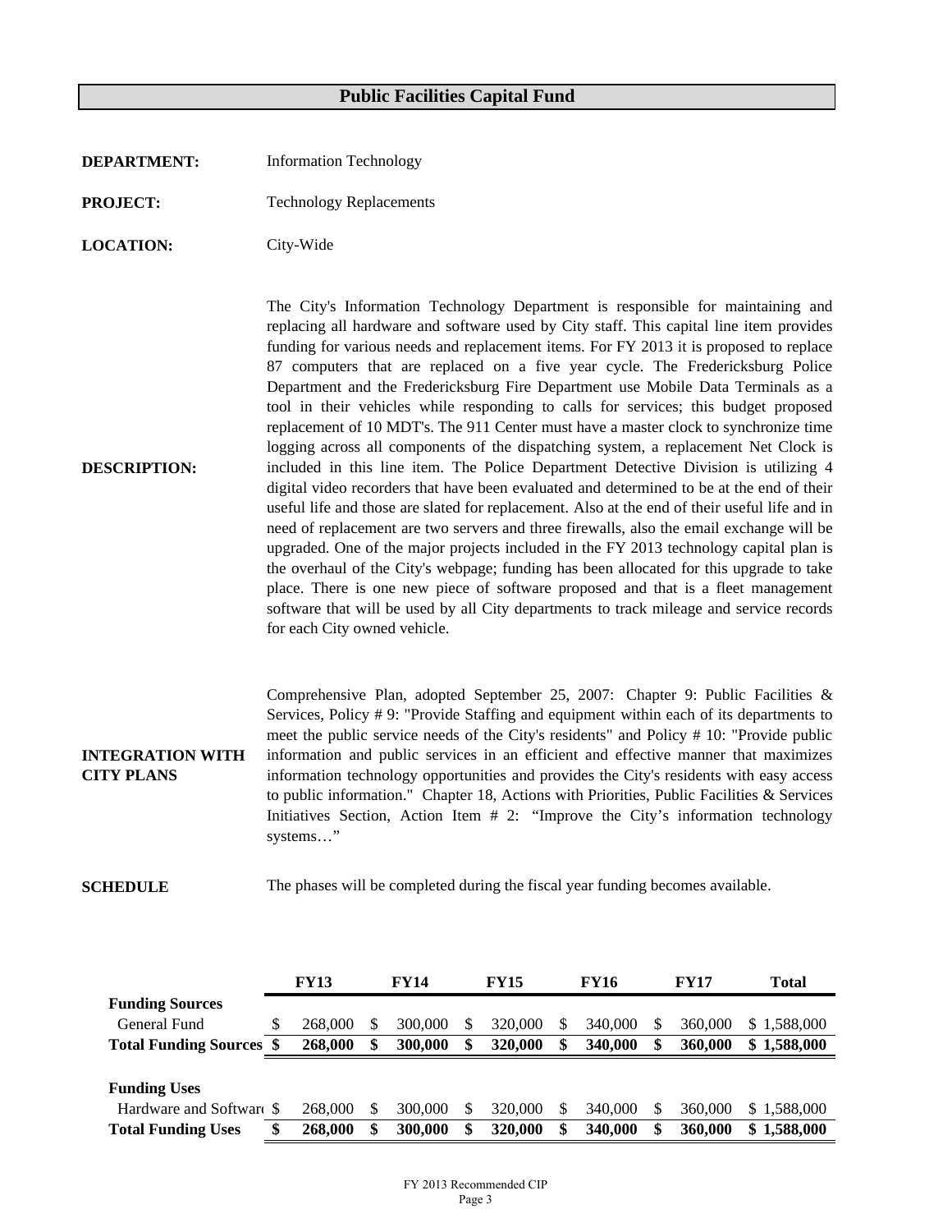# Public Facilities Capital Fund

**DEPARTMENT:** Information Technology

**PROJECT:** Technology Replacements

**LOCATION:** City-Wide

**DESCRIPTION:**

The City's Information Technology Department is responsible for maintaining and replacing all hardware and software used by City staff. This capital line item provides funding for various needs and replacement items. For FY 2013 it is proposed to replace 87 computers that are replaced on a five year cycle. The Fredericksburg Police Department and the Fredericksburg Fire Department use Mobile Data Terminals as a tool in their vehicles while responding to calls for services; this budget proposed replacement of 10 MDT's. The 911 Center must have a master clock to synchronize time logging across all components of the dispatching system, a replacement Net Clock is included in this line item. The Police Department Detective Division is utilizing 4 digital video recorders that have been evaluated and determined to be at the end of their useful life and those are slated for replacement. Also at the end of their useful life and in need of replacement are two servers and three firewalls, also the email exchange will be upgraded. One of the major projects included in the FY 2013 technology capital plan is the overhaul of the City's webpage; funding has been allocated for this upgrade to take place. There is one new piece of software proposed and that is a fleet management software that will be used by all City departments to track mileage and service records for each City owned vehicle.

**INTEGRATION WITH CITY PLANS**

Comprehensive Plan, adopted September 25, 2007: Chapter 9: Public Facilities & Services, Policy # 9: "Provide Staffing and equipment within each of its departments to meet the public service needs of the City's residents" and Policy # 10: "Provide public information and public services in an efficient and effective manner that maximizes information technology opportunities and provides the City's residents with easy access to public information." Chapter 18, Actions with Priorities, Public Facilities & Services Initiatives Section, Action Item # 2: "Improve the City's information technology systems…"

**SCHEDULE**

The phases will be completed during the fiscal year funding becomes available.

| | FY13 | FY14 | FY15 | FY16 | FY17 | Total |
|---|---|---|---|---|---|---|
| **Funding Sources** | | | | | | |
| General Fund | $ 268,000 | $ 300,000 | $ 320,000 | $ 340,000 | $ 360,000 | $ 1,588,000 |
| **Total Funding Sources** | **$ 268,000** | **$ 300,000** | **$ 320,000** | **$ 340,000** | **$ 360,000** | **$ 1,588,000** |
| | | | | | | |
| **Funding Uses** | | | | | | |
| Hardware and Software | $ 268,000 | $ 300,000 | $ 320,000 | $ 340,000 | $ 360,000 | $ 1,588,000 |
| **Total Funding Uses** | **$ 268,000** | **$ 300,000** | **$ 320,000** | **$ 340,000** | **$ 360,000** | **$ 1,588,000** |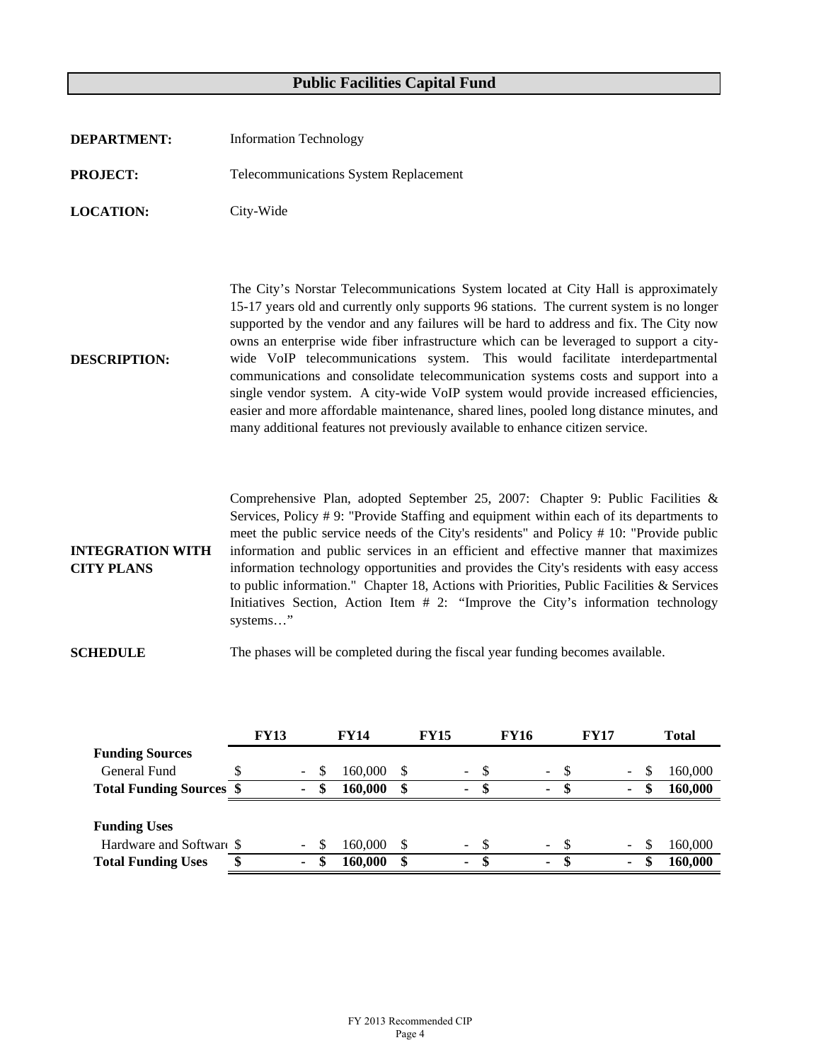# Public Facilities Capital Fund

**DEPARTMENT:** Information Technology

**PROJECT:** Telecommunications System Replacement

**LOCATION:** City-Wide

**DESCRIPTION:** The City's Norstar Telecommunications System located at City Hall is approximately 15-17 years old and currently only supports 96 stations. The current system is no longer supported by the vendor and any failures will be hard to address and fix. The City now owns an enterprise wide fiber infrastructure which can be leveraged to support a city-wide VoIP telecommunications system. This would facilitate interdepartmental communications and consolidate telecommunication systems costs and support into a single vendor system. A city-wide VoIP system would provide increased efficiencies, easier and more affordable maintenance, shared lines, pooled long distance minutes, and many additional features not previously available to enhance citizen service.

**INTEGRATION WITH CITY PLANS** Comprehensive Plan, adopted September 25, 2007: Chapter 9: Public Facilities & Services, Policy # 9: "Provide Staffing and equipment within each of its departments to meet the public service needs of the City's residents" and Policy # 10: "Provide public information and public services in an efficient and effective manner that maximizes information technology opportunities and provides the City's residents with easy access to public information." Chapter 18, Actions with Priorities, Public Facilities & Services Initiatives Section, Action Item # 2: "Improve the City's information technology systems…"

**SCHEDULE** The phases will be completed during the fiscal year funding becomes available.

| | FY13 | FY14 | FY15 | FY16 | FY17 | Total |
|---|---|---|---|---|---|---|
| **Funding Sources** | | | | | | |
| General Fund | $ - | $ 160,000 | $ - | $ - | $ - | $ 160,000 |
| **Total Funding Sources** | **$ -** | **$ 160,000** | **$ -** | **$ -** | **$ -** | **$ 160,000** |
| | | | | | | |
| **Funding Uses** | | | | | | |
| Hardware and Software | $ - | $ 160,000 | $ - | $ - | $ - | $ 160,000 |
| **Total Funding Uses** | **$ -** | **$ 160,000** | **$ -** | **$ -** | **$ -** | **$ 160,000** |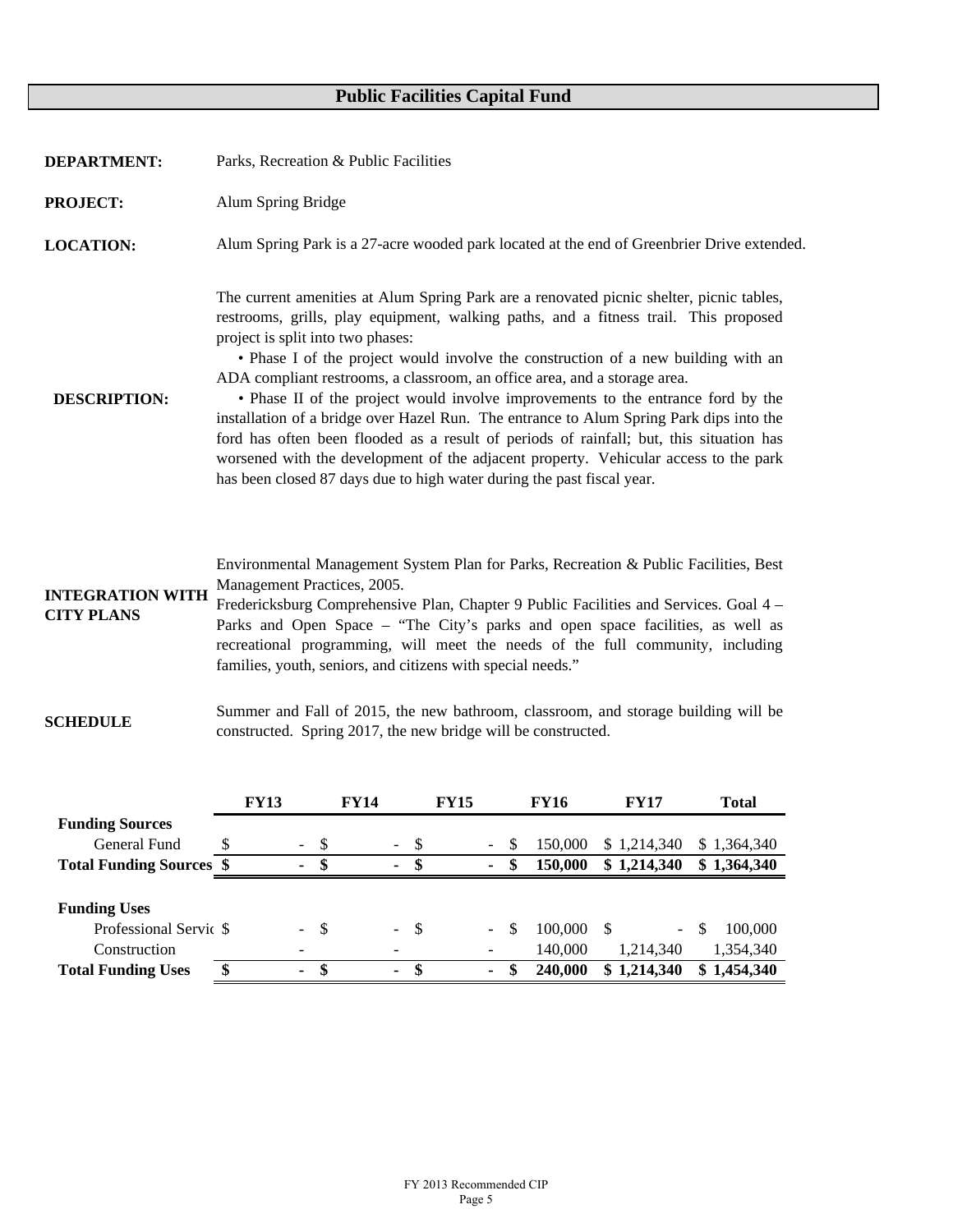# Public Facilities Capital Fund

**DEPARTMENT:** Parks, Recreation & Public Facilities

**PROJECT:** Alum Spring Bridge

**LOCATION:** Alum Spring Park is a 27-acre wooded park located at the end of Greenbrier Drive extended.

**DESCRIPTION:**

The current amenities at Alum Spring Park are a renovated picnic shelter, picnic tables, restrooms, grills, play equipment, walking paths, and a fitness trail. This proposed project is split into two phases:

- Phase I of the project would involve the construction of a new building with an ADA compliant restrooms, a classroom, an office area, and a storage area.
- Phase II of the project would involve improvements to the entrance ford by the installation of a bridge over Hazel Run. The entrance to Alum Spring Park dips into the ford has often been flooded as a result of periods of rainfall; but, this situation has worsened with the development of the adjacent property. Vehicular access to the park has been closed 87 days due to high water during the past fiscal year.

**INTEGRATION WITH CITY PLANS**

Environmental Management System Plan for Parks, Recreation & Public Facilities, Best Management Practices, 2005.
Fredericksburg Comprehensive Plan, Chapter 9 Public Facilities and Services. Goal 4 – Parks and Open Space – "The City's parks and open space facilities, as well as recreational programming, will meet the needs of the full community, including families, youth, seniors, and citizens with special needs."

**SCHEDULE**

Summer and Fall of 2015, the new bathroom, classroom, and storage building will be constructed. Spring 2017, the new bridge will be constructed.

| | FY13 | FY14 | FY15 | FY16 | FY17 | Total |
|---|---|---|---|---|---|---|
| **Funding Sources** | | | | | | |
| General Fund | $ - | $ - | $ - | $ 150,000 | $ 1,214,340 | $ 1,364,340 |
| **Total Funding Sources** | **$ -** | **$ -** | **$ -** | **$ 150,000** | **$ 1,214,340** | **$ 1,364,340** |
| | | | | | | |
| **Funding Uses** | | | | | | |
| Professional Servic | $ - | $ - | $ - | $ 100,000 | $ - | $ 100,000 |
| Construction | - | - | - | 140,000 | 1,214,340 | 1,354,340 |
| **Total Funding Uses** | **$ -** | **$ -** | **$ -** | **$ 240,000** | **$ 1,214,340** | **$ 1,454,340** |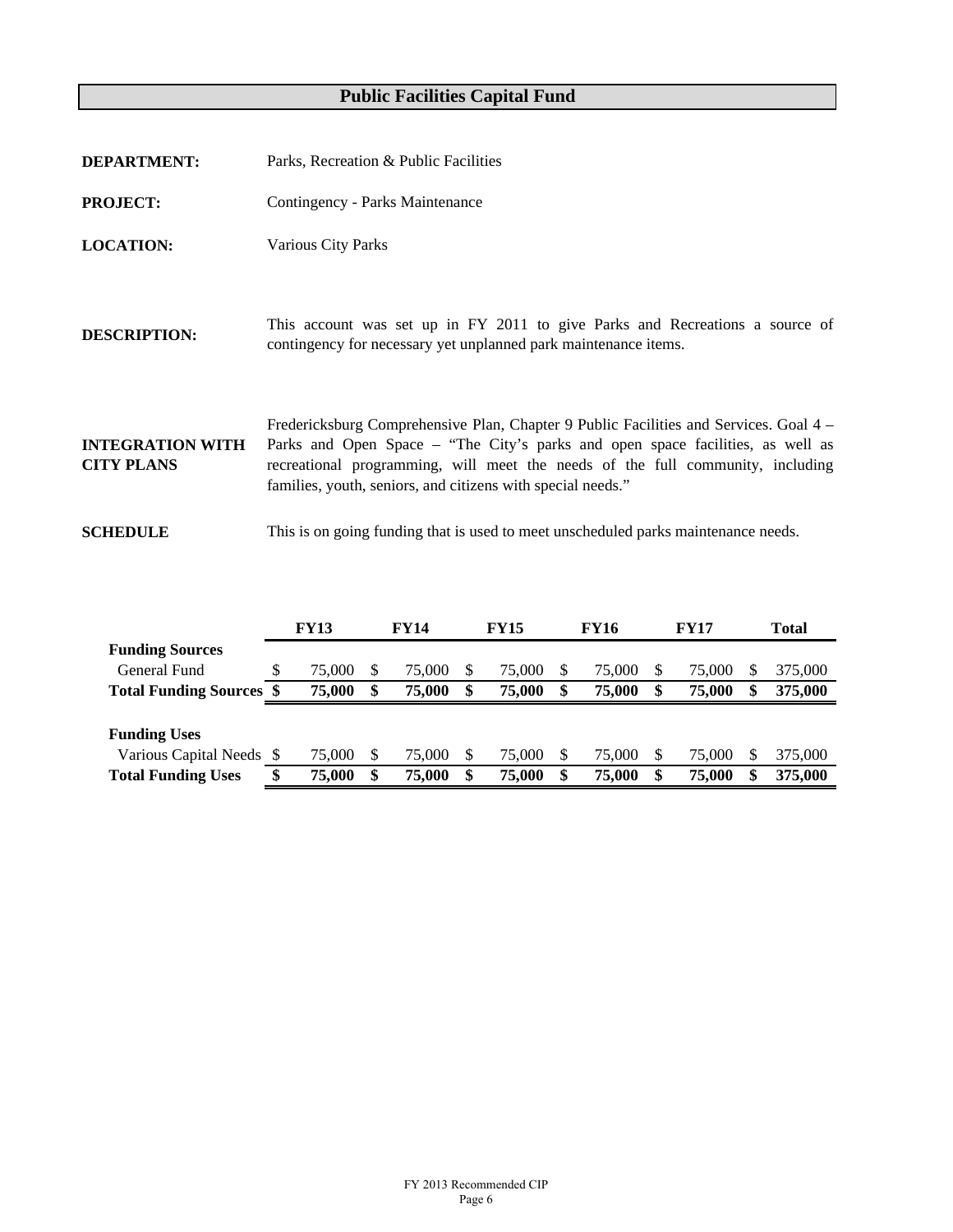# Public Facilities Capital Fund

**DEPARTMENT:** Parks, Recreation & Public Facilities

**PROJECT:** Contingency - Parks Maintenance

**LOCATION:** Various City Parks

**DESCRIPTION:** This account was set up in FY 2011 to give Parks and Recreations a source of contingency for necessary yet unplanned park maintenance items.

**INTEGRATION WITH CITY PLANS** Fredericksburg Comprehensive Plan, Chapter 9 Public Facilities and Services. Goal 4 – Parks and Open Space – "The City's parks and open space facilities, as well as recreational programming, will meet the needs of the full community, including families, youth, seniors, and citizens with special needs."

**SCHEDULE** This is on going funding that is used to meet unscheduled parks maintenance needs.

| | FY13 | FY14 | FY15 | FY16 | FY17 | Total |
|---|---|---|---|---|---|---|
| **Funding Sources** | | | | | | |
| General Fund | $ 75,000 | $ 75,000 | $ 75,000 | $ 75,000 | $ 75,000 | $ 375,000 |
| **Total Funding Sources** | **$ 75,000** | **$ 75,000** | **$ 75,000** | **$ 75,000** | **$ 75,000** | **$ 375,000** |
| | | | | | | |
| **Funding Uses** | | | | | | |
| Various Capital Needs | $ 75,000 | $ 75,000 | $ 75,000 | $ 75,000 | $ 75,000 | $ 375,000 |
| **Total Funding Uses** | **$ 75,000** | **$ 75,000** | **$ 75,000** | **$ 75,000** | **$ 75,000** | **$ 375,000** |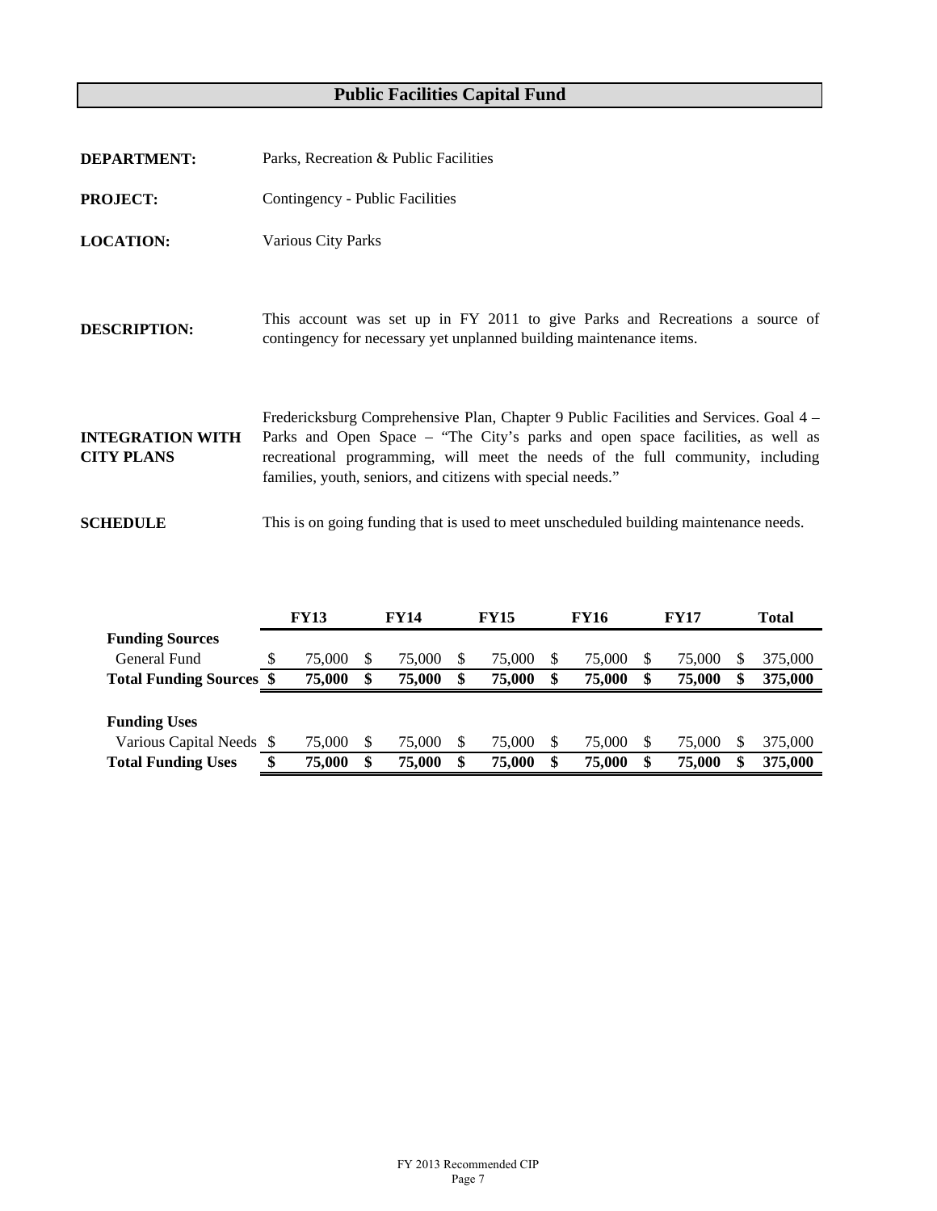# Public Facilities Capital Fund

**DEPARTMENT:** Parks, Recreation & Public Facilities

**PROJECT:** Contingency - Public Facilities

**LOCATION:** Various City Parks

**DESCRIPTION:** This account was set up in FY 2011 to give Parks and Recreations a source of contingency for necessary yet unplanned building maintenance items.

**INTEGRATION WITH CITY PLANS** Fredericksburg Comprehensive Plan, Chapter 9 Public Facilities and Services. Goal 4 – Parks and Open Space – "The City's parks and open space facilities, as well as recreational programming, will meet the needs of the full community, including families, youth, seniors, and citizens with special needs."

**SCHEDULE** This is on going funding that is used to meet unscheduled building maintenance needs.

| | FY13 | FY14 | FY15 | FY16 | FY17 | Total |
|---|---|---|---|---|---|---|
| **Funding Sources** | | | | | | |
| General Fund | $ 75,000 | $ 75,000 | $ 75,000 | $ 75,000 | $ 75,000 | $ 375,000 |
| **Total Funding Sources** | **$ 75,000** | **$ 75,000** | **$ 75,000** | **$ 75,000** | **$ 75,000** | **$ 375,000** |
| | | | | | | |
| **Funding Uses** | | | | | | |
| Various Capital Needs | $ 75,000 | $ 75,000 | $ 75,000 | $ 75,000 | $ 75,000 | $ 375,000 |
| **Total Funding Uses** | **$ 75,000** | **$ 75,000** | **$ 75,000** | **$ 75,000** | **$ 75,000** | **$ 375,000** |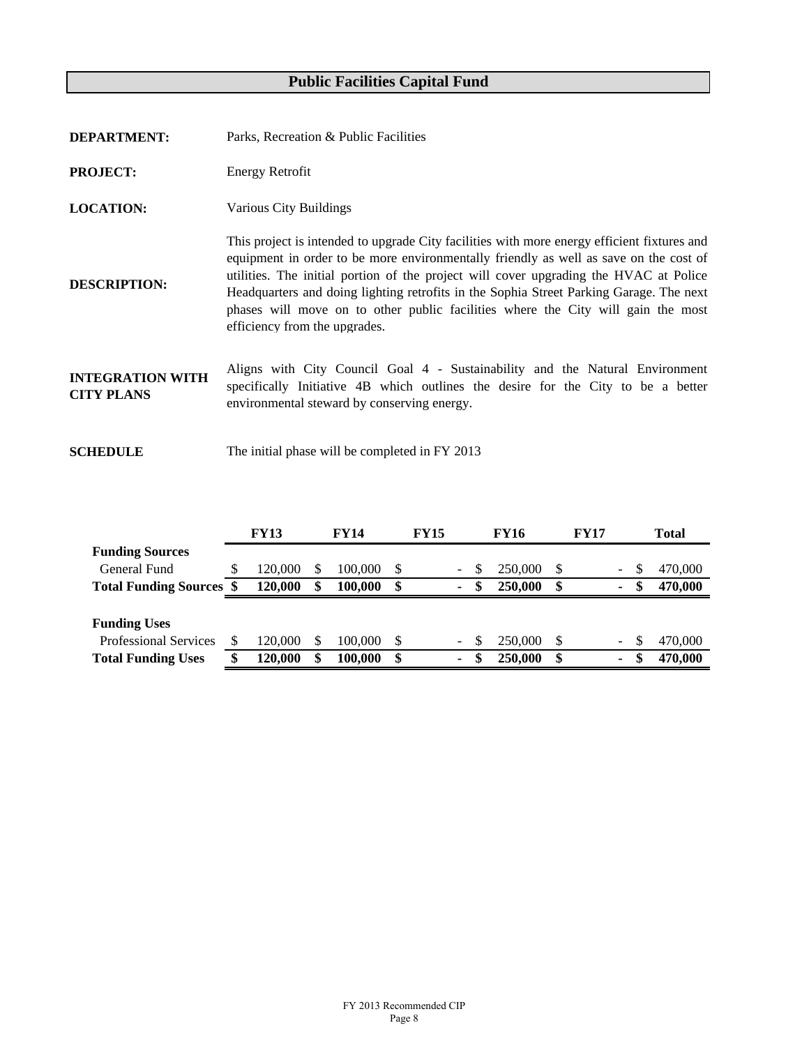# Public Facilities Capital Fund

**DEPARTMENT:** Parks, Recreation & Public Facilities

**PROJECT:** Energy Retrofit

**LOCATION:** Various City Buildings

**DESCRIPTION:** This project is intended to upgrade City facilities with more energy efficient fixtures and equipment in order to be more environmentally friendly as well as save on the cost of utilities. The initial portion of the project will cover upgrading the HVAC at Police Headquarters and doing lighting retrofits in the Sophia Street Parking Garage. The next phases will move on to other public facilities where the City will gain the most efficiency from the upgrades.

**INTEGRATION WITH CITY PLANS** Aligns with City Council Goal 4 - Sustainability and the Natural Environment specifically Initiative 4B which outlines the desire for the City to be a better environmental steward by conserving energy.

**SCHEDULE** The initial phase will be completed in FY 2013

| | FY13 | FY14 | FY15 | FY16 | FY17 | Total |
|---|---|---|---|---|---|---|
| **Funding Sources** | | | | | | |
| General Fund | $ 120,000 | $ 100,000 | $ - | $ 250,000 | $ - | $ 470,000 |
| **Total Funding Sources** | **$ 120,000** | **$ 100,000** | **$ -** | **$ 250,000** | **$ -** | **$ 470,000** |
| | | | | | | |
| **Funding Uses** | | | | | | |
| Professional Services | $ 120,000 | $ 100,000 | $ - | $ 250,000 | $ - | $ 470,000 |
| **Total Funding Uses** | **$ 120,000** | **$ 100,000** | **$ -** | **$ 250,000** | **$ -** | **$ 470,000** |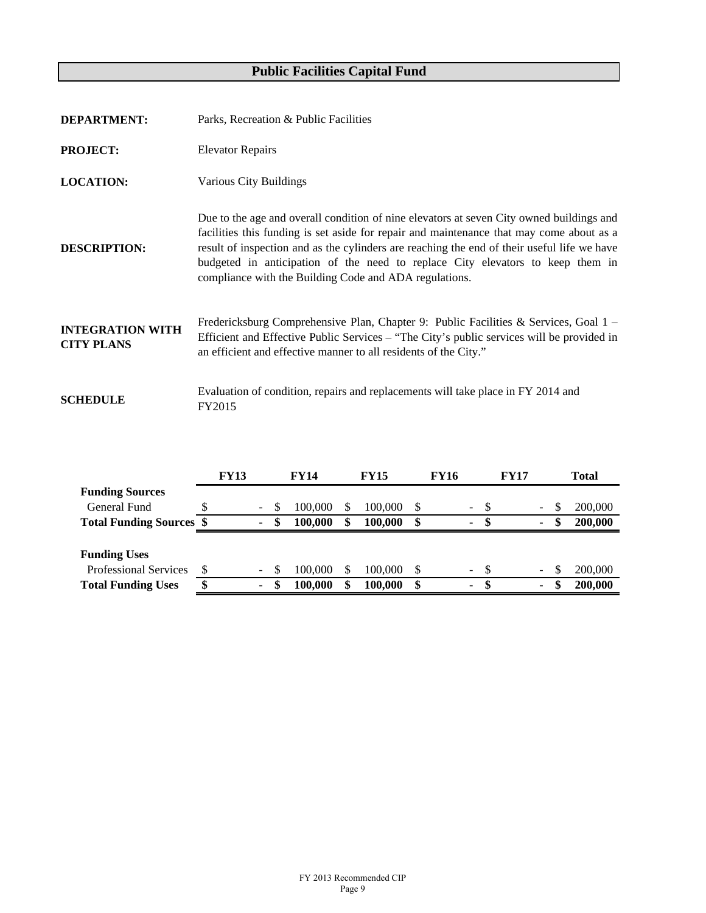# Public Facilities Capital Fund

**DEPARTMENT:** Parks, Recreation & Public Facilities

**PROJECT:** Elevator Repairs

**LOCATION:** Various City Buildings

**DESCRIPTION:** Due to the age and overall condition of nine elevators at seven City owned buildings and facilities this funding is set aside for repair and maintenance that may come about as a result of inspection and as the cylinders are reaching the end of their useful life we have budgeted in anticipation of the need to replace City elevators to keep them in compliance with the Building Code and ADA regulations.

**INTEGRATION WITH CITY PLANS** Fredericksburg Comprehensive Plan, Chapter 9: Public Facilities & Services, Goal 1 – Efficient and Effective Public Services – "The City's public services will be provided in an efficient and effective manner to all residents of the City."

**SCHEDULE** Evaluation of condition, repairs and replacements will take place in FY 2014 and FY2015

| | FY13 | FY14 | FY15 | FY16 | FY17 | Total |
|---|---|---|---|---|---|---|
| **Funding Sources** | | | | | | |
| General Fund | $ - | $ 100,000 | $ 100,000 | $ - | $ - | $ 200,000 |
| **Total Funding Sources** | **$ -** | **$ 100,000** | **$ 100,000** | **$ -** | **$ -** | **$ 200,000** |
| | | | | | | |
| **Funding Uses** | | | | | | |
| Professional Services | $ - | $ 100,000 | $ 100,000 | $ - | $ - | $ 200,000 |
| **Total Funding Uses** | **$ -** | **$ 100,000** | **$ 100,000** | **$ -** | **$ -** | **$ 200,000** |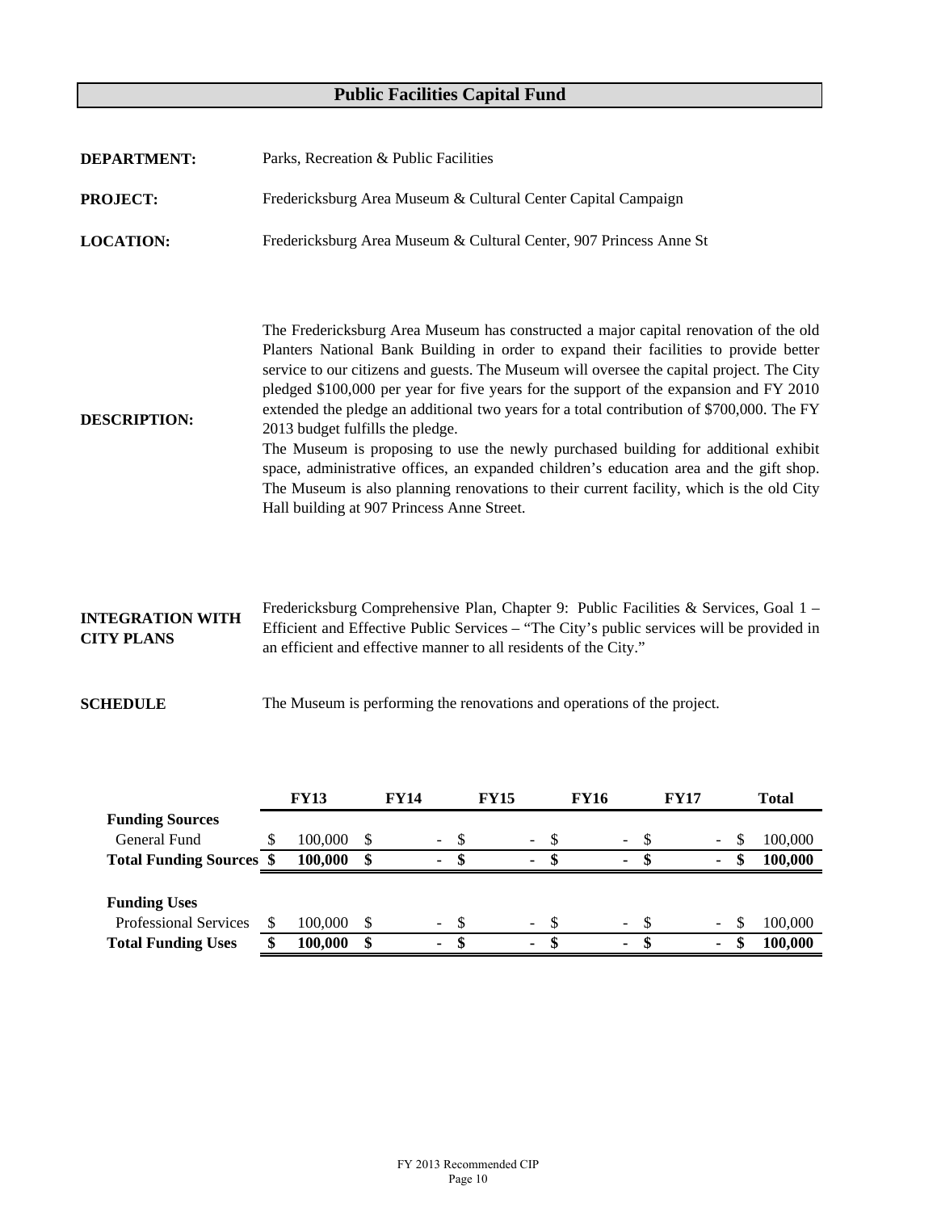## Public Facilities Capital Fund

**DEPARTMENT:** Parks, Recreation & Public Facilities

**PROJECT:** Fredericksburg Area Museum & Cultural Center Capital Campaign

**LOCATION:** Fredericksburg Area Museum & Cultural Center, 907 Princess Anne St

**DESCRIPTION:**

The Fredericksburg Area Museum has constructed a major capital renovation of the old Planters National Bank Building in order to expand their facilities to provide better service to our citizens and guests. The Museum will oversee the capital project. The City pledged $100,000 per year for five years for the support of the expansion and FY 2010 extended the pledge an additional two years for a total contribution of $700,000. The FY 2013 budget fulfills the pledge.

The Museum is proposing to use the newly purchased building for additional exhibit space, administrative offices, an expanded children's education area and the gift shop. The Museum is also planning renovations to their current facility, which is the old City Hall building at 907 Princess Anne Street.

**INTEGRATION WITH CITY PLANS**

Fredericksburg Comprehensive Plan, Chapter 9: Public Facilities & Services, Goal 1 – Efficient and Effective Public Services – "The City's public services will be provided in an efficient and effective manner to all residents of the City."

**SCHEDULE**

The Museum is performing the renovations and operations of the project.

| | FY13 | FY14 | FY15 | FY16 | FY17 | Total |
|---|---|---|---|---|---|---|
| **Funding Sources** | | | | | | |
| General Fund | $ 100,000 | $ - | $ - | $ - | $ - | $ 100,000 |
| **Total Funding Sources** | **$ 100,000** | **$ -** | **$ -** | **$ -** | **$ -** | **$ 100,000** |
| | | | | | | |
| **Funding Uses** | | | | | | |
| Professional Services | $ 100,000 | $ - | $ - | $ - | $ - | $ 100,000 |
| **Total Funding Uses** | **$ 100,000** | **$ -** | **$ -** | **$ -** | **$ -** | **$ 100,000** |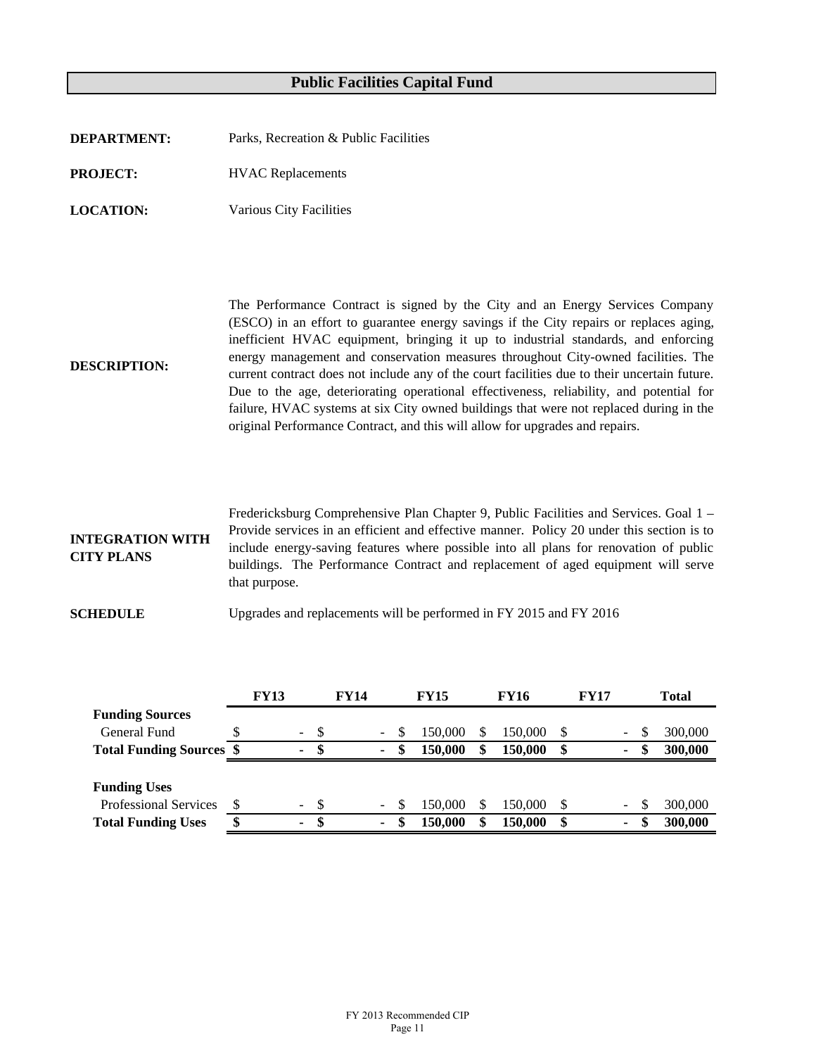# Public Facilities Capital Fund

**DEPARTMENT:** Parks, Recreation & Public Facilities

**PROJECT:** HVAC Replacements

**LOCATION:** Various City Facilities

**DESCRIPTION:**

The Performance Contract is signed by the City and an Energy Services Company (ESCO) in an effort to guarantee energy savings if the City repairs or replaces aging, inefficient HVAC equipment, bringing it up to industrial standards, and enforcing energy management and conservation measures throughout City-owned facilities. The current contract does not include any of the court facilities due to their uncertain future. Due to the age, deteriorating operational effectiveness, reliability, and potential for failure, HVAC systems at six City owned buildings that were not replaced during in the original Performance Contract, and this will allow for upgrades and repairs.

**INTEGRATION WITH CITY PLANS**

Fredericksburg Comprehensive Plan Chapter 9, Public Facilities and Services. Goal 1 – Provide services in an efficient and effective manner. Policy 20 under this section is to include energy-saving features where possible into all plans for renovation of public buildings. The Performance Contract and replacement of aged equipment will serve that purpose.

**SCHEDULE**

Upgrades and replacements will be performed in FY 2015 and FY 2016

| | FY13 | FY14 | FY15 | FY16 | FY17 | Total |
|---|---|---|---|---|---|---|
| **Funding Sources** | | | | | | |
| General Fund | $ - | $ - | $ 150,000 | $ 150,000 | $ - | $ 300,000 |
| **Total Funding Sources** | **$ -** | **$ -** | **$ 150,000** | **$ 150,000** | **$ -** | **$ 300,000** |
| | | | | | | |
| **Funding Uses** | | | | | | |
| Professional Services | $ - | $ - | $ 150,000 | $ 150,000 | $ - | $ 300,000 |
| **Total Funding Uses** | **$ -** | **$ -** | **$ 150,000** | **$ 150,000** | **$ -** | **$ 300,000** |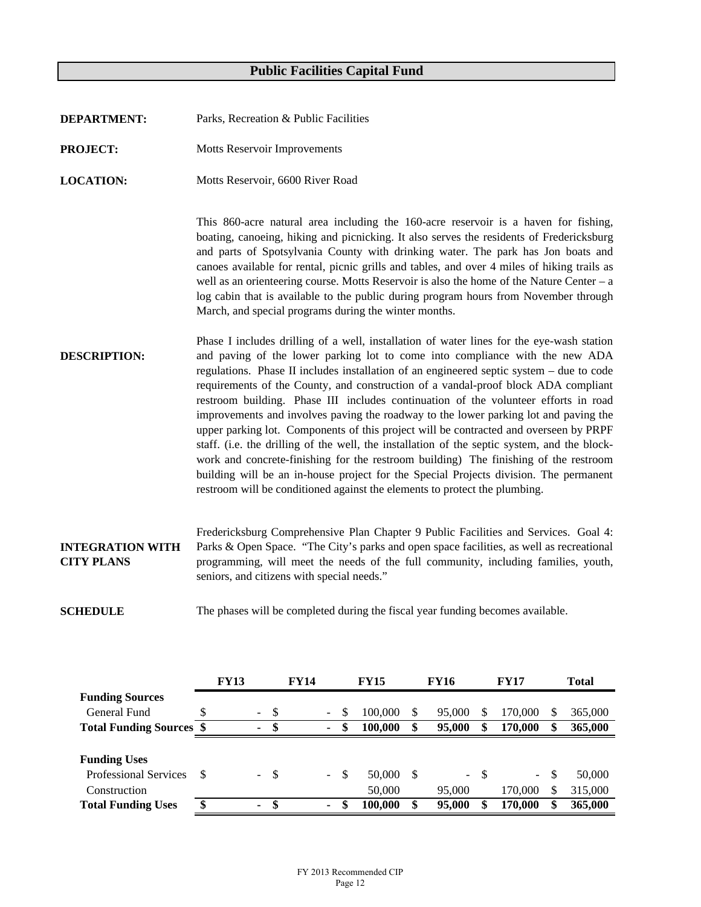# Public Facilities Capital Fund

**DEPARTMENT:** Parks, Recreation & Public Facilities

**PROJECT:** Motts Reservoir Improvements

**LOCATION:** Motts Reservoir, 6600 River Road

This 860-acre natural area including the 160-acre reservoir is a haven for fishing, boating, canoeing, hiking and picnicking. It also serves the residents of Fredericksburg and parts of Spotsylvania County with drinking water. The park has Jon boats and canoes available for rental, picnic grills and tables, and over 4 miles of hiking trails as well as an orienteering course. Motts Reservoir is also the home of the Nature Center – a log cabin that is available to the public during program hours from November through March, and special programs during the winter months.

**DESCRIPTION:**

Phase I includes drilling of a well, installation of water lines for the eye-wash station and paving of the lower parking lot to come into compliance with the new ADA regulations. Phase II includes installation of an engineered septic system – due to code requirements of the County, and construction of a vandal-proof block ADA compliant restroom building. Phase III includes continuation of the volunteer efforts in road improvements and involves paving the roadway to the lower parking lot and paving the upper parking lot. Components of this project will be contracted and overseen by PRPF staff. (i.e. the drilling of the well, the installation of the septic system, and the block-work and concrete-finishing for the restroom building) The finishing of the restroom building will be an in-house project for the Special Projects division. The permanent restroom will be conditioned against the elements to protect the plumbing.

**INTEGRATION WITH CITY PLANS**

Fredericksburg Comprehensive Plan Chapter 9 Public Facilities and Services. Goal 4: Parks & Open Space. "The City's parks and open space facilities, as well as recreational programming, will meet the needs of the full community, including families, youth, seniors, and citizens with special needs."

**SCHEDULE**

The phases will be completed during the fiscal year funding becomes available.

| | FY13 | FY14 | FY15 | FY16 | FY17 | Total |
|---|---|---|---|---|---|---|
| **Funding Sources** | | | | | | |
| General Fund | $ - | $ - | $ 100,000 | $ 95,000 | $ 170,000 | $ 365,000 |
| **Total Funding Sources** | **$ -** | **$ -** | **$ 100,000** | **$ 95,000** | **$ 170,000** | **$ 365,000** |
| | | | | | | |
| **Funding Uses** | | | | | | |
| Professional Services | $ - | $ - | $ 50,000 | $ - | $ - | $ 50,000 |
| Construction | | | 50,000 | 95,000 | 170,000 | $ 315,000 |
| **Total Funding Uses** | **$ -** | **$ -** | **$ 100,000** | **$ 95,000** | **$ 170,000** | **$ 365,000** |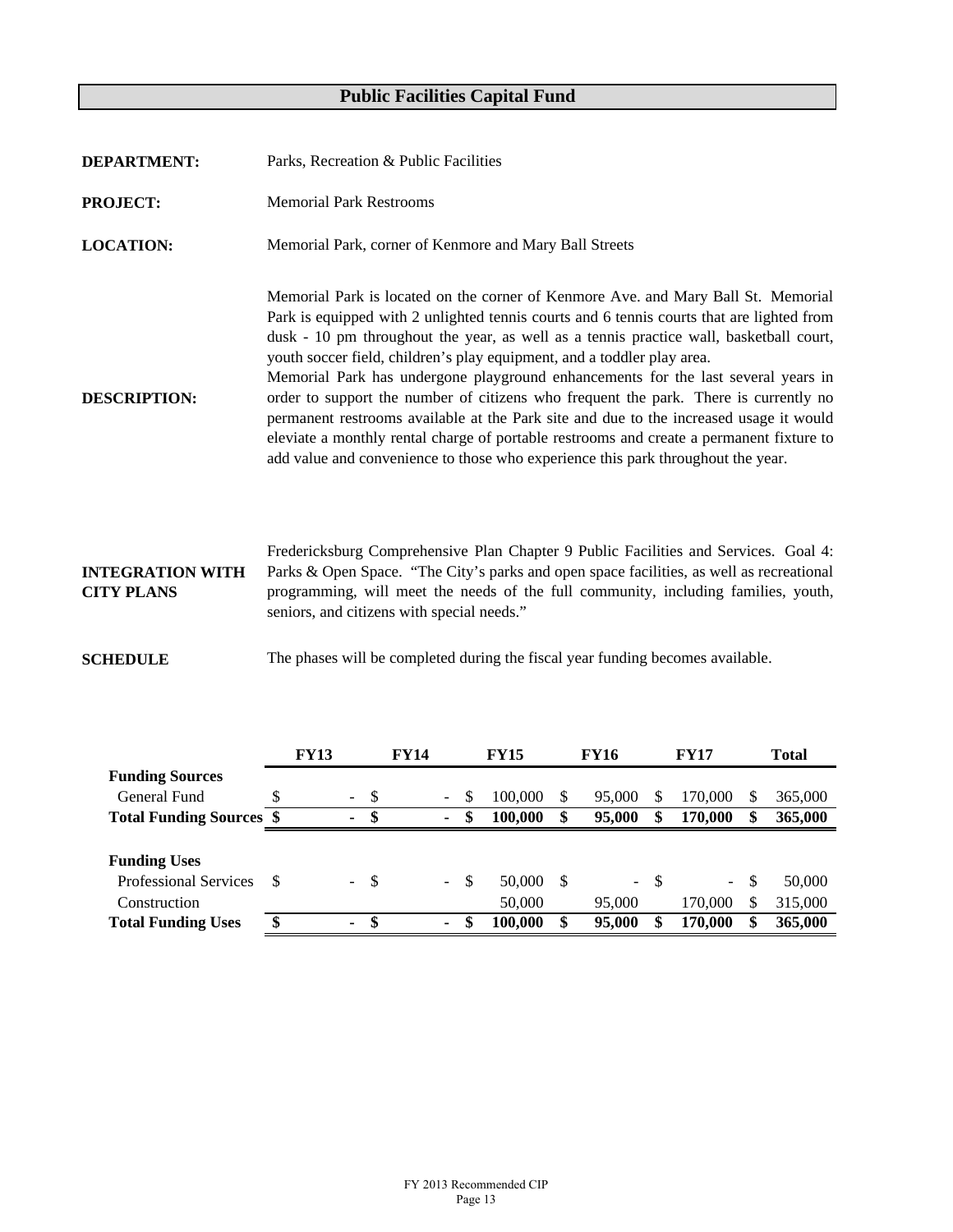# Public Facilities Capital Fund

**DEPARTMENT:** Parks, Recreation & Public Facilities

**PROJECT:** Memorial Park Restrooms

**LOCATION:** Memorial Park, corner of Kenmore and Mary Ball Streets

**DESCRIPTION:**

Memorial Park is located on the corner of Kenmore Ave. and Mary Ball St. Memorial Park is equipped with 2 unlighted tennis courts and 6 tennis courts that are lighted from dusk - 10 pm throughout the year, as well as a tennis practice wall, basketball court, youth soccer field, children's play equipment, and a toddler play area.

Memorial Park has undergone playground enhancements for the last several years in order to support the number of citizens who frequent the park. There is currently no permanent restrooms available at the Park site and due to the increased usage it would eleviate a monthly rental charge of portable restrooms and create a permanent fixture to add value and convenience to those who experience this park throughout the year.

**INTEGRATION WITH CITY PLANS**

Fredericksburg Comprehensive Plan Chapter 9 Public Facilities and Services. Goal 4: Parks & Open Space. "The City's parks and open space facilities, as well as recreational programming, will meet the needs of the full community, including families, youth, seniors, and citizens with special needs."

**SCHEDULE**

The phases will be completed during the fiscal year funding becomes available.

| | FY13 | FY14 | FY15 | FY16 | FY17 | Total |
|---|---|---|---|---|---|---|
| **Funding Sources** | | | | | | |
| General Fund | $ - | $ - | $ 100,000 | $ 95,000 | $ 170,000 | $ 365,000 |
| **Total Funding Sources** | **$ -** | **$ -** | **$ 100,000** | **$ 95,000** | **$ 170,000** | **$ 365,000** |
| | | | | | | |
| **Funding Uses** | | | | | | |
| Professional Services | $ - | $ - | $ 50,000 | $ - | $ - | $ 50,000 |
| Construction | | | 50,000 | 95,000 | 170,000 | $ 315,000 |
| **Total Funding Uses** | **$ -** | **$ -** | **$ 100,000** | **$ 95,000** | **$ 170,000** | **$ 365,000** |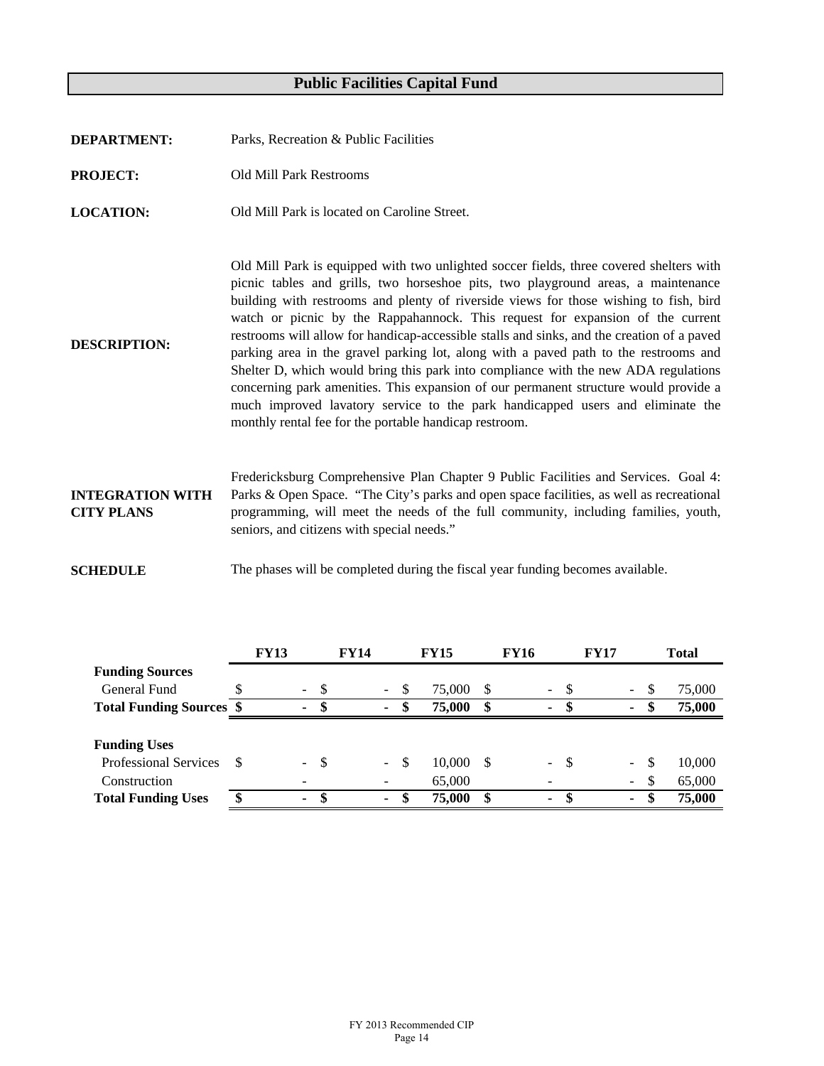# Public Facilities Capital Fund

**DEPARTMENT:** Parks, Recreation & Public Facilities

**PROJECT:** Old Mill Park Restrooms

**LOCATION:** Old Mill Park is located on Caroline Street.

**DESCRIPTION:** Old Mill Park is equipped with two unlighted soccer fields, three covered shelters with picnic tables and grills, two horseshoe pits, two playground areas, a maintenance building with restrooms and plenty of riverside views for those wishing to fish, bird watch or picnic by the Rappahannock. This request for expansion of the current restrooms will allow for handicap-accessible stalls and sinks, and the creation of a paved parking area in the gravel parking lot, along with a paved path to the restrooms and Shelter D, which would bring this park into compliance with the new ADA regulations concerning park amenities. This expansion of our permanent structure would provide a much improved lavatory service to the park handicapped users and eliminate the monthly rental fee for the portable handicap restroom.

**INTEGRATION WITH CITY PLANS:** Fredericksburg Comprehensive Plan Chapter 9 Public Facilities and Services. Goal 4: Parks & Open Space. "The City's parks and open space facilities, as well as recreational programming, will meet the needs of the full community, including families, youth, seniors, and citizens with special needs."

**SCHEDULE:** The phases will be completed during the fiscal year funding becomes available.

| | FY13 | FY14 | FY15 | FY16 | FY17 | Total |
|---|---|---|---|---|---|---|
| **Funding Sources** | | | | | | |
| General Fund | $ - | $ - | $ 75,000 | $ - | $ - | $ 75,000 |
| **Total Funding Sources** | **$ -** | **$ -** | **$ 75,000** | **$ -** | **$ -** | **$ 75,000** |
| | | | | | | |
| **Funding Uses** | | | | | | |
| Professional Services | $ - | $ - | $ 10,000 | $ - | $ - | $ 10,000 |
| Construction | - | - | 65,000 | - | - | $ 65,000 |
| **Total Funding Uses** | **$ -** | **$ -** | **$ 75,000** | **$ -** | **$ -** | **$ 75,000** |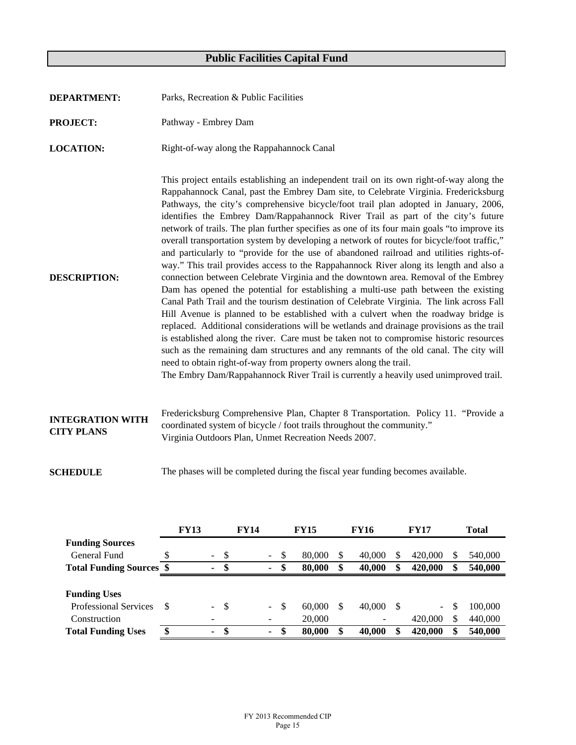# Public Facilities Capital Fund

**DEPARTMENT:** Parks, Recreation & Public Facilities

**PROJECT:** Pathway - Embrey Dam

**LOCATION:** Right-of-way along the Rappahannock Canal

**DESCRIPTION:**

This project entails establishing an independent trail on its own right-of-way along the Rappahannock Canal, past the Embrey Dam site, to Celebrate Virginia. Fredericksburg Pathways, the city's comprehensive bicycle/foot trail plan adopted in January, 2006, identifies the Embrey Dam/Rappahannock River Trail as part of the city's future network of trails. The plan further specifies as one of its four main goals "to improve its overall transportation system by developing a network of routes for bicycle/foot traffic," and particularly to "provide for the use of abandoned railroad and utilities rights-of-way." This trail provides access to the Rappahannock River along its length and also a connection between Celebrate Virginia and the downtown area. Removal of the Embrey Dam has opened the potential for establishing a multi-use path between the existing Canal Path Trail and the tourism destination of Celebrate Virginia. The link across Fall Hill Avenue is planned to be established with a culvert when the roadway bridge is replaced. Additional considerations will be wetlands and drainage provisions as the trail is established along the river. Care must be taken not to compromise historic resources such as the remaining dam structures and any remnants of the old canal. The city will need to obtain right-of-way from property owners along the trail.
The Embry Dam/Rappahannock River Trail is currently a heavily used unimproved trail.

**INTEGRATION WITH CITY PLANS**

Fredericksburg Comprehensive Plan, Chapter 8 Transportation. Policy 11. "Provide a coordinated system of bicycle / foot trails throughout the community."
Virginia Outdoors Plan, Unmet Recreation Needs 2007.

**SCHEDULE**

The phases will be completed during the fiscal year funding becomes available.

| | FY13 | FY14 | FY15 | FY16 | FY17 | Total |
|---|---|---|---|---|---|---|
| **Funding Sources** | | | | | | |
| General Fund | $ - | $ - | $ 80,000 | $ 40,000 | $ 420,000 | $ 540,000 |
| **Total Funding Sources** | **$ -** | **$ -** | **$ 80,000** | **$ 40,000** | **$ 420,000** | **$ 540,000** |
| | | | | | | |
| **Funding Uses** | | | | | | |
| Professional Services | $ - | $ - | $ 60,000 | $ 40,000 | $ - | $ 100,000 |
| Construction | - | - | 20,000 | - | 420,000 | $ 440,000 |
| **Total Funding Uses** | **$ -** | **$ -** | **$ 80,000** | **$ 40,000** | **$ 420,000** | **$ 540,000** |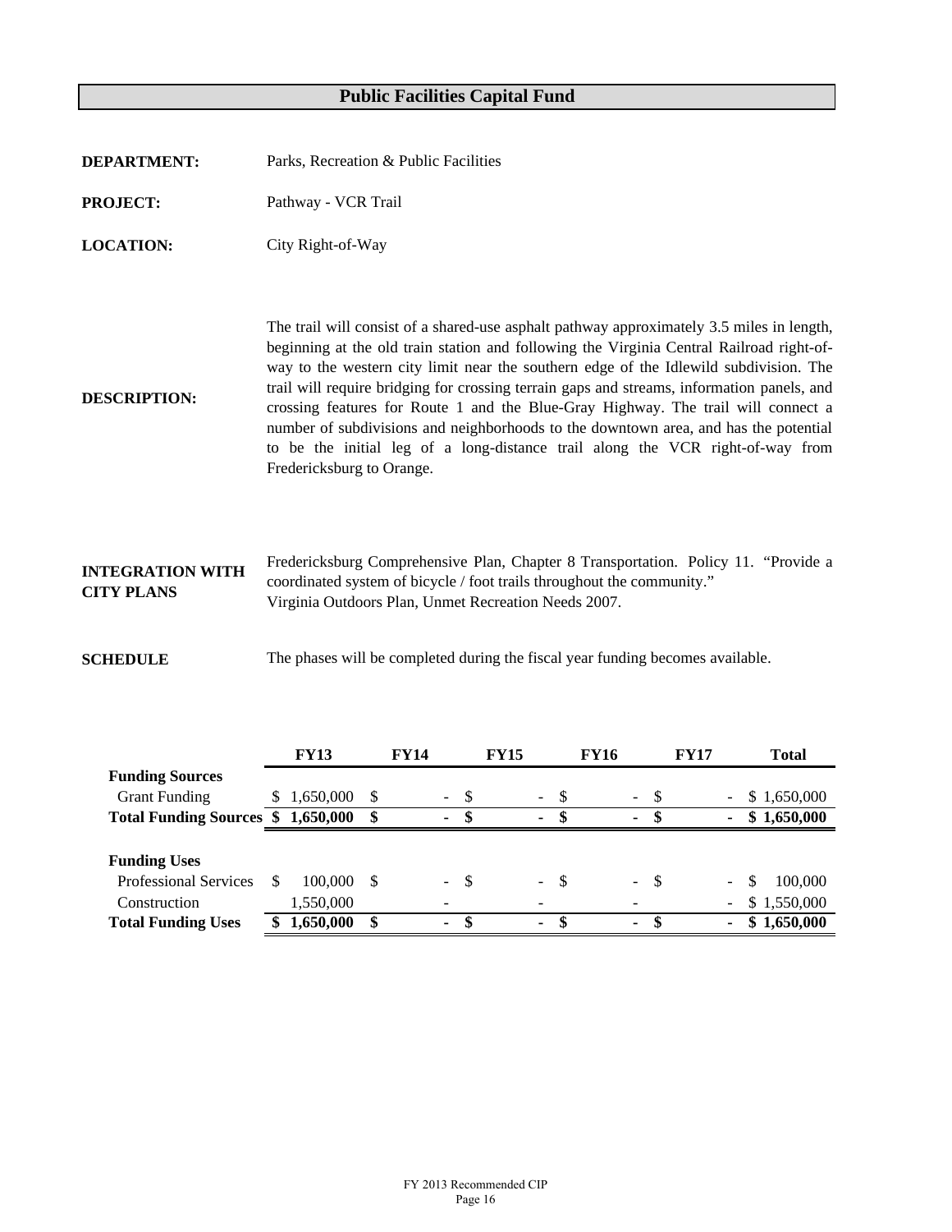# Public Facilities Capital Fund

**DEPARTMENT:** Parks, Recreation & Public Facilities

**PROJECT:** Pathway - VCR Trail

**LOCATION:** City Right-of-Way

**DESCRIPTION:** The trail will consist of a shared-use asphalt pathway approximately 3.5 miles in length, beginning at the old train station and following the Virginia Central Railroad right-of-way to the western city limit near the southern edge of the Idlewild subdivision. The trail will require bridging for crossing terrain gaps and streams, information panels, and crossing features for Route 1 and the Blue-Gray Highway. The trail will connect a number of subdivisions and neighborhoods to the downtown area, and has the potential to be the initial leg of a long-distance trail along the VCR right-of-way from Fredericksburg to Orange.

**INTEGRATION WITH CITY PLANS** Fredericksburg Comprehensive Plan, Chapter 8 Transportation. Policy 11. "Provide a coordinated system of bicycle / foot trails throughout the community."
Virginia Outdoors Plan, Unmet Recreation Needs 2007.

**SCHEDULE** The phases will be completed during the fiscal year funding becomes available.

| | FY13 | FY14 | FY15 | FY16 | FY17 | Total |
|---|---|---|---|---|---|---|
| **Funding Sources** | | | | | | |
| Grant Funding | $ 1,650,000 | $ - | $ - | $ - | $ - | $ 1,650,000 |
| **Total Funding Sources** | **$ 1,650,000** | **$ -** | **$ -** | **$ -** | **$ -** | **$ 1,650,000** |
| | | | | | | |
| **Funding Uses** | | | | | | |
| Professional Services | $ 100,000 | $ - | $ - | $ - | $ - | $ 100,000 |
| Construction | 1,550,000 | - | - | - | - | $ 1,550,000 |
| **Total Funding Uses** | **$ 1,650,000** | **$ -** | **$ -** | **$ -** | **$ -** | **$ 1,650,000** |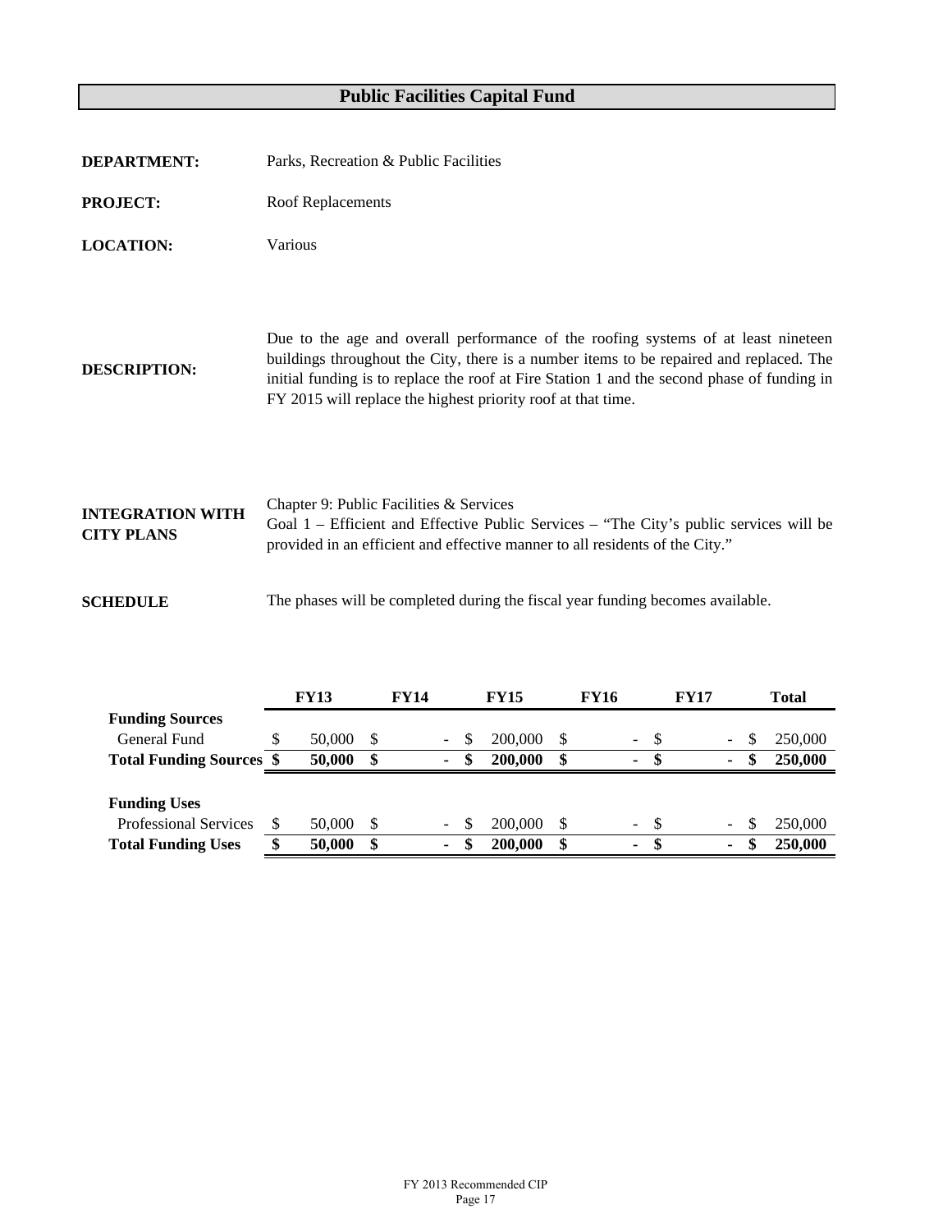# Public Facilities Capital Fund

**DEPARTMENT:** Parks, Recreation & Public Facilities

**PROJECT:** Roof Replacements

**LOCATION:** Various

**DESCRIPTION:** Due to the age and overall performance of the roofing systems of at least nineteen buildings throughout the City, there is a number items to be repaired and replaced. The initial funding is to replace the roof at Fire Station 1 and the second phase of funding in FY 2015 will replace the highest priority roof at that time.

**INTEGRATION WITH CITY PLANS** Chapter 9: Public Facilities & Services
Goal 1 – Efficient and Effective Public Services – "The City's public services will be provided in an efficient and effective manner to all residents of the City."

**SCHEDULE** The phases will be completed during the fiscal year funding becomes available.

| | FY13 | FY14 | FY15 | FY16 | FY17 | Total |
|---|---|---|---|---|---|---|
| **Funding Sources** | | | | | | |
| General Fund | $ 50,000 | $ - | $ 200,000 | $ - | $ - | $ 250,000 |
| **Total Funding Sources** | **$ 50,000** | **$ -** | **$ 200,000** | **$ -** | **$ -** | **$ 250,000** |
| | | | | | | |
| **Funding Uses** | | | | | | |
| Professional Services | $ 50,000 | $ - | $ 200,000 | $ - | $ - | $ 250,000 |
| **Total Funding Uses** | **$ 50,000** | **$ -** | **$ 200,000** | **$ -** | **$ -** | **$ 250,000** |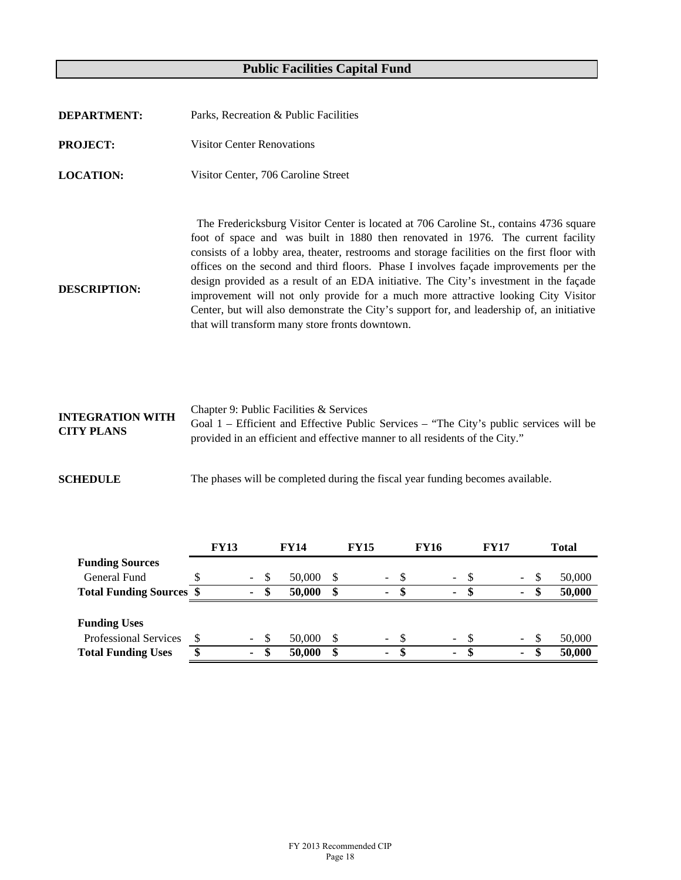# Public Facilities Capital Fund

**DEPARTMENT:** Parks, Recreation & Public Facilities

**PROJECT:** Visitor Center Renovations

**LOCATION:** Visitor Center, 706 Caroline Street

**DESCRIPTION:** The Fredericksburg Visitor Center is located at 706 Caroline St., contains 4736 square foot of space and was built in 1880 then renovated in 1976. The current facility consists of a lobby area, theater, restrooms and storage facilities on the first floor with offices on the second and third floors. Phase I involves façade improvements per the design provided as a result of an EDA initiative. The City's investment in the façade improvement will not only provide for a much more attractive looking City Visitor Center, but will also demonstrate the City's support for, and leadership of, an initiative that will transform many store fronts downtown.

**INTEGRATION WITH CITY PLANS** Chapter 9: Public Facilities & Services
Goal 1 – Efficient and Effective Public Services – "The City's public services will be provided in an efficient and effective manner to all residents of the City."

**SCHEDULE** The phases will be completed during the fiscal year funding becomes available.

| | FY13 | FY14 | FY15 | FY16 | FY17 | Total |
|---|---|---|---|---|---|---|
| **Funding Sources** | | | | | | |
| General Fund | $ - | $ 50,000 | $ - | $ - | $ - | $ 50,000 |
| **Total Funding Sources** | **$ -** | **$ 50,000** | **$ -** | **$ -** | **$ -** | **$ 50,000** |
| | | | | | | |
| **Funding Uses** | | | | | | |
| Professional Services | $ - | $ 50,000 | $ - | $ - | $ - | $ 50,000 |
| **Total Funding Uses** | **$ -** | **$ 50,000** | **$ -** | **$ -** | **$ -** | **$ 50,000** |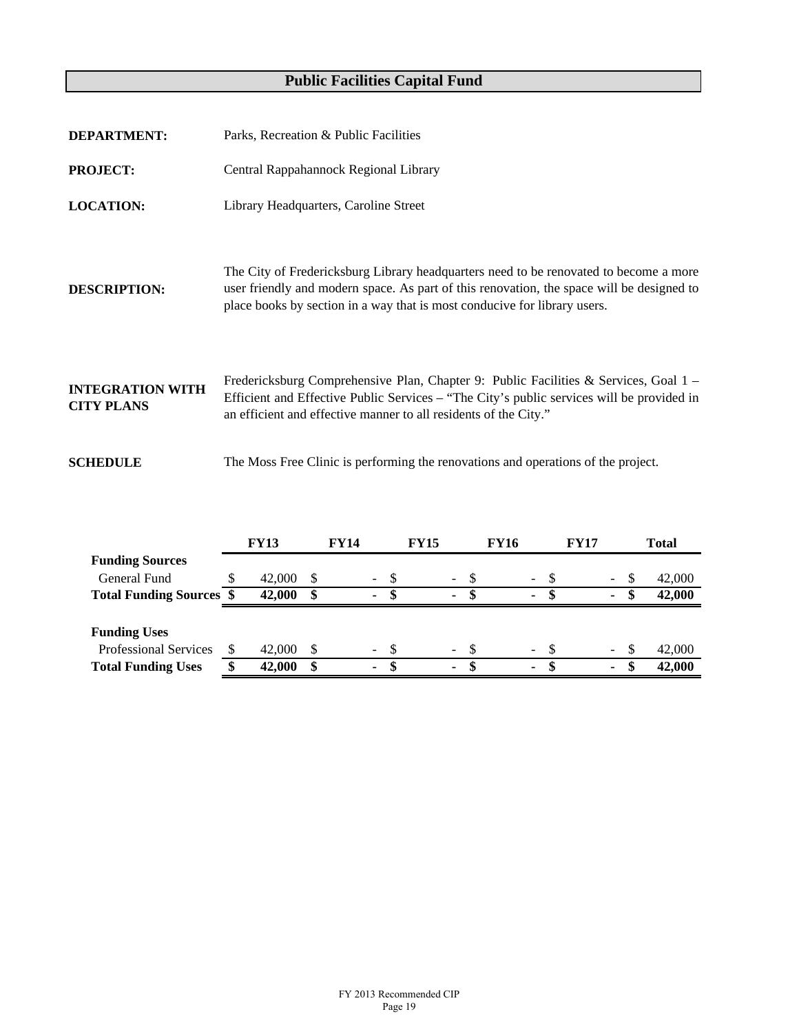# Public Facilities Capital Fund

**DEPARTMENT:** Parks, Recreation & Public Facilities

**PROJECT:** Central Rappahannock Regional Library

**LOCATION:** Library Headquarters, Caroline Street

**DESCRIPTION:** The City of Fredericksburg Library headquarters need to be renovated to become a more user friendly and modern space. As part of this renovation, the space will be designed to place books by section in a way that is most conducive for library users.

**INTEGRATION WITH CITY PLANS** Fredericksburg Comprehensive Plan, Chapter 9: Public Facilities & Services, Goal 1 – Efficient and Effective Public Services – "The City's public services will be provided in an efficient and effective manner to all residents of the City."

**SCHEDULE** The Moss Free Clinic is performing the renovations and operations of the project.

| | FY13 | FY14 | FY15 | FY16 | FY17 | Total |
|---|---|---|---|---|---|---|
| **Funding Sources** | | | | | | |
| General Fund | $ 42,000 | $ - | $ - | $ - | $ - | $ 42,000 |
| **Total Funding Sources** | **$ 42,000** | **$ -** | **$ -** | **$ -** | **$ -** | **$ 42,000** |
| | | | | | | |
| **Funding Uses** | | | | | | |
| Professional Services | $ 42,000 | $ - | $ - | $ - | $ - | $ 42,000 |
| **Total Funding Uses** | **$ 42,000** | **$ -** | **$ -** | **$ -** | **$ -** | **$ 42,000** |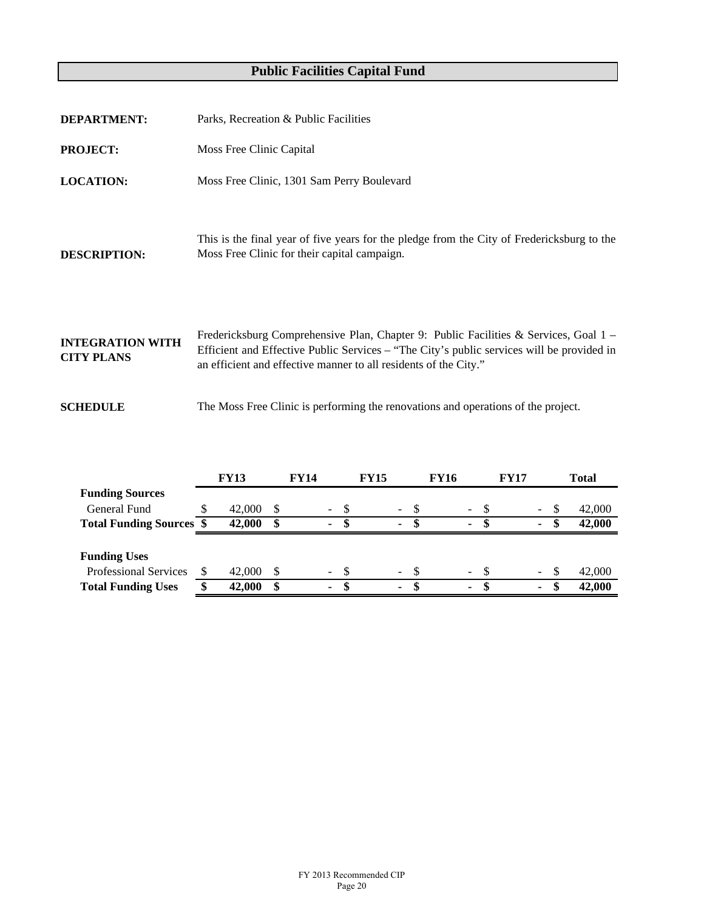# Public Facilities Capital Fund

**DEPARTMENT:** Parks, Recreation & Public Facilities

**PROJECT:** Moss Free Clinic Capital

**LOCATION:** Moss Free Clinic, 1301 Sam Perry Boulevard

**DESCRIPTION:** This is the final year of five years for the pledge from the City of Fredericksburg to the Moss Free Clinic for their capital campaign.

**INTEGRATION WITH CITY PLANS:** Fredericksburg Comprehensive Plan, Chapter 9: Public Facilities & Services, Goal 1 – Efficient and Effective Public Services – "The City's public services will be provided in an efficient and effective manner to all residents of the City."

**SCHEDULE:** The Moss Free Clinic is performing the renovations and operations of the project.

| | FY13 | FY14 | FY15 | FY16 | FY17 | Total |
|---|---|---|---|---|---|---|
| **Funding Sources** | | | | | | |
| General Fund | $ 42,000 | $ - | $ - | $ - | $ - | $ 42,000 |
| **Total Funding Sources** | **$ 42,000** | **$ -** | **$ -** | **$ -** | **$ -** | **$ 42,000** |
| **Funding Uses** | | | | | | |
| Professional Services | $ 42,000 | $ - | $ - | $ - | $ - | $ 42,000 |
| **Total Funding Uses** | **$ 42,000** | **$ -** | **$ -** | **$ -** | **$ -** | **$ 42,000** |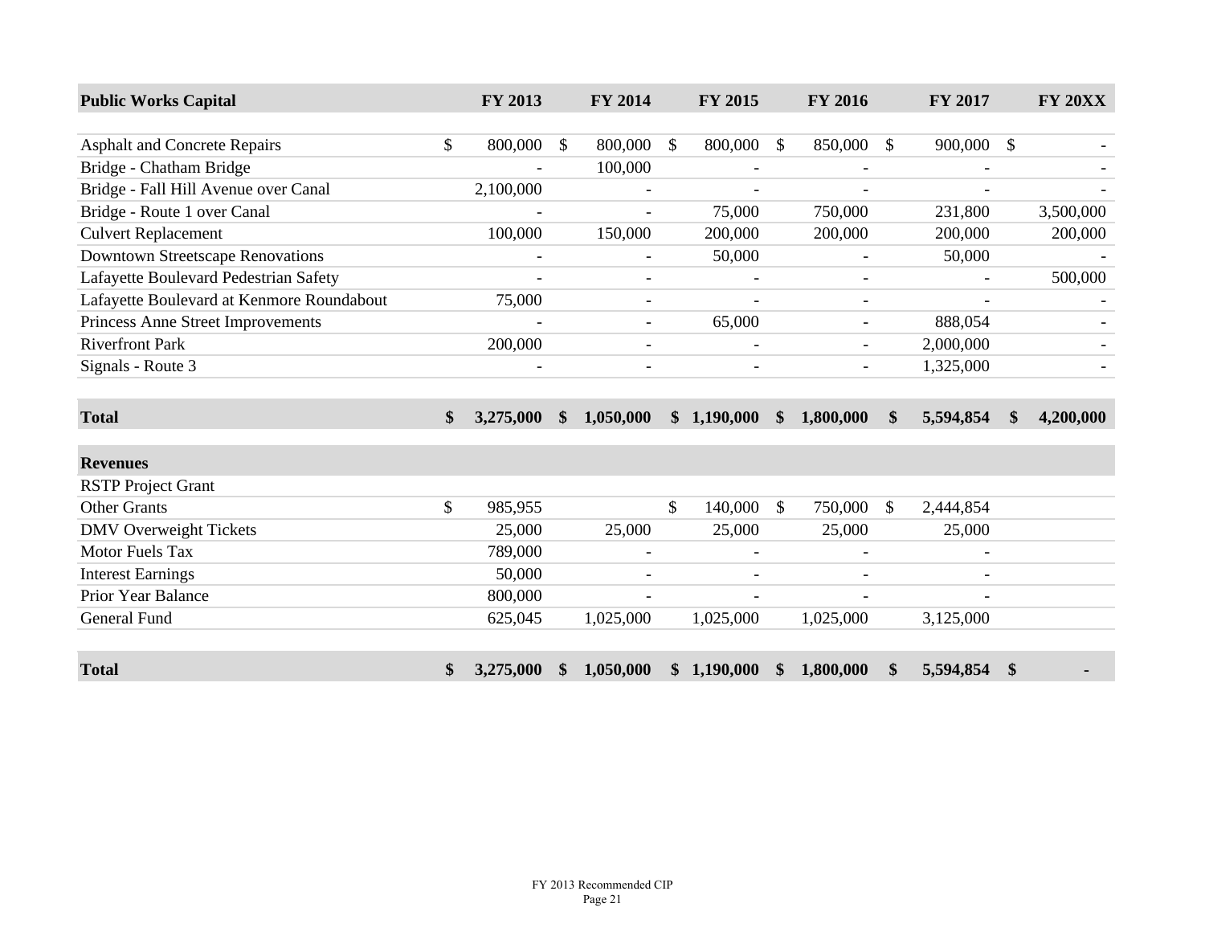| Public Works Capital | FY 2013 | FY 2014 | FY 2015 | FY 2016 | FY 2017 | FY 20XX |
|---|---|---|---|---|---|---|
| Asphalt and Concrete Repairs | $ 800,000 | $ 800,000 | $ 800,000 | $ 850,000 | $ 900,000 | $ - |
| Bridge - Chatham Bridge | - | 100,000 | - | - | - | - |
| Bridge - Fall Hill Avenue over Canal | 2,100,000 | - | - | - | - | - |
| Bridge - Route 1 over Canal | - | - | 75,000 | 750,000 | 231,800 | 3,500,000 |
| Culvert Replacement | 100,000 | 150,000 | 200,000 | 200,000 | 200,000 | 200,000 |
| Downtown Streetscape Renovations | - | - | 50,000 | - | 50,000 | - |
| Lafayette Boulevard Pedestrian Safety | - | - | - | - | - | 500,000 |
| Lafayette Boulevard at Kenmore Roundabout | 75,000 | - | - | - | - | - |
| Princess Anne Street Improvements | - | - | 65,000 | - | 888,054 | - |
| Riverfront Park | 200,000 | - | - | - | 2,000,000 | - |
| Signals - Route 3 | - | - | - | - | 1,325,000 | - |
| **Total** | **$ 3,275,000** | **$ 1,050,000** | **$ 1,190,000** | **$ 1,800,000** | **$ 5,594,854** | **$ 4,200,000** |
| **Revenues** | | | | | | |
| RSTP Project Grant | | | | | | |
| Other Grants | $ 985,955 | | $ 140,000 | $ 750,000 | $ 2,444,854 | |
| DMV Overweight Tickets | 25,000 | 25,000 | 25,000 | 25,000 | 25,000 | |
| Motor Fuels Tax | 789,000 | - | - | - | - | |
| Interest Earnings | 50,000 | - | - | - | - | |
| Prior Year Balance | 800,000 | - | - | - | - | |
| General Fund | 625,045 | 1,025,000 | 1,025,000 | 1,025,000 | 3,125,000 | |
| **Total** | **$ 3,275,000** | **$ 1,050,000** | **$ 1,190,000** | **$ 1,800,000** | **$ 5,594,854** | **$ -** |

FY 2013 Recommended CIP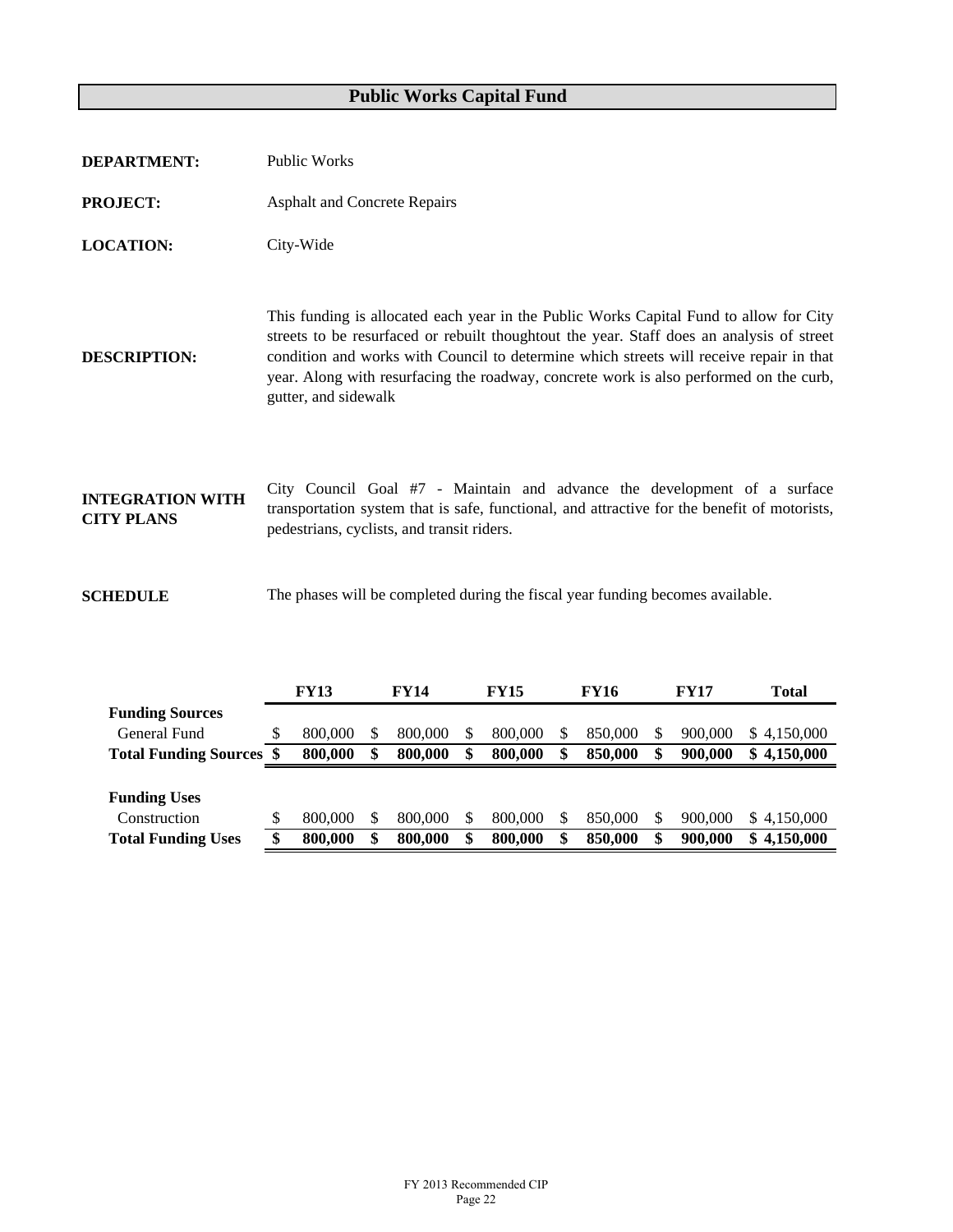# Public Works Capital Fund

**DEPARTMENT:** Public Works

**PROJECT:** Asphalt and Concrete Repairs

**LOCATION:** City-Wide

**DESCRIPTION:** This funding is allocated each year in the Public Works Capital Fund to allow for City streets to be resurfaced or rebuilt thoughtout the year. Staff does an analysis of street condition and works with Council to determine which streets will receive repair in that year. Along with resurfacing the roadway, concrete work is also performed on the curb, gutter, and sidewalk

**INTEGRATION WITH CITY PLANS** City Council Goal #7 - Maintain and advance the development of a surface transportation system that is safe, functional, and attractive for the benefit of motorists, pedestrians, cyclists, and transit riders.

**SCHEDULE** The phases will be completed during the fiscal year funding becomes available.

| | FY13 | FY14 | FY15 | FY16 | FY17 | Total |
|---|---|---|---|---|---|---|
| **Funding Sources** | | | | | | |
| General Fund | $ 800,000 | $ 800,000 | $ 800,000 | $ 850,000 | $ 900,000 | $ 4,150,000 |
| **Total Funding Sources** | **$ 800,000** | **$ 800,000** | **$ 800,000** | **$ 850,000** | **$ 900,000** | **$ 4,150,000** |
| | | | | | | |
| **Funding Uses** | | | | | | |
| Construction | $ 800,000 | $ 800,000 | $ 800,000 | $ 850,000 | $ 900,000 | $ 4,150,000 |
| **Total Funding Uses** | **$ 800,000** | **$ 800,000** | **$ 800,000** | **$ 850,000** | **$ 900,000** | **$ 4,150,000** |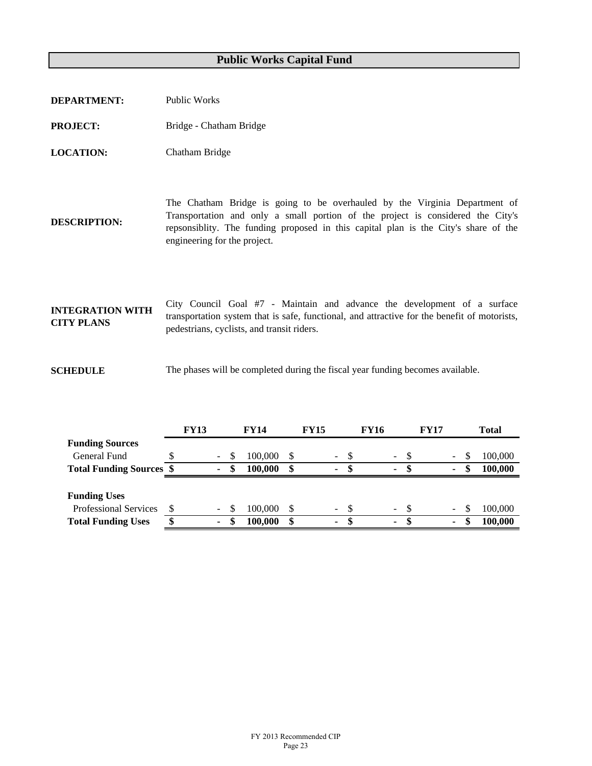# Public Works Capital Fund

**DEPARTMENT:** Public Works

**PROJECT:** Bridge - Chatham Bridge

**LOCATION:** Chatham Bridge

**DESCRIPTION:** The Chatham Bridge is going to be overhauled by the Virginia Department of Transportation and only a small portion of the project is considered the City's repsonsiblity. The funding proposed in this capital plan is the City's share of the engineering for the project.

**INTEGRATION WITH CITY PLANS:** City Council Goal #7 - Maintain and advance the development of a surface transportation system that is safe, functional, and attractive for the benefit of motorists, pedestrians, cyclists, and transit riders.

**SCHEDULE:** The phases will be completed during the fiscal year funding becomes available.

| | FY13 | FY14 | FY15 | FY16 | FY17 | Total |
|---|---|---|---|---|---|---|
| **Funding Sources** | | | | | | |
| General Fund | $ - | $ 100,000 | $ - | $ - | $ - | $ 100,000 |
| **Total Funding Sources** | **$ -** | **$ 100,000** | **$ -** | **$ -** | **$ -** | **$ 100,000** |
| **Funding Uses** | | | | | | |
| Professional Services | $ - | $ 100,000 | $ - | $ - | $ - | $ 100,000 |
| **Total Funding Uses** | **$ -** | **$ 100,000** | **$ -** | **$ -** | **$ -** | **$ 100,000** |

FY 2013 Recommended CIP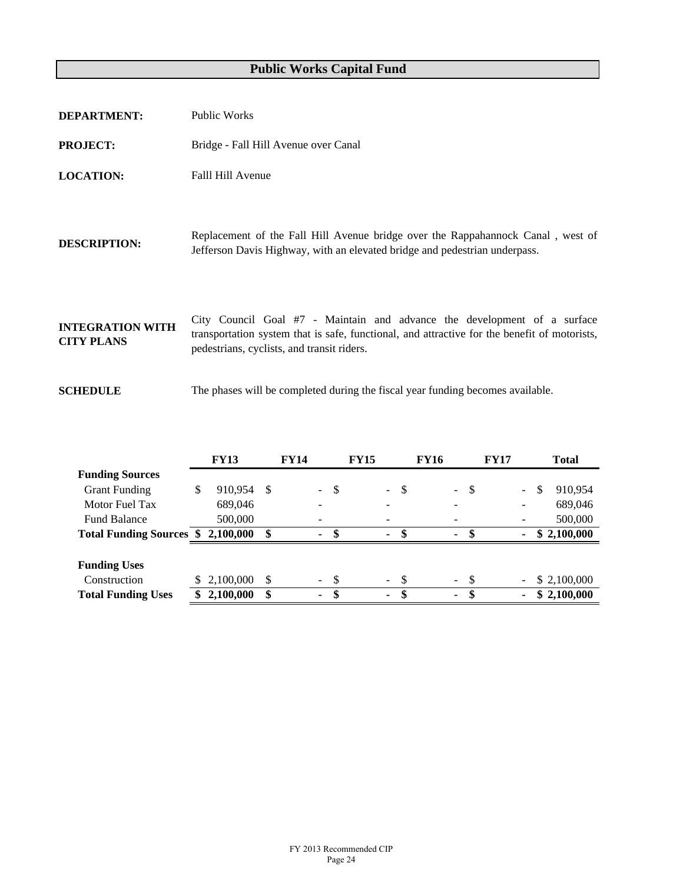# Public Works Capital Fund

**DEPARTMENT:** Public Works

**PROJECT:** Bridge - Fall Hill Avenue over Canal

**LOCATION:** Falll Hill Avenue

**DESCRIPTION:** Replacement of the Fall Hill Avenue bridge over the Rappahannock Canal , west of Jefferson Davis Highway, with an elevated bridge and pedestrian underpass.

**INTEGRATION WITH CITY PLANS** City Council Goal #7 - Maintain and advance the development of a surface transportation system that is safe, functional, and attractive for the benefit of motorists, pedestrians, cyclists, and transit riders.

**SCHEDULE** The phases will be completed during the fiscal year funding becomes available.

| | FY13 | FY14 | FY15 | FY16 | FY17 | Total |
|---|---|---|---|---|---|---|
| **Funding Sources** | | | | | | |
| Grant Funding | $ 910,954 | $ - | $ - | $ - | $ - | $ 910,954 |
| Motor Fuel Tax | 689,046 | - | - | - | - | 689,046 |
| Fund Balance | 500,000 | - | - | - | - | 500,000 |
| **Total Funding Sources** | **$ 2,100,000** | **$ -** | **$ -** | **$ -** | **$ -** | **$ 2,100,000** |
| | | | | | | |
| **Funding Uses** | | | | | | |
| Construction | $ 2,100,000 | $ - | $ - | $ - | $ - | $ 2,100,000 |
| **Total Funding Uses** | **$ 2,100,000** | **$ -** | **$ -** | **$ -** | **$ -** | **$ 2,100,000** |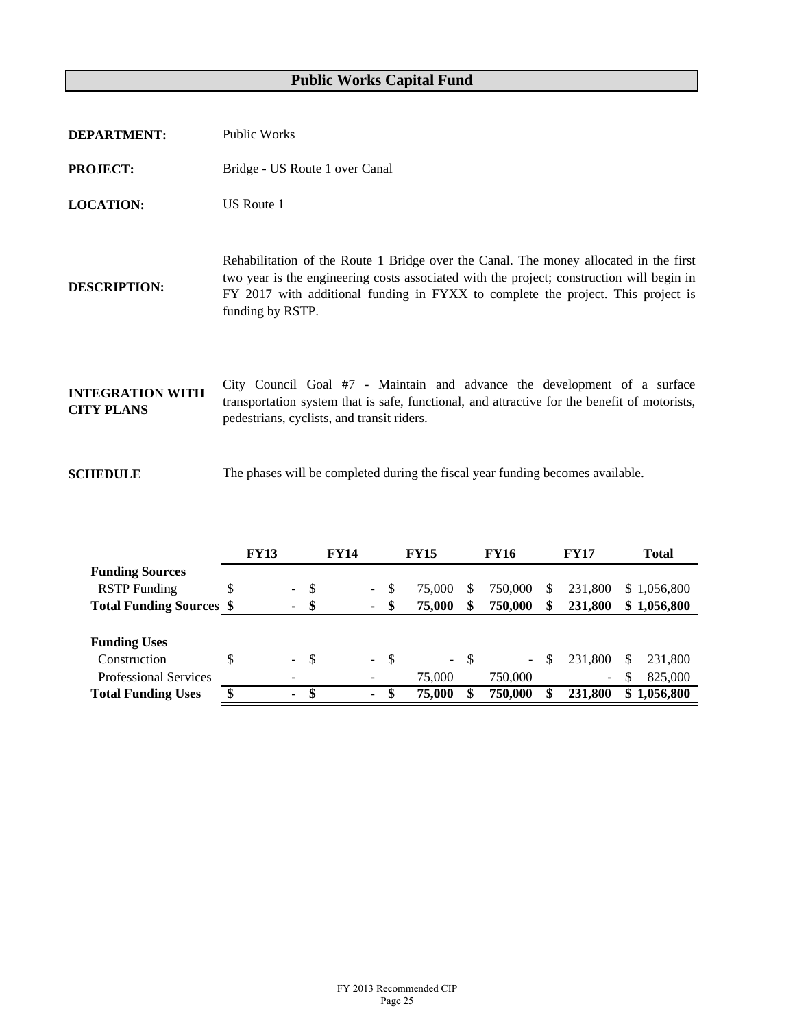# Public Works Capital Fund

**DEPARTMENT:** Public Works

**PROJECT:** Bridge - US Route 1 over Canal

**LOCATION:** US Route 1

**DESCRIPTION:** Rehabilitation of the Route 1 Bridge over the Canal. The money allocated in the first two year is the engineering costs associated with the project; construction will begin in FY 2017 with additional funding in FYXX to complete the project. This project is funding by RSTP.

**INTEGRATION WITH CITY PLANS** City Council Goal #7 - Maintain and advance the development of a surface transportation system that is safe, functional, and attractive for the benefit of motorists, pedestrians, cyclists, and transit riders.

**SCHEDULE** The phases will be completed during the fiscal year funding becomes available.

| | FY13 | FY14 | FY15 | FY16 | FY17 | Total |
|---|---|---|---|---|---|---|
| **Funding Sources** | | | | | | |
| RSTP Funding | $ - | $ - | $ 75,000 | $ 750,000 | $ 231,800 | $ 1,056,800 |
| **Total Funding Sources** | **$ -** | **$ -** | **$ 75,000** | **$ 750,000** | **$ 231,800** | **$ 1,056,800** |
| | | | | | | |
| **Funding Uses** | | | | | | |
| Construction | $ - | $ - | $ - | $ - | $ 231,800 | $ 231,800 |
| Professional Services | - | - | 75,000 | 750,000 | - | $ 825,000 |
| **Total Funding Uses** | **$ -** | **$ -** | **$ 75,000** | **$ 750,000** | **$ 231,800** | **$ 1,056,800** |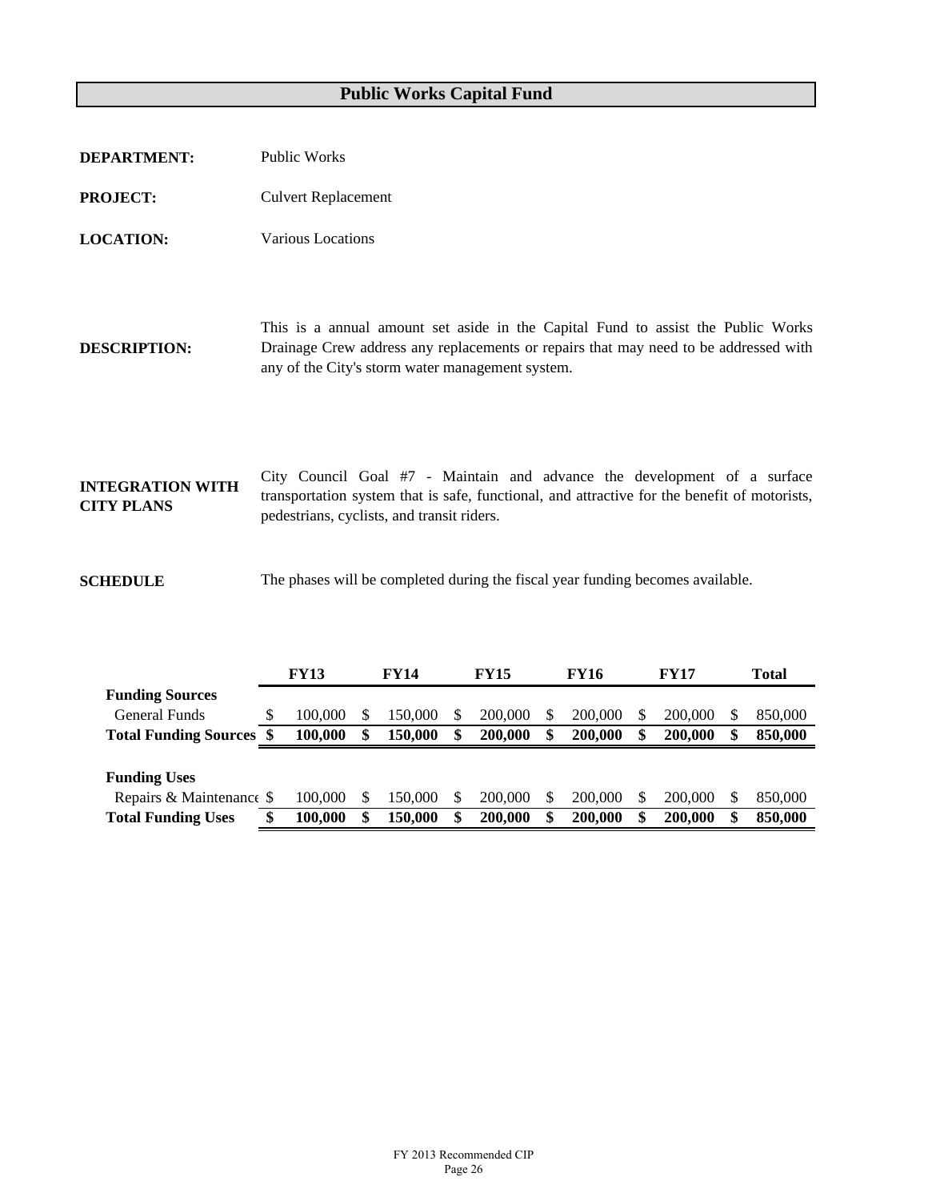# Public Works Capital Fund

**DEPARTMENT:** Public Works

**PROJECT:** Culvert Replacement

**LOCATION:** Various Locations

**DESCRIPTION:** This is a annual amount set aside in the Capital Fund to assist the Public Works Drainage Crew address any replacements or repairs that may need to be addressed with any of the City's storm water management system.

**INTEGRATION WITH CITY PLANS** City Council Goal #7 - Maintain and advance the development of a surface transportation system that is safe, functional, and attractive for the benefit of motorists, pedestrians, cyclists, and transit riders.

**SCHEDULE** The phases will be completed during the fiscal year funding becomes available.

| | FY13 | FY14 | FY15 | FY16 | FY17 | Total |
|---|---|---|---|---|---|---|
| **Funding Sources** | | | | | | |
| General Funds | $ 100,000 | $ 150,000 | $ 200,000 | $ 200,000 | $ 200,000 | $ 850,000 |
| **Total Funding Sources** | **$ 100,000** | **$ 150,000** | **$ 200,000** | **$ 200,000** | **$ 200,000** | **$ 850,000** |
| **Funding Uses** | | | | | | |
| Repairs & Maintenance | $ 100,000 | $ 150,000 | $ 200,000 | $ 200,000 | $ 200,000 | $ 850,000 |
| **Total Funding Uses** | **$ 100,000** | **$ 150,000** | **$ 200,000** | **$ 200,000** | **$ 200,000** | **$ 850,000** |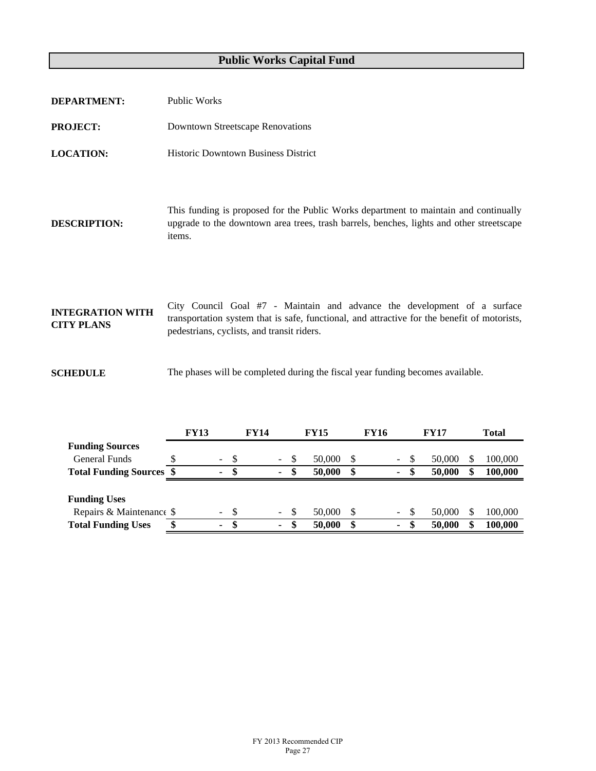# Public Works Capital Fund

**DEPARTMENT:** Public Works

**PROJECT:** Downtown Streetscape Renovations

**LOCATION:** Historic Downtown Business District

**DESCRIPTION:** This funding is proposed for the Public Works department to maintain and continually upgrade to the downtown area trees, trash barrels, benches, lights and other streetscape items.

**INTEGRATION WITH CITY PLANS** City Council Goal #7 - Maintain and advance the development of a surface transportation system that is safe, functional, and attractive for the benefit of motorists, pedestrians, cyclists, and transit riders.

**SCHEDULE** The phases will be completed during the fiscal year funding becomes available.

| | FY13 | FY14 | FY15 | FY16 | FY17 | Total |
|---|---|---|---|---|---|---|
| **Funding Sources** | | | | | | |
| General Funds | $ - | $ - | $ 50,000 | $ - | $ 50,000 | $ 100,000 |
| **Total Funding Sources** | **$ -** | **$ -** | **$ 50,000** | **$ -** | **$ 50,000** | **$ 100,000** |
| **Funding Uses** | | | | | | |
| Repairs & Maintenance | $ - | $ - | $ 50,000 | $ - | $ 50,000 | $ 100,000 |
| **Total Funding Uses** | **$ -** | **$ -** | **$ 50,000** | **$ -** | **$ 50,000** | **$ 100,000** |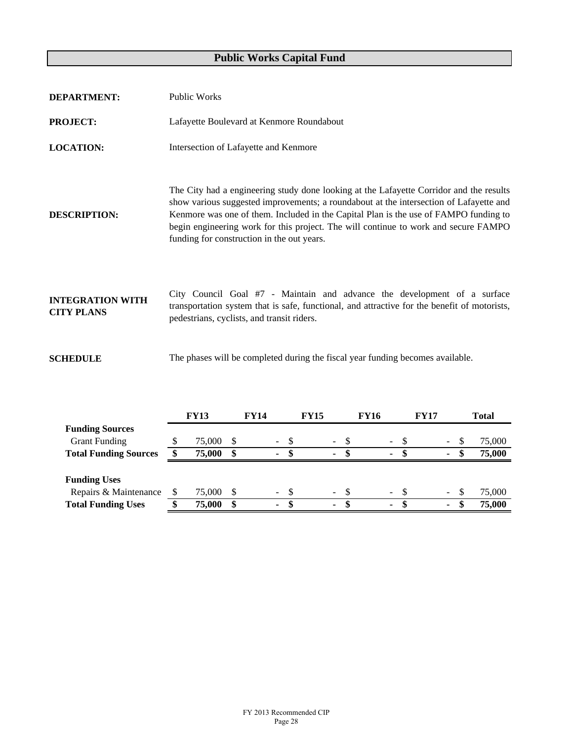# Public Works Capital Fund

**DEPARTMENT:** Public Works

**PROJECT:** Lafayette Boulevard at Kenmore Roundabout

**LOCATION:** Intersection of Lafayette and Kenmore

**DESCRIPTION:** The City had a engineering study done looking at the Lafayette Corridor and the results show various suggested improvements; a roundabout at the intersection of Lafayette and Kenmore was one of them. Included in the Capital Plan is the use of FAMPO funding to begin engineering work for this project. The will continue to work and secure FAMPO funding for construction in the out years.

**INTEGRATION WITH CITY PLANS** City Council Goal #7 - Maintain and advance the development of a surface transportation system that is safe, functional, and attractive for the benefit of motorists, pedestrians, cyclists, and transit riders.

**SCHEDULE** The phases will be completed during the fiscal year funding becomes available.

| | FY13 | FY14 | FY15 | FY16 | FY17 | Total |
|---|---|---|---|---|---|---|
| **Funding Sources** | | | | | | |
| Grant Funding | $ 75,000 | $ - | $ - | $ - | $ - | $ 75,000 |
| **Total Funding Sources** | **$ 75,000** | **$ -** | **$ -** | **$ -** | **$ -** | **$ 75,000** |
| **Funding Uses** | | | | | | |
| Repairs & Maintenance | $ 75,000 | $ - | $ - | $ - | $ - | $ 75,000 |
| **Total Funding Uses** | **$ 75,000** | **$ -** | **$ -** | **$ -** | **$ -** | **$ 75,000** |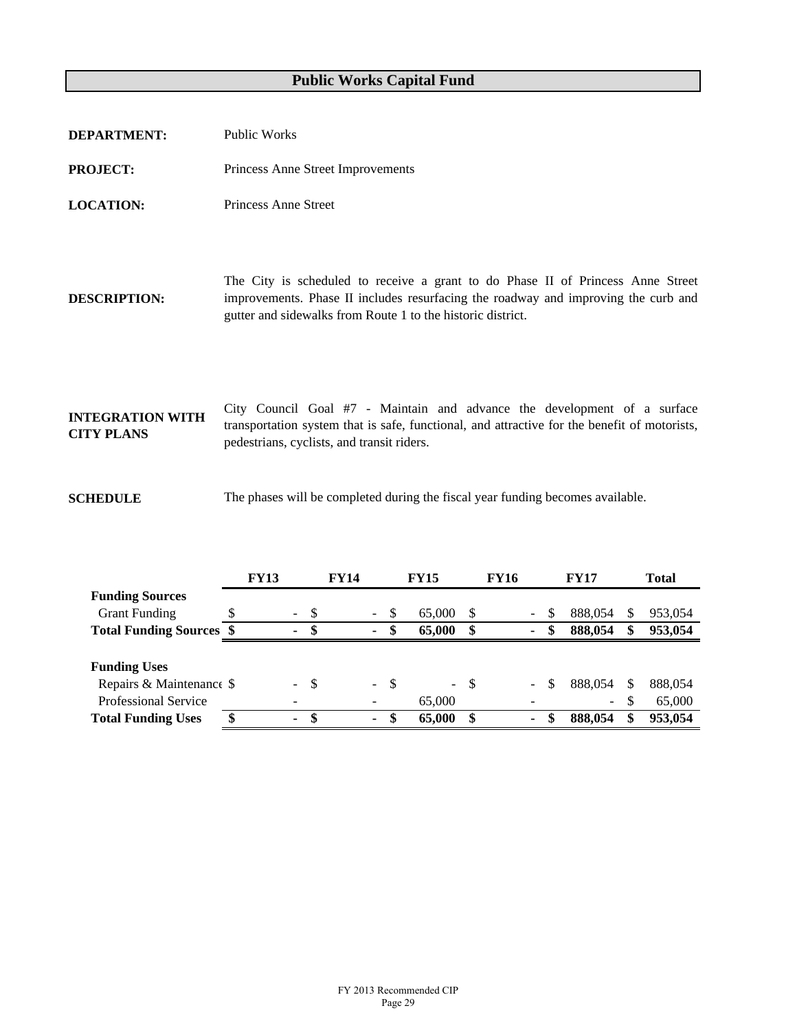# Public Works Capital Fund

**DEPARTMENT:** Public Works

**PROJECT:** Princess Anne Street Improvements

**LOCATION:** Princess Anne Street

**DESCRIPTION:** The City is scheduled to receive a grant to do Phase II of Princess Anne Street improvements. Phase II includes resurfacing the roadway and improving the curb and gutter and sidewalks from Route 1 to the historic district.

**INTEGRATION WITH CITY PLANS** City Council Goal #7 - Maintain and advance the development of a surface transportation system that is safe, functional, and attractive for the benefit of motorists, pedestrians, cyclists, and transit riders.

**SCHEDULE** The phases will be completed during the fiscal year funding becomes available.

| | FY13 | FY14 | FY15 | FY16 | FY17 | Total |
|---|---|---|---|---|---|---|
| **Funding Sources** | | | | | | |
| Grant Funding | $ - | $ - | $ 65,000 | $ - | $ 888,054 | $ 953,054 |
| **Total Funding Sources** | **$ -** | **$ -** | **$ 65,000** | **$ -** | **$ 888,054** | **$ 953,054** |
| **Funding Uses** | | | | | | |
| Repairs & Maintenance | $ - | $ - | $ - | $ - | $ 888,054 | $ 888,054 |
| Professional Service | - | - | 65,000 | - | - | $ 65,000 |
| **Total Funding Uses** | **$ -** | **$ -** | **$ 65,000** | **$ -** | **$ 888,054** | **$ 953,054** |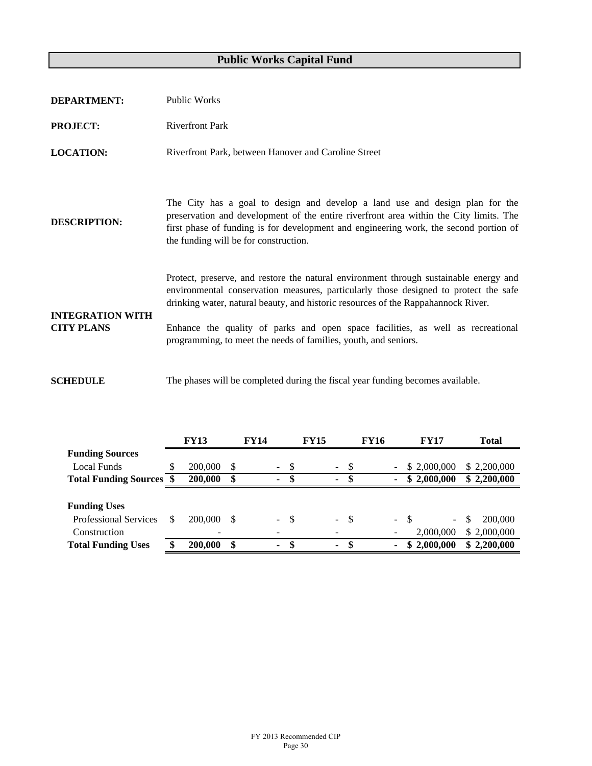# Public Works Capital Fund

**DEPARTMENT:** Public Works

**PROJECT:** Riverfront Park

**LOCATION:** Riverfront Park, between Hanover and Caroline Street

**DESCRIPTION:** The City has a goal to design and develop a land use and design plan for the preservation and development of the entire riverfront area within the City limits. The first phase of funding is for development and engineering work, the second portion of the funding will be for construction.

**INTEGRATION WITH CITY PLANS**

Protect, preserve, and restore the natural environment through sustainable energy and environmental conservation measures, particularly those designed to protect the safe drinking water, natural beauty, and historic resources of the Rappahannock River.

Enhance the quality of parks and open space facilities, as well as recreational programming, to meet the needs of families, youth, and seniors.

**SCHEDULE** The phases will be completed during the fiscal year funding becomes available.

| | FY13 | FY14 | FY15 | FY16 | FY17 | Total |
|---|---|---|---|---|---|---|
| **Funding Sources** | | | | | | |
| Local Funds | $ 200,000 | $ - | $ - | $ - | $ 2,000,000 | $ 2,200,000 |
| **Total Funding Sources** | **$ 200,000** | **$ -** | **$ -** | **$ -** | **$ 2,000,000** | **$ 2,200,000** |
| | | | | | | |
| **Funding Uses** | | | | | | |
| Professional Services | $ 200,000 | $ - | $ - | $ - | $ - | $ 200,000 |
| Construction | - | - | - | - | 2,000,000 | $ 2,000,000 |
| **Total Funding Uses** | **$ 200,000** | **$ -** | **$ -** | **$ -** | **$ 2,000,000** | **$ 2,200,000** |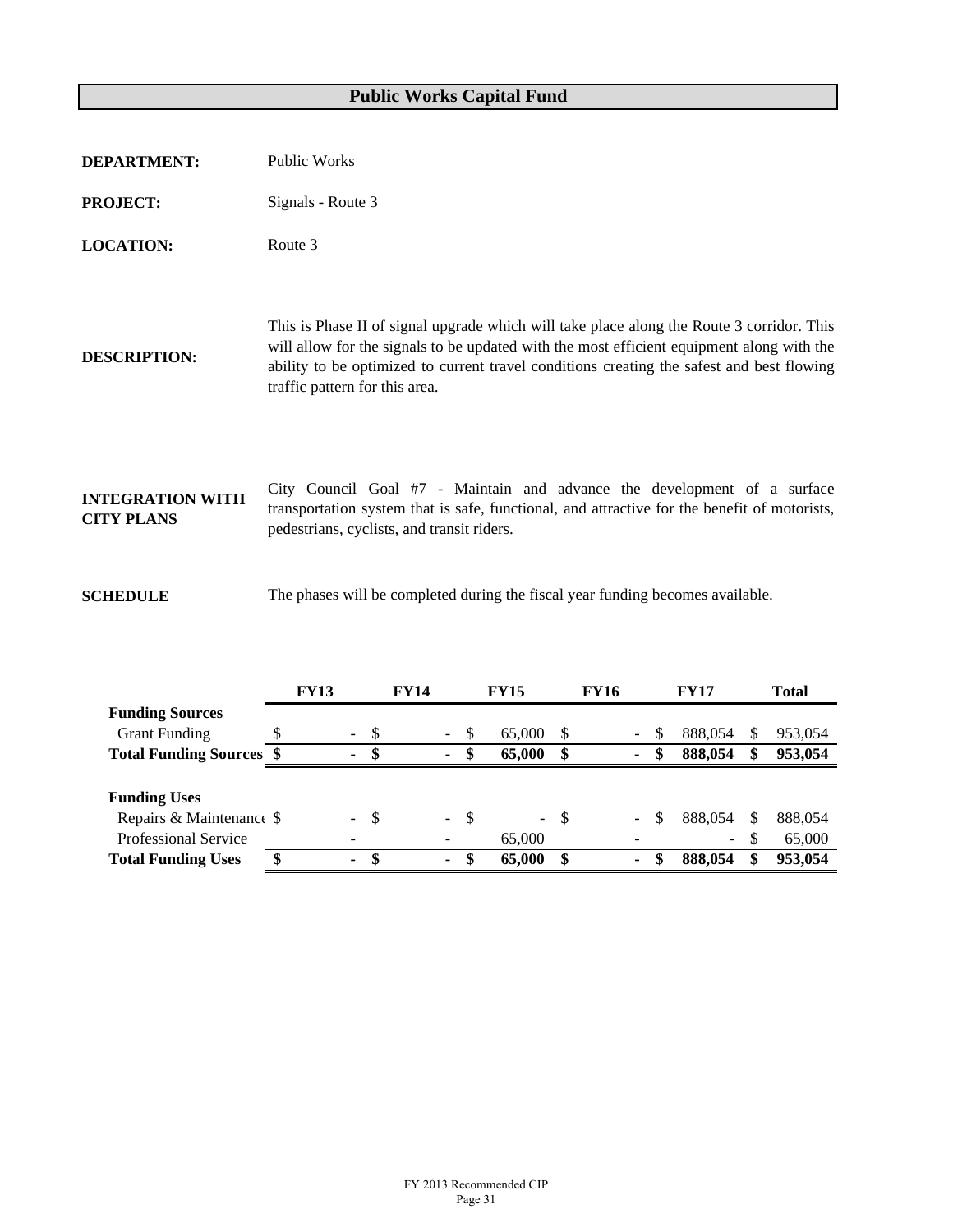# Public Works Capital Fund

**DEPARTMENT:** Public Works

**PROJECT:** Signals - Route 3

**LOCATION:** Route 3

**DESCRIPTION:** This is Phase II of signal upgrade which will take place along the Route 3 corridor. This will allow for the signals to be updated with the most efficient equipment along with the ability to be optimized to current travel conditions creating the safest and best flowing traffic pattern for this area.

**INTEGRATION WITH CITY PLANS** City Council Goal #7 - Maintain and advance the development of a surface transportation system that is safe, functional, and attractive for the benefit of motorists, pedestrians, cyclists, and transit riders.

**SCHEDULE** The phases will be completed during the fiscal year funding becomes available.

| | FY13 | FY14 | FY15 | FY16 | FY17 | Total |
|---|---|---|---|---|---|---|
| **Funding Sources** | | | | | | |
| Grant Funding | $ - | $ - | $ 65,000 | $ - | $ 888,054 | $ 953,054 |
| **Total Funding Sources** | **$ -** | **$ -** | **$ 65,000** | **$ -** | **$ 888,054** | **$ 953,054** |
| **Funding Uses** | | | | | | |
| Repairs & Maintenance | $ - | $ - | $ - | $ - | $ 888,054 | $ 888,054 |
| Professional Service | - | - | 65,000 | - | - | $ 65,000 |
| **Total Funding Uses** | **$ -** | **$ -** | **$ 65,000** | **$ -** | **$ 888,054** | **$ 953,054** |

FY 2013 Recommended CIP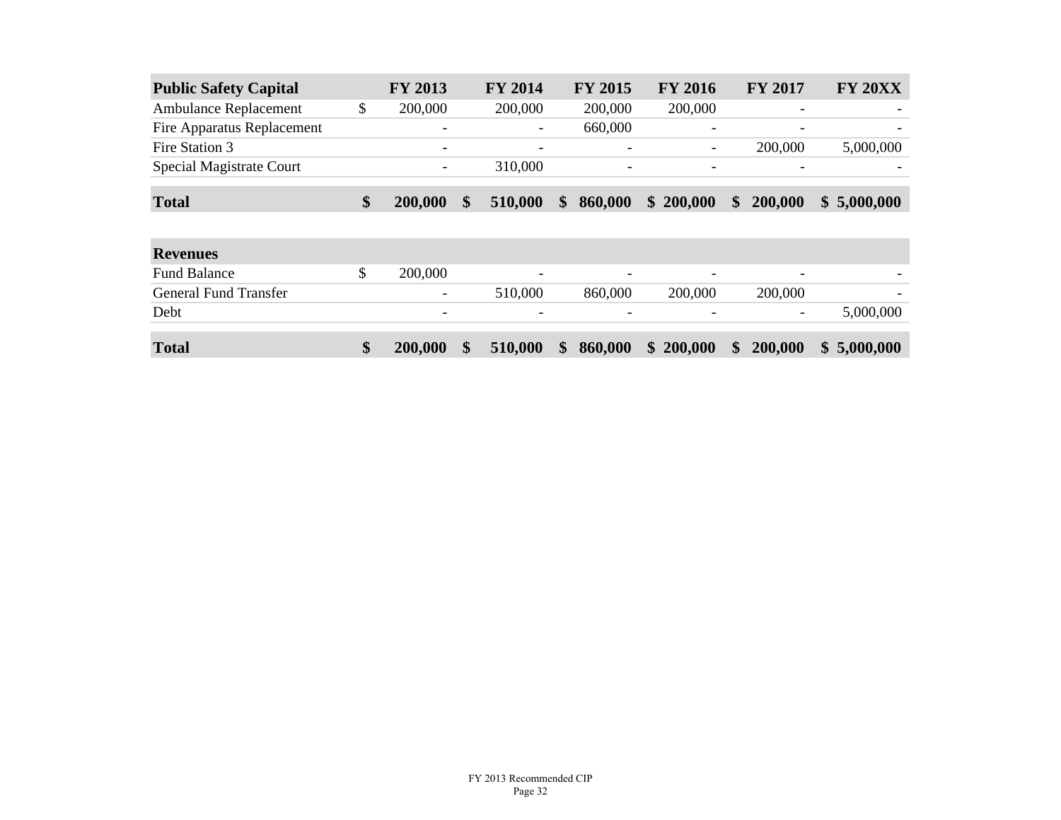| Public Safety Capital | FY 2013 | FY 2014 | FY 2015 | FY 2016 | FY 2017 | FY 20XX |
|---|---|---|---|---|---|---|
| Ambulance Replacement | $ 200,000 | 200,000 | 200,000 | 200,000 | - | - |
| Fire Apparatus Replacement | - | - | 660,000 | - | - | - |
| Fire Station 3 | - | - | - | - | 200,000 | 5,000,000 |
| Special Magistrate Court | - | 310,000 | - | - | - | - |
| **Total** | **$ 200,000** | **$ 510,000** | **$ 860,000** | **$ 200,000** | **$ 200,000** | **$ 5,000,000** |

| Revenues | FY 2013 | FY 2014 | FY 2015 | FY 2016 | FY 2017 | FY 20XX |
|---|---|---|---|---|---|---|
| Fund Balance | $ 200,000 | - | - | - | - | - |
| General Fund Transfer | - | 510,000 | 860,000 | 200,000 | 200,000 | - |
| Debt | - | - | - | - | - | 5,000,000 |
| **Total** | **$ 200,000** | **$ 510,000** | **$ 860,000** | **$ 200,000** | **$ 200,000** | **$ 5,000,000** |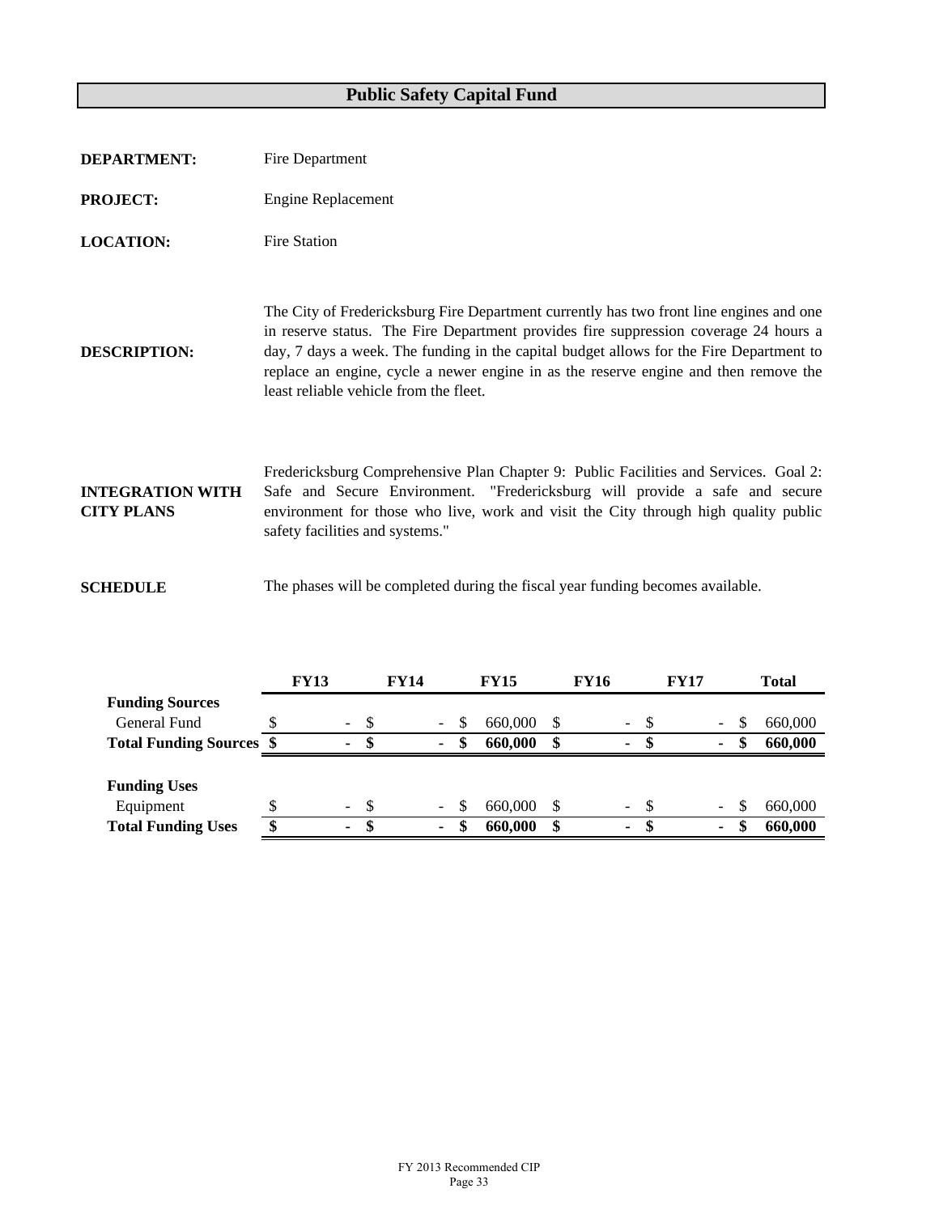# Public Safety Capital Fund

**DEPARTMENT:** Fire Department

**PROJECT:** Engine Replacement

**LOCATION:** Fire Station

**DESCRIPTION:** The City of Fredericksburg Fire Department currently has two front line engines and one in reserve status. The Fire Department provides fire suppression coverage 24 hours a day, 7 days a week. The funding in the capital budget allows for the Fire Department to replace an engine, cycle a newer engine in as the reserve engine and then remove the least reliable vehicle from the fleet.

**INTEGRATION WITH CITY PLANS** Fredericksburg Comprehensive Plan Chapter 9: Public Facilities and Services. Goal 2: Safe and Secure Environment. "Fredericksburg will provide a safe and secure environment for those who live, work and visit the City through high quality public safety facilities and systems."

**SCHEDULE** The phases will be completed during the fiscal year funding becomes available.

| | FY13 | FY14 | FY15 | FY16 | FY17 | Total |
|---|---|---|---|---|---|---|
| **Funding Sources** | | | | | | |
| General Fund | $ - | $ - | $ 660,000 | $ - | $ - | $ 660,000 |
| **Total Funding Sources** | **$ -** | **$ -** | **$ 660,000** | **$ -** | **$ -** | **$ 660,000** |
| | | | | | | |
| **Funding Uses** | | | | | | |
| Equipment | $ - | $ - | $ 660,000 | $ - | $ - | $ 660,000 |
| **Total Funding Uses** | **$ -** | **$ -** | **$ 660,000** | **$ -** | **$ -** | **$ 660,000** |

FY 2013 Recommended CIP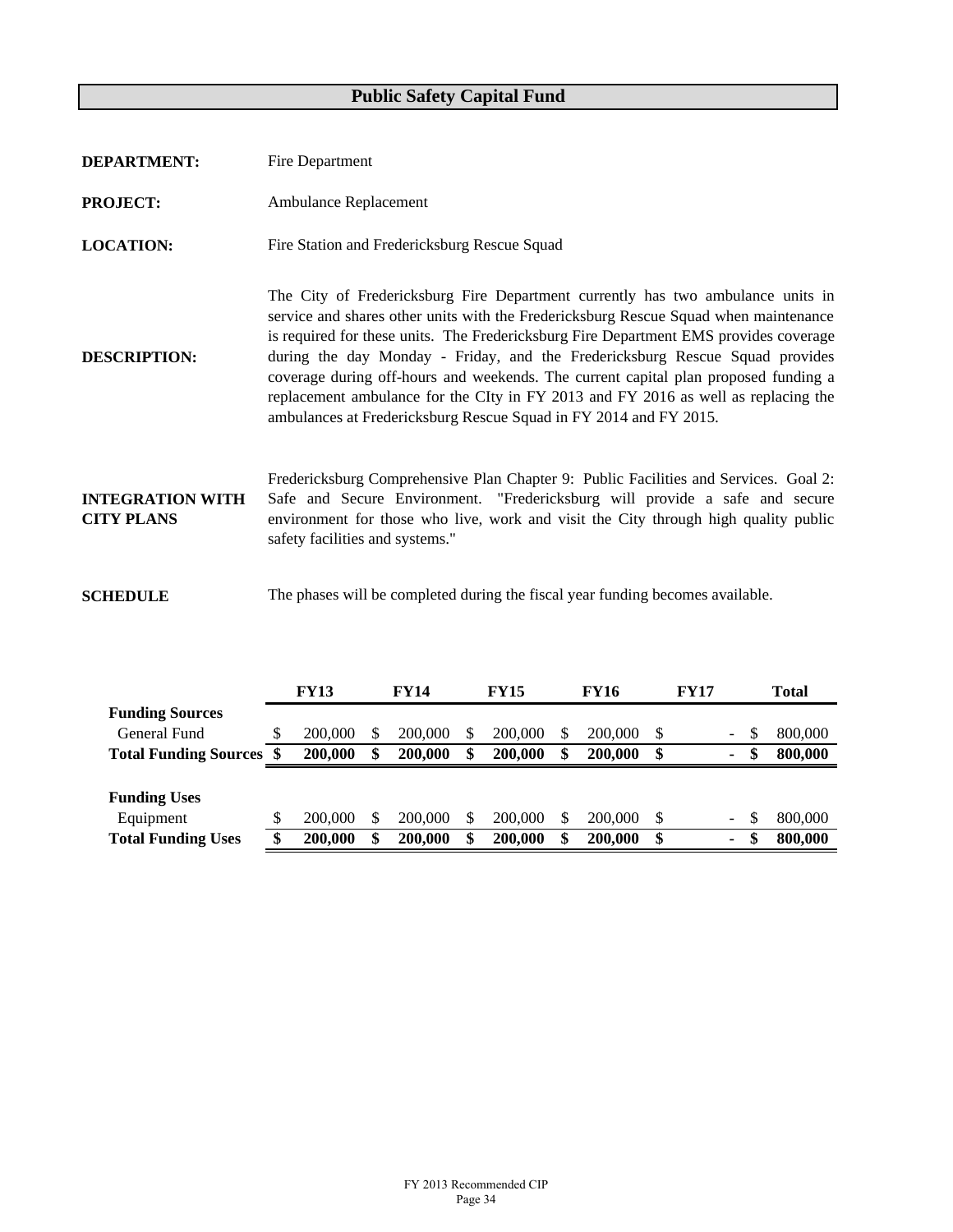# Public Safety Capital Fund

**DEPARTMENT:** Fire Department

**PROJECT:** Ambulance Replacement

**LOCATION:** Fire Station and Fredericksburg Rescue Squad

**DESCRIPTION:** The City of Fredericksburg Fire Department currently has two ambulance units in service and shares other units with the Fredericksburg Rescue Squad when maintenance is required for these units. The Fredericksburg Fire Department EMS provides coverage during the day Monday - Friday, and the Fredericksburg Rescue Squad provides coverage during off-hours and weekends. The current capital plan proposed funding a replacement ambulance for the CIty in FY 2013 and FY 2016 as well as replacing the ambulances at Fredericksburg Rescue Squad in FY 2014 and FY 2015.

**INTEGRATION WITH CITY PLANS** Fredericksburg Comprehensive Plan Chapter 9: Public Facilities and Services. Goal 2: Safe and Secure Environment. "Fredericksburg will provide a safe and secure environment for those who live, work and visit the City through high quality public safety facilities and systems."

**SCHEDULE** The phases will be completed during the fiscal year funding becomes available.

| | FY13 | FY14 | FY15 | FY16 | FY17 | Total |
|---|---|---|---|---|---|---|
| **Funding Sources** | | | | | | |
| General Fund | $ 200,000 | $ 200,000 | $ 200,000 | $ 200,000 | $ - | $ 800,000 |
| **Total Funding Sources** | **$ 200,000** | **$ 200,000** | **$ 200,000** | **$ 200,000** | **$ -** | **$ 800,000** |
| **Funding Uses** | | | | | | |
| Equipment | $ 200,000 | $ 200,000 | $ 200,000 | $ 200,000 | $ - | $ 800,000 |
| **Total Funding Uses** | **$ 200,000** | **$ 200,000** | **$ 200,000** | **$ 200,000** | **$ -** | **$ 800,000** |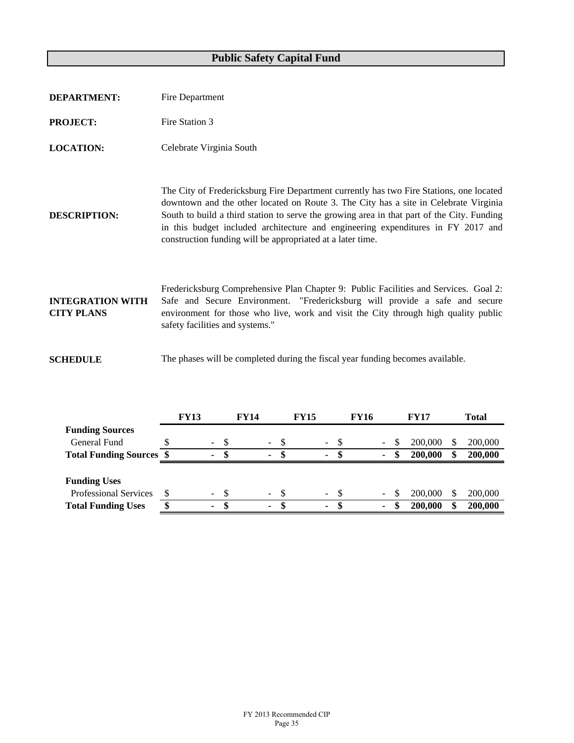# Public Safety Capital Fund

**DEPARTMENT:** Fire Department

**PROJECT:** Fire Station 3

**LOCATION:** Celebrate Virginia South

**DESCRIPTION:** The City of Fredericksburg Fire Department currently has two Fire Stations, one located downtown and the other located on Route 3. The City has a site in Celebrate Virginia South to build a third station to serve the growing area in that part of the City. Funding in this budget included architecture and engineering expenditures in FY 2017 and construction funding will be appropriated at a later time.

**INTEGRATION WITH CITY PLANS** Fredericksburg Comprehensive Plan Chapter 9: Public Facilities and Services. Goal 2: Safe and Secure Environment. "Fredericksburg will provide a safe and secure environment for those who live, work and visit the City through high quality public safety facilities and systems."

**SCHEDULE** The phases will be completed during the fiscal year funding becomes available.

| | FY13 | FY14 | FY15 | FY16 | FY17 | Total |
|---|---|---|---|---|---|---|
| **Funding Sources** | | | | | | |
| General Fund | $ - | $ - | $ - | $ - | $ 200,000 | $ 200,000 |
| **Total Funding Sources** | **$ -** | **$ -** | **$ -** | **$ -** | **$ 200,000** | **$ 200,000** |
| | | | | | | |
| **Funding Uses** | | | | | | |
| Professional Services | $ - | $ - | $ - | $ - | $ 200,000 | $ 200,000 |
| **Total Funding Uses** | **$ -** | **$ -** | **$ -** | **$ -** | **$ 200,000** | **$ 200,000** |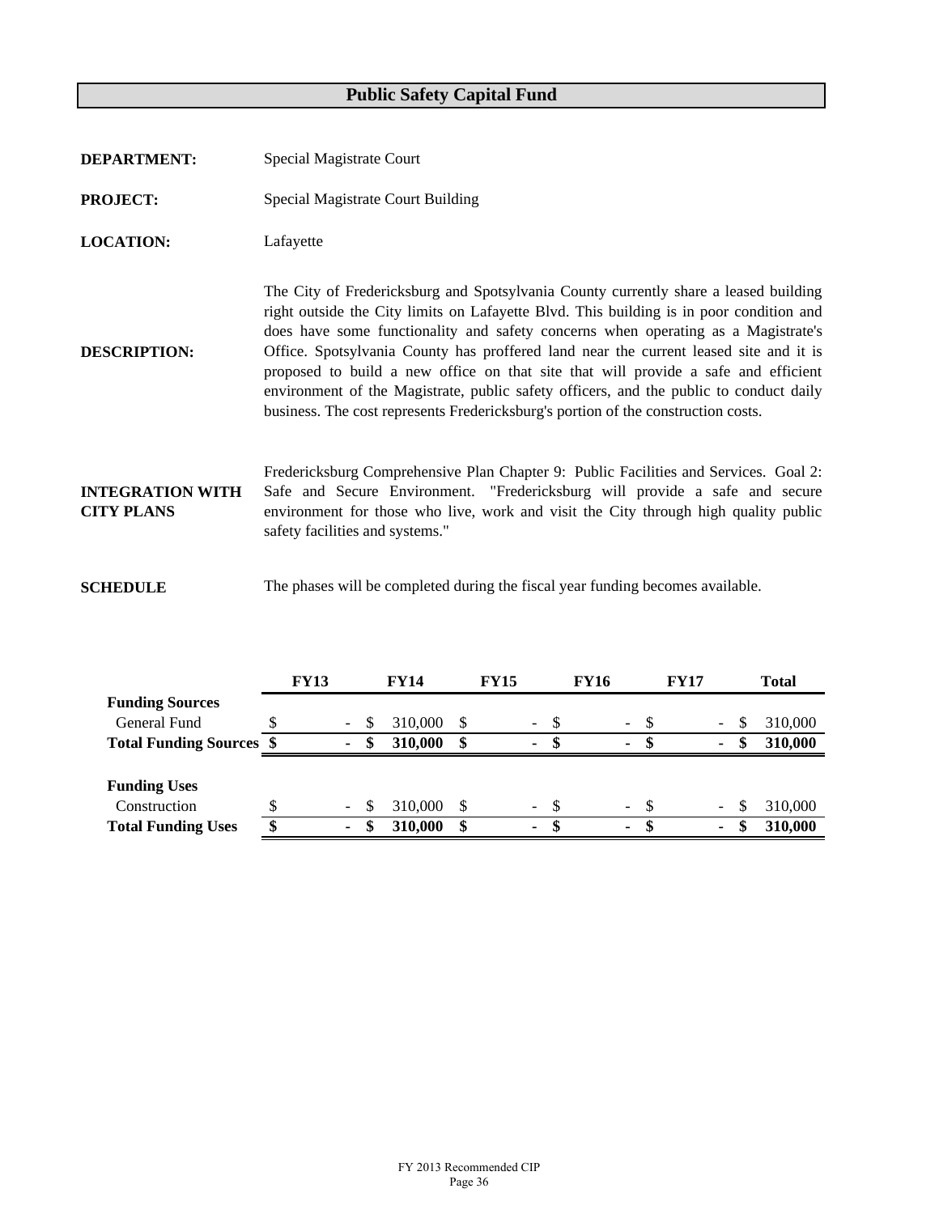# Public Safety Capital Fund

**DEPARTMENT:** Special Magistrate Court

**PROJECT:** Special Magistrate Court Building

**LOCATION:** Lafayette

**DESCRIPTION:** The City of Fredericksburg and Spotsylvania County currently share a leased building right outside the City limits on Lafayette Blvd. This building is in poor condition and does have some functionality and safety concerns when operating as a Magistrate's Office. Spotsylvania County has proffered land near the current leased site and it is proposed to build a new office on that site that will provide a safe and efficient environment of the Magistrate, public safety officers, and the public to conduct daily business. The cost represents Fredericksburg's portion of the construction costs.

**INTEGRATION WITH CITY PLANS:** Fredericksburg Comprehensive Plan Chapter 9: Public Facilities and Services. Goal 2: Safe and Secure Environment. "Fredericksburg will provide a safe and secure environment for those who live, work and visit the City through high quality public safety facilities and systems."

**SCHEDULE** The phases will be completed during the fiscal year funding becomes available.

| | FY13 | FY14 | FY15 | FY16 | FY17 | Total |
|---|---|---|---|---|---|---|
| **Funding Sources** | | | | | | |
| General Fund | $ - | $ 310,000 | $ - | $ - | $ - | $ 310,000 |
| **Total Funding Sources** | **$ -** | **$ 310,000** | **$ -** | **$ -** | **$ -** | **$ 310,000** |
| | | | | | | |
| **Funding Uses** | | | | | | |
| Construction | $ - | $ 310,000 | $ - | $ - | $ - | $ 310,000 |
| **Total Funding Uses** | **$ -** | **$ 310,000** | **$ -** | **$ -** | **$ -** | **$ 310,000** |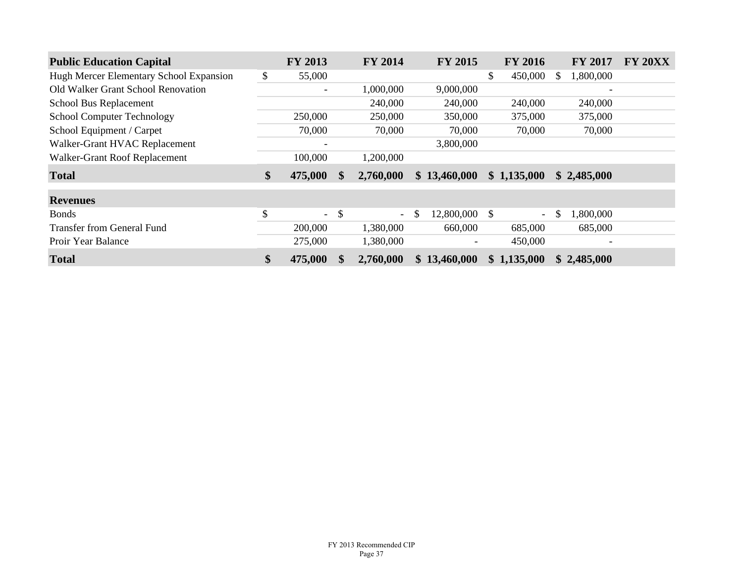| Public Education Capital | FY 2013 | FY 2014 | FY 2015 | FY 2016 | FY 2017 | FY 20XX |
|---|---|---|---|---|---|---|
| Hugh Mercer Elementary School Expansion | $ 55,000 | | | $ 450,000 | $ 1,800,000 | |
| Old Walker Grant School Renovation | - | 1,000,000 | 9,000,000 | | - | |
| School Bus Replacement | | 240,000 | 240,000 | 240,000 | 240,000 | |
| School Computer Technology | 250,000 | 250,000 | 350,000 | 375,000 | 375,000 | |
| School Equipment / Carpet | 70,000 | 70,000 | 70,000 | 70,000 | 70,000 | |
| Walker-Grant HVAC Replacement | - | | 3,800,000 | | | |
| Walker-Grant Roof Replacement | 100,000 | 1,200,000 | | | | |
| **Total** | **$ 475,000** | **$ 2,760,000** | **$ 13,460,000** | **$ 1,135,000** | **$ 2,485,000** | |
| **Revenues** | | | | | | |
| Bonds | $ - | $ - | $ 12,800,000 | $ - | $ 1,800,000 | |
| Transfer from General Fund | 200,000 | 1,380,000 | 660,000 | 685,000 | 685,000 | |
| Proir Year Balance | 275,000 | 1,380,000 | - | 450,000 | - | |
| **Total** | **$ 475,000** | **$ 2,760,000** | **$ 13,460,000** | **$ 1,135,000** | **$ 2,485,000** | |

FY 2013 Recommended CIP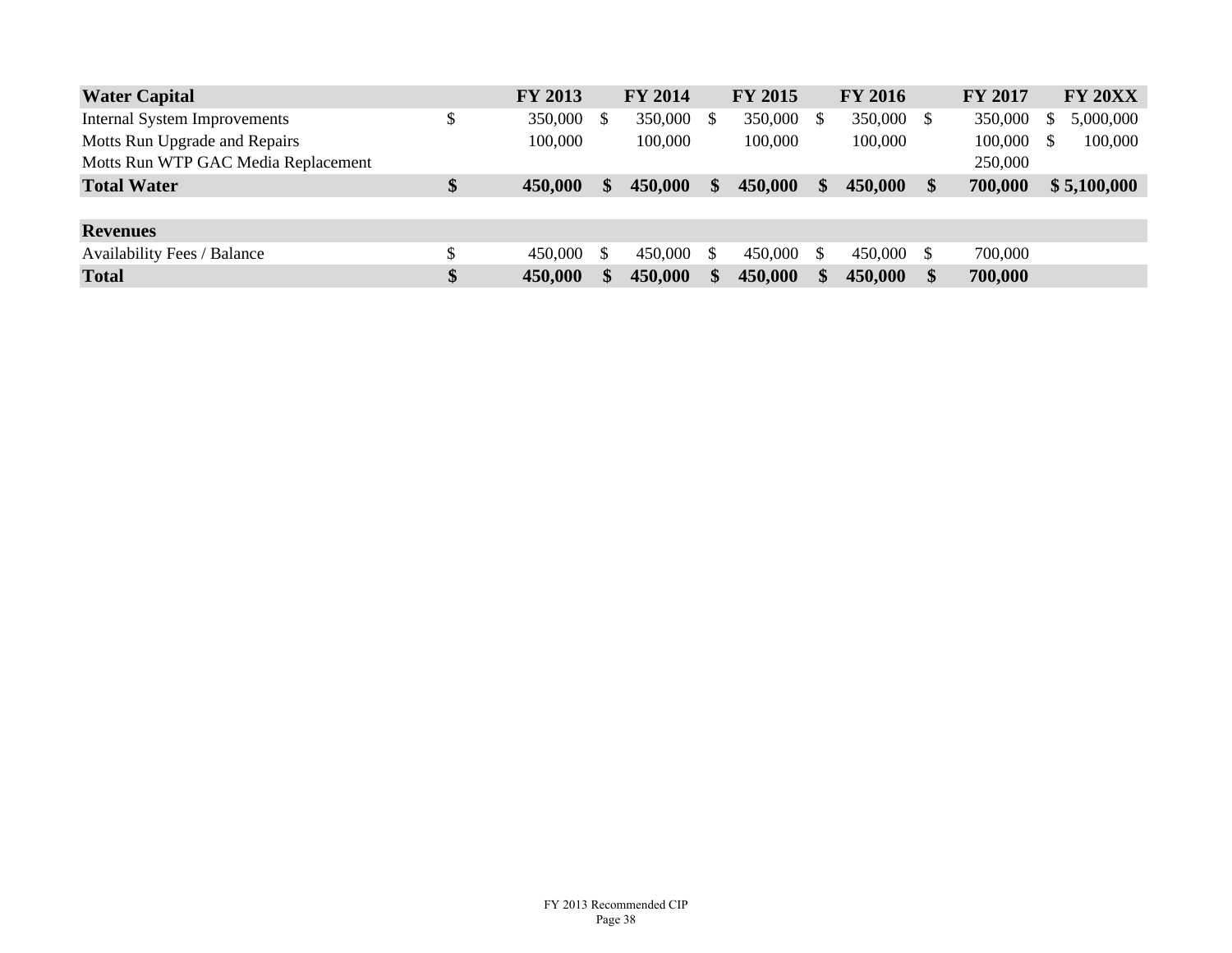| Water Capital | FY 2013 | FY 2014 | FY 2015 | FY 2016 | FY 2017 | FY 20XX |
|---|---|---|---|---|---|---|
| Internal System Improvements | $ 350,000 | $ 350,000 | $ 350,000 | $ 350,000 | $ 350,000 | $ 5,000,000 |
| Motts Run Upgrade and Repairs | 100,000 | 100,000 | 100,000 | 100,000 | 100,000 | $ 100,000 |
| Motts Run WTP GAC Media Replacement | | | | | 250,000 | |
| **Total Water** | **$ 450,000** | **$ 450,000** | **$ 450,000** | **$ 450,000** | **$ 700,000** | **$ 5,100,000** |
| | | | | | | |
| **Revenues** | | | | | | |
| Availability Fees / Balance | $ 450,000 | $ 450,000 | $ 450,000 | $ 450,000 | $ 700,000 | |
| **Total** | **$ 450,000** | **$ 450,000** | **$ 450,000** | **$ 450,000** | **$ 700,000** | |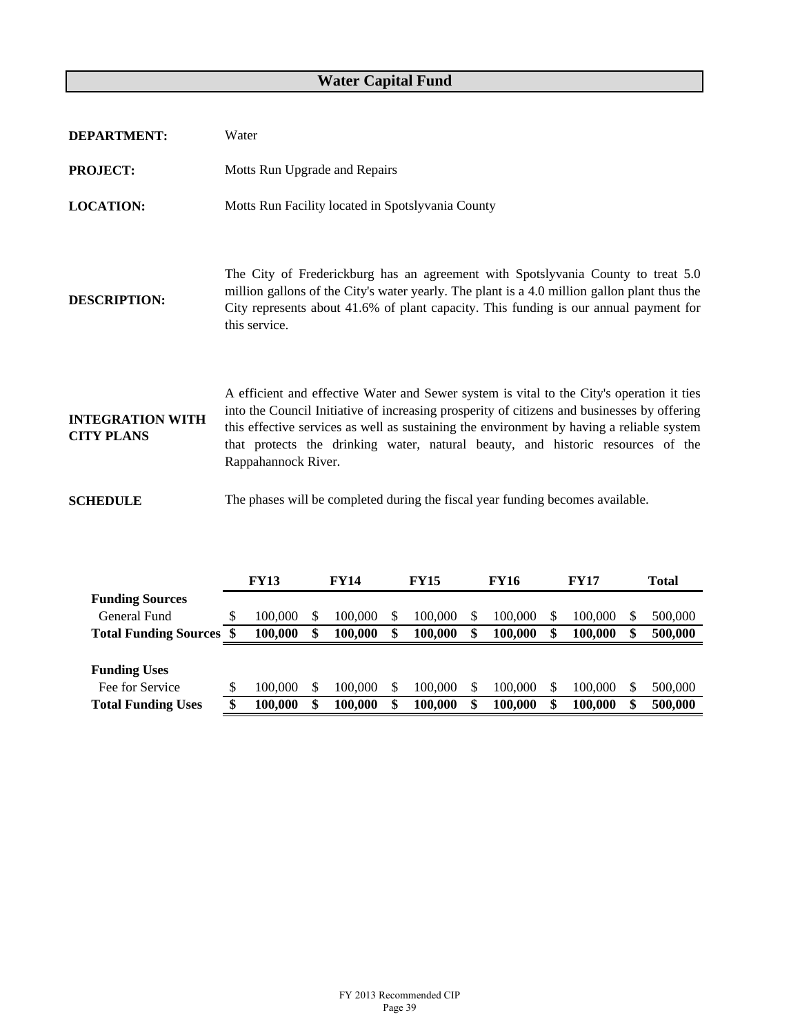# Water Capital Fund

**DEPARTMENT:** Water

**PROJECT:** Motts Run Upgrade and Repairs

**LOCATION:** Motts Run Facility located in Spotslyvania County

**DESCRIPTION:** The City of Frederickburg has an agreement with Spotslyvania County to treat 5.0 million gallons of the City's water yearly. The plant is a 4.0 million gallon plant thus the City represents about 41.6% of plant capacity. This funding is our annual payment for this service.

**INTEGRATION WITH CITY PLANS** A efficient and effective Water and Sewer system is vital to the City's operation it ties into the Council Initiative of increasing prosperity of citizens and businesses by offering this effective services as well as sustaining the environment by having a reliable system that protects the drinking water, natural beauty, and historic resources of the Rappahannock River.

**SCHEDULE** The phases will be completed during the fiscal year funding becomes available.

| | FY13 | FY14 | FY15 | FY16 | FY17 | Total |
|---|---|---|---|---|---|---|
| **Funding Sources** | | | | | | |
| General Fund | $ 100,000 | $ 100,000 | $ 100,000 | $ 100,000 | $ 100,000 | $ 500,000 |
| **Total Funding Sources** | **$ 100,000** | **$ 100,000** | **$ 100,000** | **$ 100,000** | **$ 100,000** | **$ 500,000** |
| **Funding Uses** | | | | | | |
| Fee for Service | $ 100,000 | $ 100,000 | $ 100,000 | $ 100,000 | $ 100,000 | $ 500,000 |
| **Total Funding Uses** | **$ 100,000** | **$ 100,000** | **$ 100,000** | **$ 100,000** | **$ 100,000** | **$ 500,000** |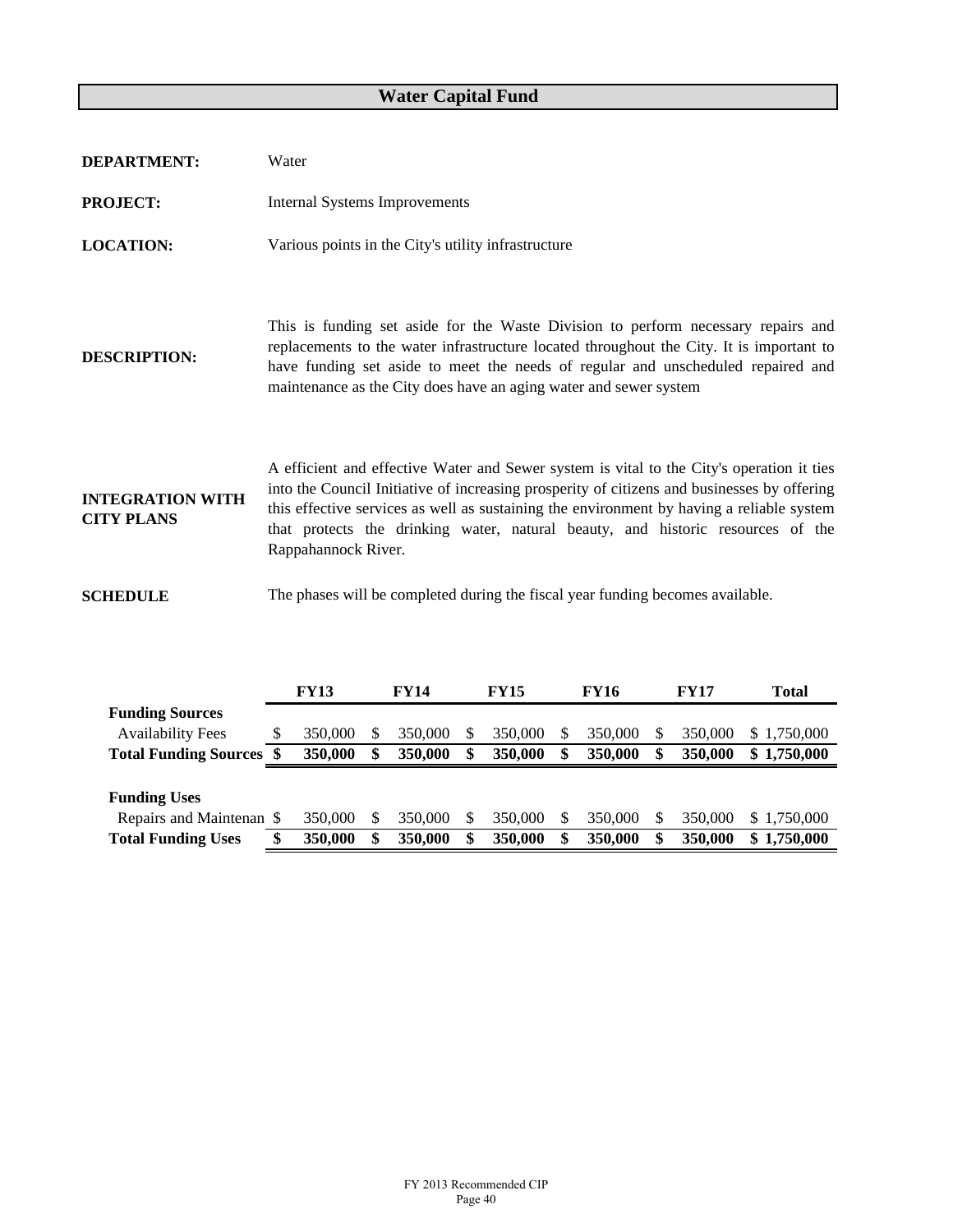# Water Capital Fund

**DEPARTMENT:** Water

**PROJECT:** Internal Systems Improvements

**LOCATION:** Various points in the City's utility infrastructure

**DESCRIPTION:** This is funding set aside for the Waste Division to perform necessary repairs and replacements to the water infrastructure located throughout the City. It is important to have funding set aside to meet the needs of regular and unscheduled repaired and maintenance as the City does have an aging water and sewer system

**INTEGRATION WITH CITY PLANS** A efficient and effective Water and Sewer system is vital to the City's operation it ties into the Council Initiative of increasing prosperity of citizens and businesses by offering this effective services as well as sustaining the environment by having a reliable system that protects the drinking water, natural beauty, and historic resources of the Rappahannock River.

**SCHEDULE** The phases will be completed during the fiscal year funding becomes available.

| | FY13 | FY14 | FY15 | FY16 | FY17 | Total |
|---|---|---|---|---|---|---|
| **Funding Sources** | | | | | | |
| Availability Fees | $ 350,000 | $ 350,000 | $ 350,000 | $ 350,000 | $ 350,000 | $ 1,750,000 |
| **Total Funding Sources** | **$ 350,000** | **$ 350,000** | **$ 350,000** | **$ 350,000** | **$ 350,000** | **$ 1,750,000** |
| | | | | | | |
| **Funding Uses** | | | | | | |
| Repairs and Maintenan | $ 350,000 | $ 350,000 | $ 350,000 | $ 350,000 | $ 350,000 | $ 1,750,000 |
| **Total Funding Uses** | **$ 350,000** | **$ 350,000** | **$ 350,000** | **$ 350,000** | **$ 350,000** | **$ 1,750,000** |

FY 2013 Recommended CIP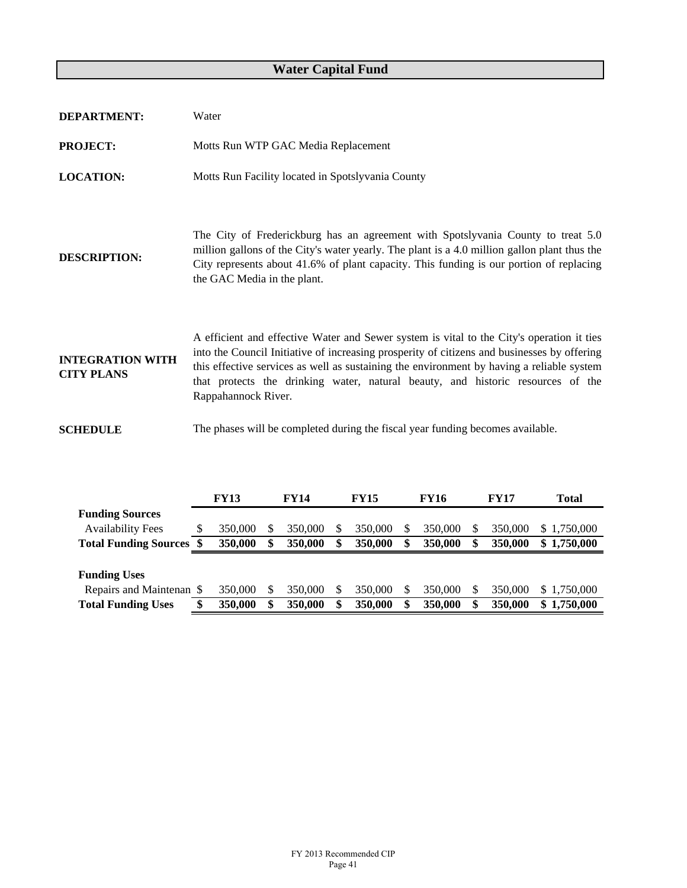# Water Capital Fund

**DEPARTMENT:** Water

**PROJECT:** Motts Run WTP GAC Media Replacement

**LOCATION:** Motts Run Facility located in Spotslyvania County

**DESCRIPTION:** The City of Frederickburg has an agreement with Spotslyvania County to treat 5.0 million gallons of the City's water yearly. The plant is a 4.0 million gallon plant thus the City represents about 41.6% of plant capacity. This funding is our portion of replacing the GAC Media in the plant.

**INTEGRATION WITH CITY PLANS** A efficient and effective Water and Sewer system is vital to the City's operation it ties into the Council Initiative of increasing prosperity of citizens and businesses by offering this effective services as well as sustaining the environment by having a reliable system that protects the drinking water, natural beauty, and historic resources of the Rappahannock River.

**SCHEDULE** The phases will be completed during the fiscal year funding becomes available.

| | FY13 | FY14 | FY15 | FY16 | FY17 | Total |
|---|---|---|---|---|---|---|
| **Funding Sources** | | | | | | |
| Availability Fees | $ 350,000 | $ 350,000 | $ 350,000 | $ 350,000 | $ 350,000 | $ 1,750,000 |
| **Total Funding Sources** | **$ 350,000** | **$ 350,000** | **$ 350,000** | **$ 350,000** | **$ 350,000** | **$ 1,750,000** |
| | | | | | | |
| **Funding Uses** | | | | | | |
| Repairs and Maintenan | $ 350,000 | $ 350,000 | $ 350,000 | $ 350,000 | $ 350,000 | $ 1,750,000 |
| **Total Funding Uses** | **$ 350,000** | **$ 350,000** | **$ 350,000** | **$ 350,000** | **$ 350,000** | **$ 1,750,000** |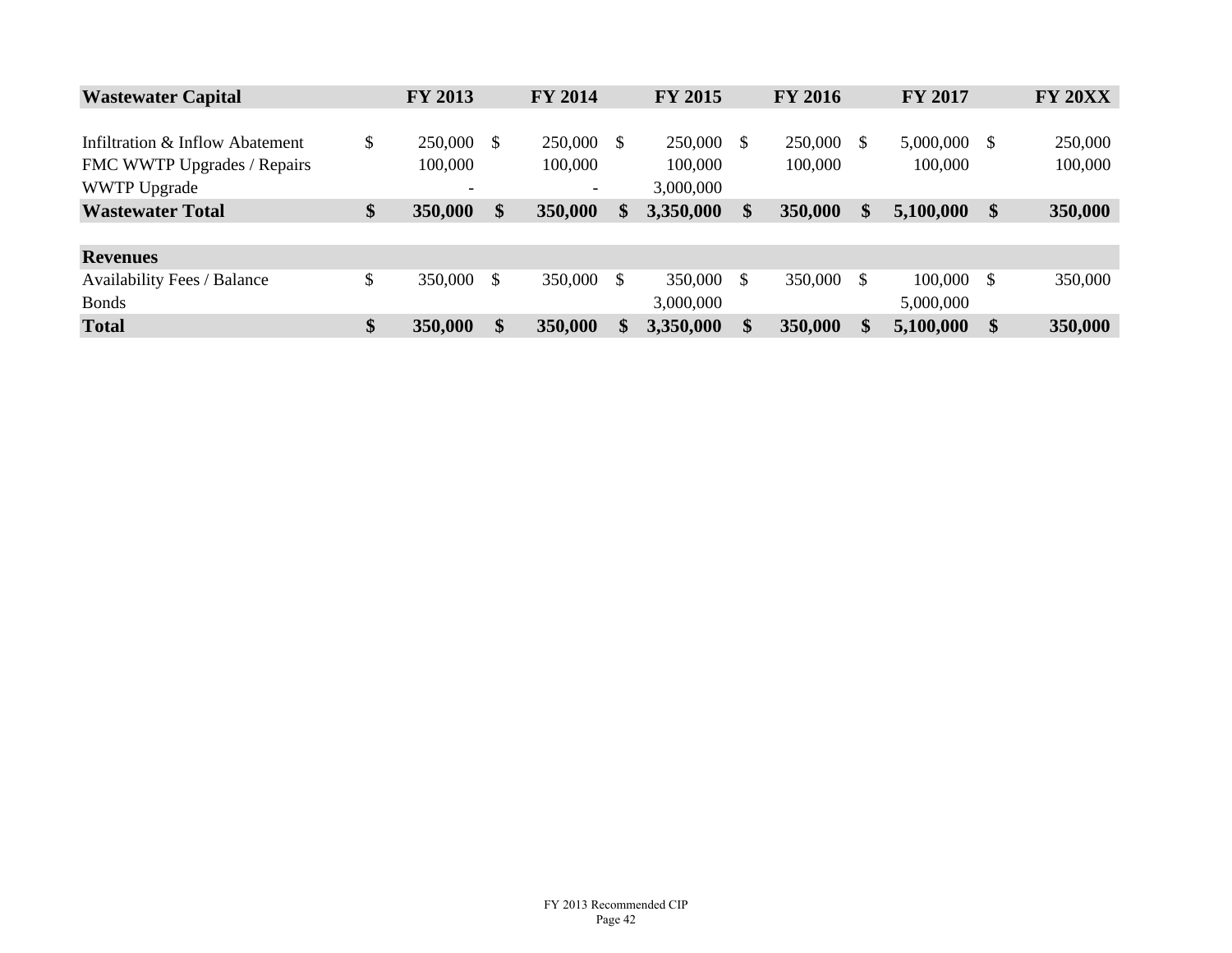| Wastewater Capital | FY 2013 | FY 2014 | FY 2015 | FY 2016 | FY 2017 | FY 20XX |
|---|---|---|---|---|---|---|
| Infiltration & Inflow Abatement | $ 250,000 | $ 250,000 | $ 250,000 | $ 250,000 | $ 5,000,000 | $ 250,000 |
| FMC WWTP Upgrades / Repairs | 100,000 | 100,000 | 100,000 | 100,000 | 100,000 | 100,000 |
| WWTP Upgrade | - | - | 3,000,000 | | | |
| **Wastewater Total** | **$ 350,000** | **$ 350,000** | **$ 3,350,000** | **$ 350,000** | **$ 5,100,000** | **$ 350,000** |
| | | | | | | |
| **Revenues** | | | | | | |
| Availability Fees / Balance | $ 350,000 | $ 350,000 | $ 350,000 | $ 350,000 | $ 100,000 | $ 350,000 |
| Bonds | | | 3,000,000 | | 5,000,000 | |
| **Total** | **$ 350,000** | **$ 350,000** | **$ 3,350,000** | **$ 350,000** | **$ 5,100,000** | **$ 350,000** |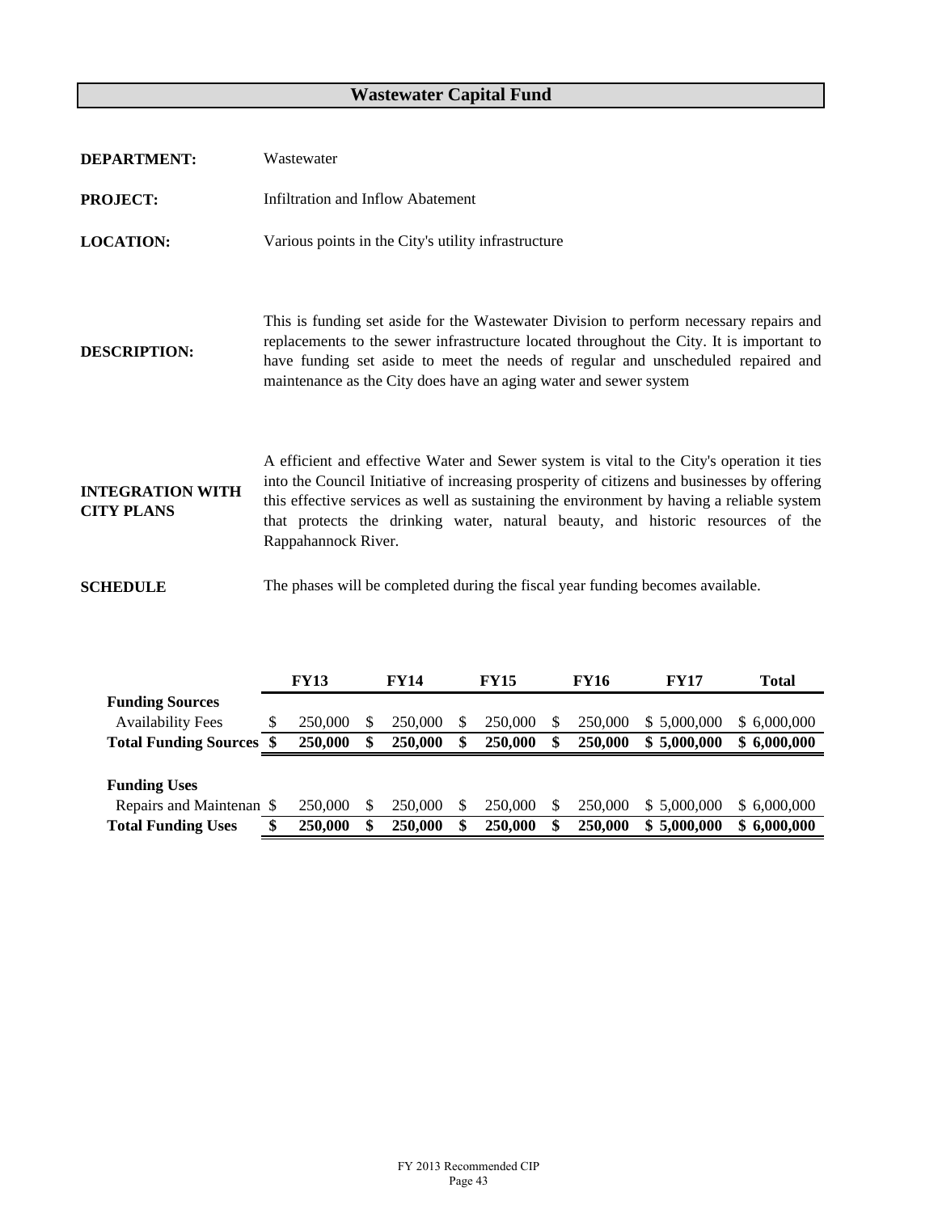# Wastewater Capital Fund

**DEPARTMENT:** Wastewater

**PROJECT:** Infiltration and Inflow Abatement

**LOCATION:** Various points in the City's utility infrastructure

**DESCRIPTION:** This is funding set aside for the Wastewater Division to perform necessary repairs and replacements to the sewer infrastructure located throughout the City. It is important to have funding set aside to meet the needs of regular and unscheduled repaired and maintenance as the City does have an aging water and sewer system

**INTEGRATION WITH CITY PLANS** A efficient and effective Water and Sewer system is vital to the City's operation it ties into the Council Initiative of increasing prosperity of citizens and businesses by offering this effective services as well as sustaining the environment by having a reliable system that protects the drinking water, natural beauty, and historic resources of the Rappahannock River.

**SCHEDULE** The phases will be completed during the fiscal year funding becomes available.

| | FY13 | FY14 | FY15 | FY16 | FY17 | Total |
|---|---|---|---|---|---|---|
| **Funding Sources** | | | | | | |
| Availability Fees | $ 250,000 | $ 250,000 | $ 250,000 | $ 250,000 | $ 5,000,000 | $ 6,000,000 |
| **Total Funding Sources** | **$ 250,000** | **$ 250,000** | **$ 250,000** | **$ 250,000** | **$ 5,000,000** | **$ 6,000,000** |
| | | | | | | |
| **Funding Uses** | | | | | | |
| Repairs and Maintenan | $ 250,000 | $ 250,000 | $ 250,000 | $ 250,000 | $ 5,000,000 | $ 6,000,000 |
| **Total Funding Uses** | **$ 250,000** | **$ 250,000** | **$ 250,000** | **$ 250,000** | **$ 5,000,000** | **$ 6,000,000** |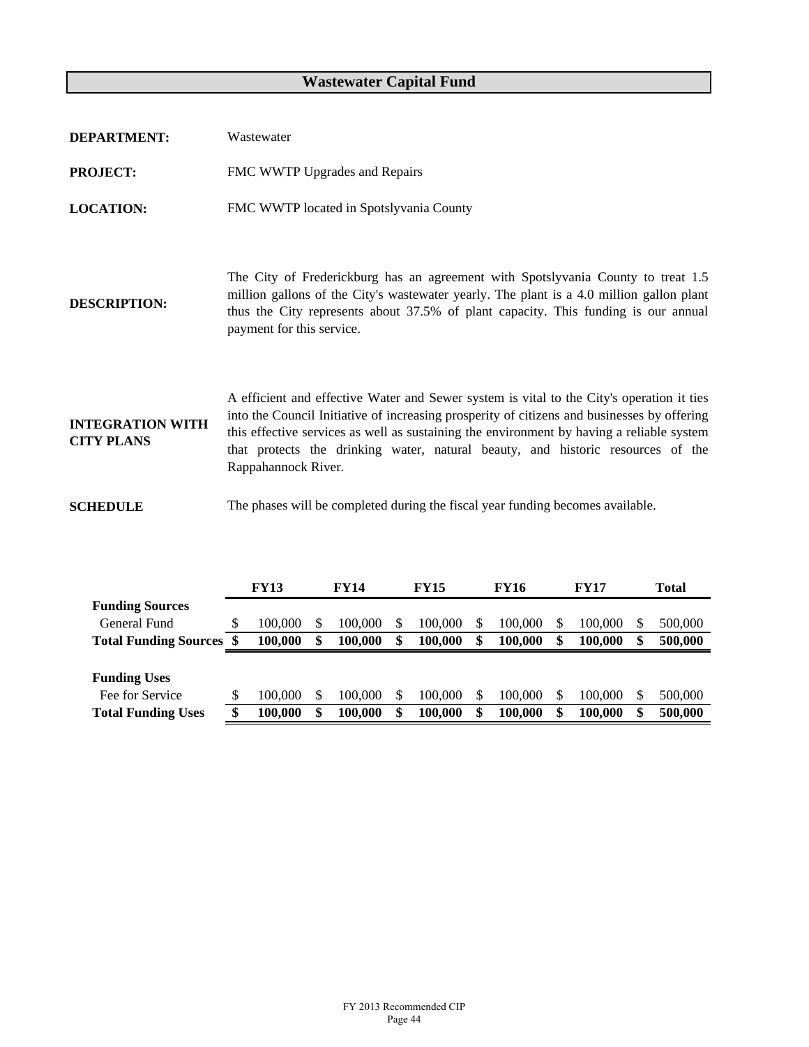# Wastewater Capital Fund

**DEPARTMENT:** Wastewater

**PROJECT:** FMC WWTP Upgrades and Repairs

**LOCATION:** FMC WWTP located in Spotslyvania County

**DESCRIPTION:** The City of Fredrickburg has an agreement with Spotslyvania County to treat 1.5 million gallons of the City's wastewater yearly. The plant is a 4.0 million gallon plant thus the City represents about 37.5% of plant capacity. This funding is our annual payment for this service.

**INTEGRATION WITH CITY PLANS** A efficient and effective Water and Sewer system is vital to the City's operation it ties into the Council Initiative of increasing prosperity of citizens and businesses by offering this effective services as well as sustaining the environment by having a reliable system that protects the drinking water, natural beauty, and historic resources of the Rappahannock River.

**SCHEDULE** The phases will be completed during the fiscal year funding becomes available.

| | FY13 | FY14 | FY15 | FY16 | FY17 | Total |
|---|---|---|---|---|---|---|
| **Funding Sources** | | | | | | |
| General Fund | $ 100,000 | $ 100,000 | $ 100,000 | $ 100,000 | $ 100,000 | $ 500,000 |
| **Total Funding Sources** | **$ 100,000** | **$ 100,000** | **$ 100,000** | **$ 100,000** | **$ 100,000** | **$ 500,000** |
| **Funding Uses** | | | | | | |
| Fee for Service | $ 100,000 | $ 100,000 | $ 100,000 | $ 100,000 | $ 100,000 | $ 500,000 |
| **Total Funding Uses** | **$ 100,000** | **$ 100,000** | **$ 100,000** | **$ 100,000** | **$ 100,000** | **$ 500,000** |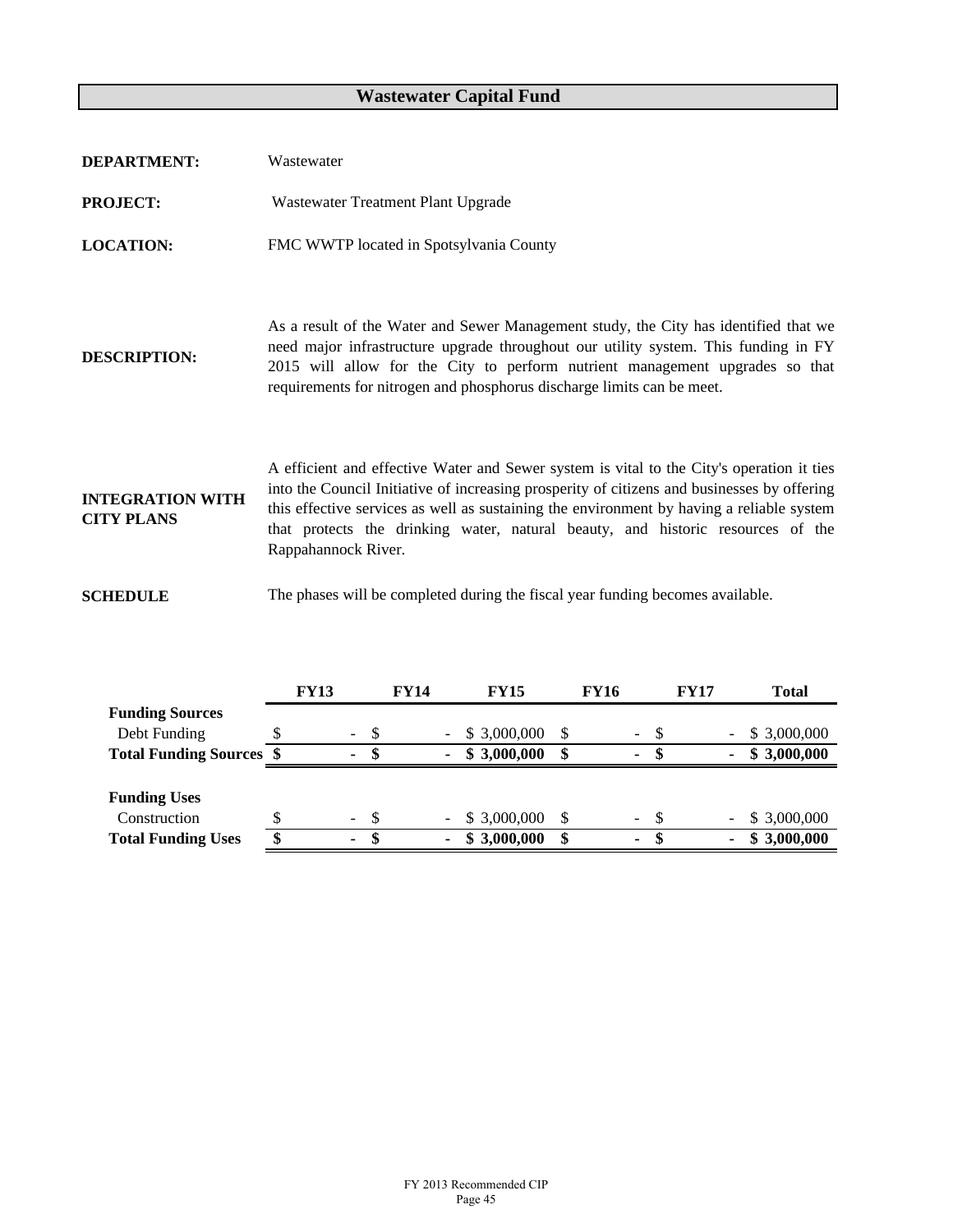## Wastewater Capital Fund

**DEPARTMENT:** Wastewater

**PROJECT:** Wastewater Treatment Plant Upgrade

**LOCATION:** FMC WWTP located in Spotsylvania County

**DESCRIPTION:** As a result of the Water and Sewer Management study, the City has identified that we need major infrastructure upgrade throughout our utility system. This funding in FY 2015 will allow for the City to perform nutrient management upgrades so that requirements for nitrogen and phosphorus discharge limits can be meet.

**INTEGRATION WITH CITY PLANS** A efficient and effective Water and Sewer system is vital to the City's operation it ties into the Council Initiative of increasing prosperity of citizens and businesses by offering this effective services as well as sustaining the environment by having a reliable system that protects the drinking water, natural beauty, and historic resources of the Rappahannock River.

**SCHEDULE** The phases will be completed during the fiscal year funding becomes available.

| | FY13 | FY14 | FY15 | FY16 | FY17 | Total |
|---|---|---|---|---|---|---|
| **Funding Sources** | | | | | | |
| Debt Funding | $ - | $ - | $ 3,000,000 | $ - | $ - | $ 3,000,000 |
| **Total Funding Sources** | **$ -** | **$ -** | **$ 3,000,000** | **$ -** | **$ -** | **$ 3,000,000** |
| | | | | | | |
| **Funding Uses** | | | | | | |
| Construction | $ - | $ - | $ 3,000,000 | $ - | $ - | $ 3,000,000 |
| **Total Funding Uses** | **$ -** | **$ -** | **$ 3,000,000** | **$ -** | **$ -** | **$ 3,000,000** |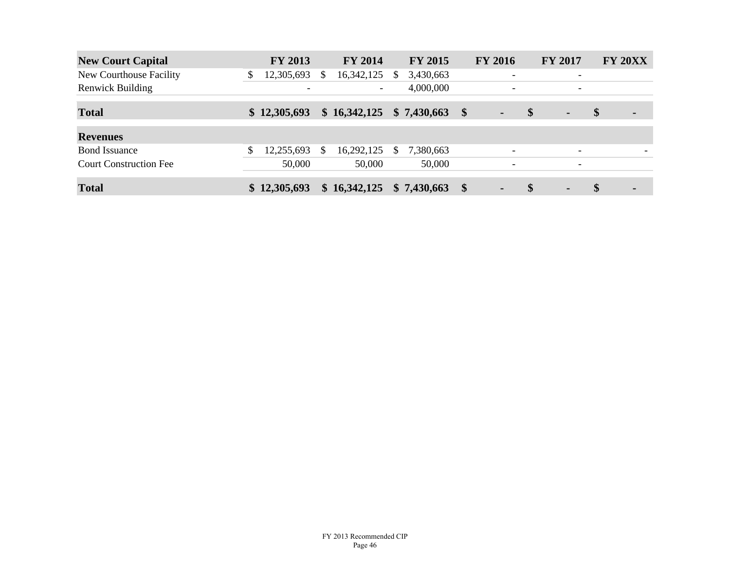| **New Court Capital** | **FY 2013** | **FY 2014** | **FY 2015** | **FY 2016** | **FY 2017** | **FY 20XX** |
|---|---|---|---|---|---|---|
| New Courthouse Facility | $ 12,305,693 | $ 16,342,125 | $ 3,430,663 | - | - | |
| Renwick Building | - | - | 4,000,000 | - | - | |
| **Total** | **$ 12,305,693** | **$ 16,342,125** | **$ 7,430,663** | **$ -** | **$ -** | **$ -** |
| **Revenues** | | | | | | |
| Bond Issuance | $ 12,255,693 | $ 16,292,125 | $ 7,380,663 | - | - | - |
| Court Construction Fee | 50,000 | 50,000 | 50,000 | - | - | |
| **Total** | **$ 12,305,693** | **$ 16,342,125** | **$ 7,430,663** | **$ -** | **$ -** | **$ -** |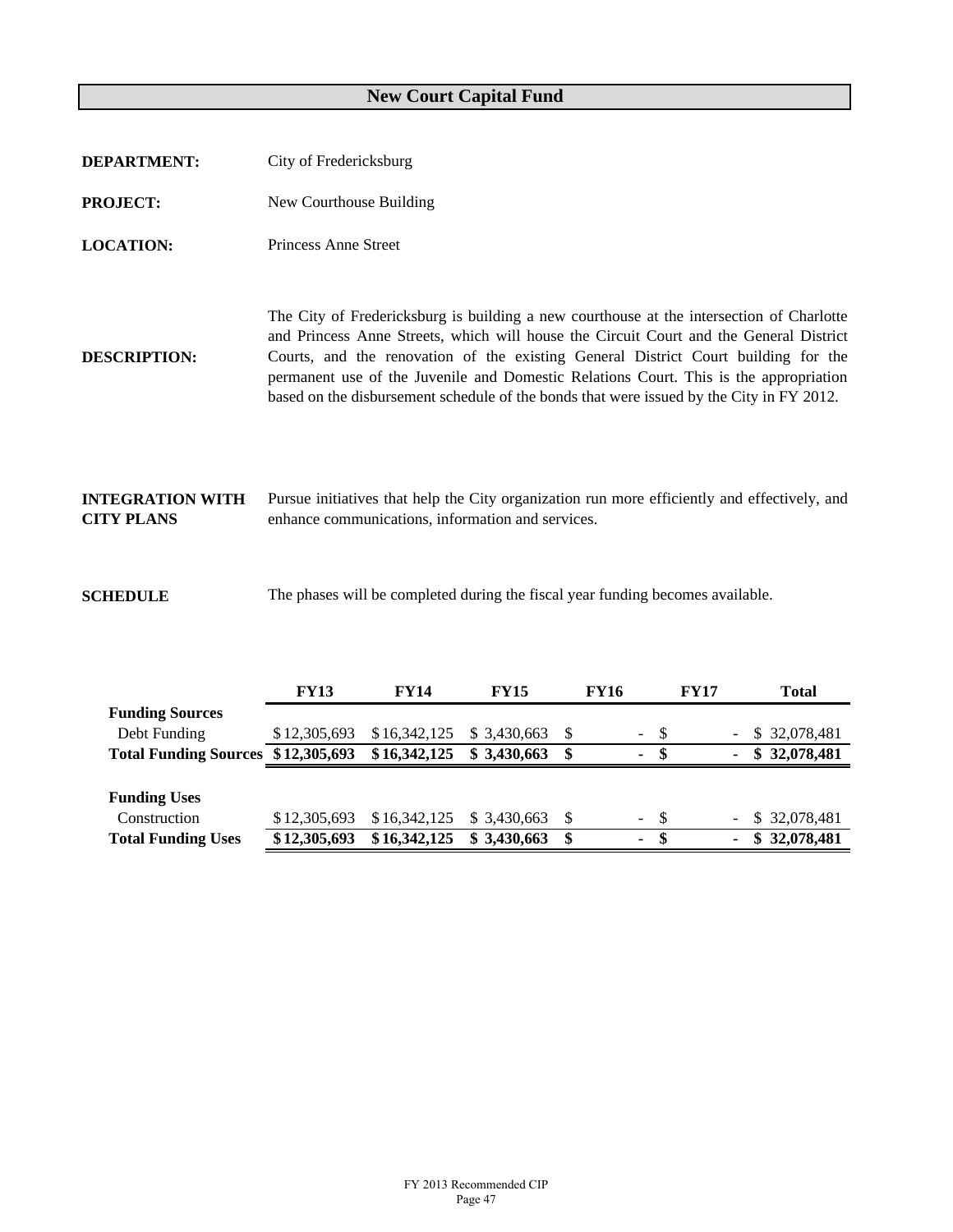# New Court Capital Fund

**DEPARTMENT:** City of Fredericksburg

**PROJECT:** New Courthouse Building

**LOCATION:** Princess Anne Street

**DESCRIPTION:** The City of Fredericksburg is building a new courthouse at the intersection of Charlotte and Princess Anne Streets, which will house the Circuit Court and the General District Courts, and the renovation of the existing General District Court building for the permanent use of the Juvenile and Domestic Relations Court. This is the appropriation based on the disbursement schedule of the bonds that were issued by the City in FY 2012.

**INTEGRATION WITH CITY PLANS** Pursue initiatives that help the City organization run more efficiently and effectively, and enhance communications, information and services.

**SCHEDULE** The phases will be completed during the fiscal year funding becomes available.

| | FY13 | FY14 | FY15 | FY16 | FY17 | Total |
|---|---|---|---|---|---|---|
| **Funding Sources** | | | | | | |
| Debt Funding | $ 12,305,693 | $ 16,342,125 | $ 3,430,663 | $ - | $ - | $ 32,078,481 |
| **Total Funding Sources** | **$ 12,305,693** | **$ 16,342,125** | **$ 3,430,663** | **$ -** | **$ -** | **$ 32,078,481** |
| | | | | | | |
| **Funding Uses** | | | | | | |
| Construction | $ 12,305,693 | $ 16,342,125 | $ 3,430,663 | $ - | $ - | $ 32,078,481 |
| **Total Funding Uses** | **$ 12,305,693** | **$ 16,342,125** | **$ 3,430,663** | **$ -** | **$ -** | **$ 32,078,481** |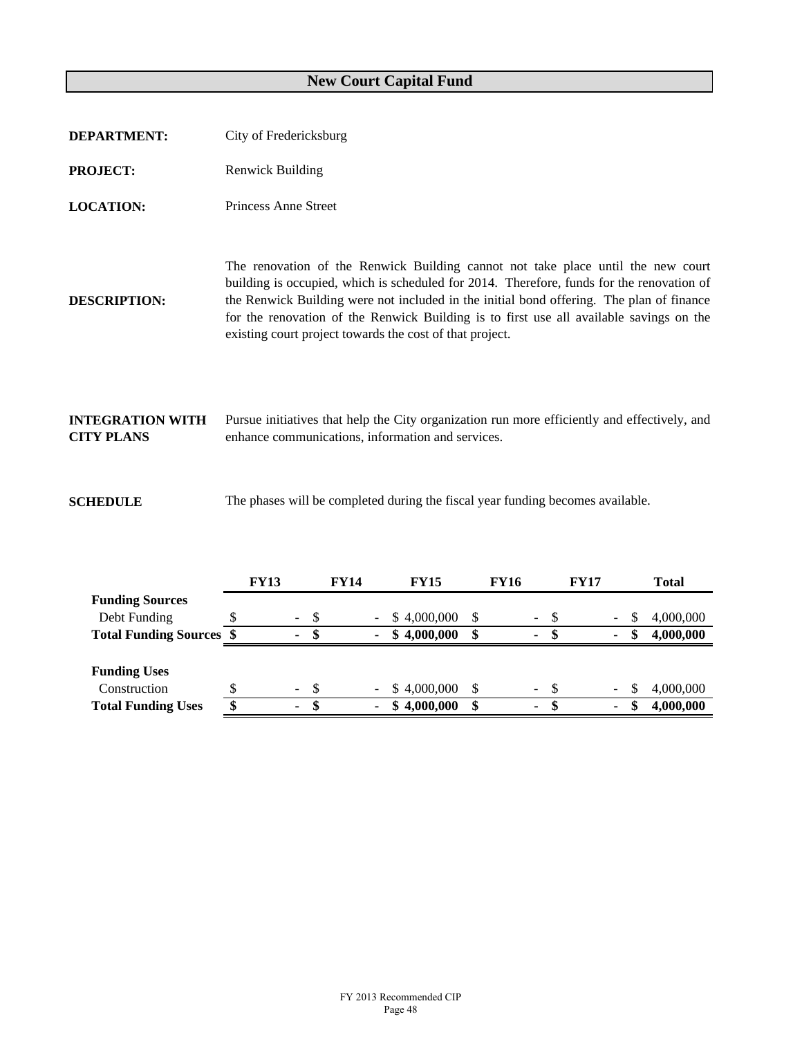# New Court Capital Fund

**DEPARTMENT:** City of Fredericksburg

**PROJECT:** Renwick Building

**LOCATION:** Princess Anne Street

**DESCRIPTION:** The renovation of the Renwick Building cannot not take place until the new court building is occupied, which is scheduled for 2014. Therefore, funds for the renovation of the Renwick Building were not included in the initial bond offering. The plan of finance for the renovation of the Renwick Building is to first use all available savings on the existing court project towards the cost of that project.

**INTEGRATION WITH CITY PLANS** Pursue initiatives that help the City organization run more efficiently and effectively, and enhance communications, information and services.

**SCHEDULE** The phases will be completed during the fiscal year funding becomes available.

| | FY13 | FY14 | FY15 | FY16 | FY17 | Total |
|---|---|---|---|---|---|---|
| **Funding Sources** | | | | | | |
| Debt Funding | $ - | $ - | $ 4,000,000 | $ - | $ - | $ 4,000,000 |
| **Total Funding Sources** | **$ -** | **$ -** | **$ 4,000,000** | **$ -** | **$ -** | **$ 4,000,000** |
| | | | | | | |
| **Funding Uses** | | | | | | |
| Construction | $ - | $ - | $ 4,000,000 | $ - | $ - | $ 4,000,000 |
| **Total Funding Uses** | **$ -** | **$ -** | **$ 4,000,000** | **$ -** | **$ -** | **$ 4,000,000** |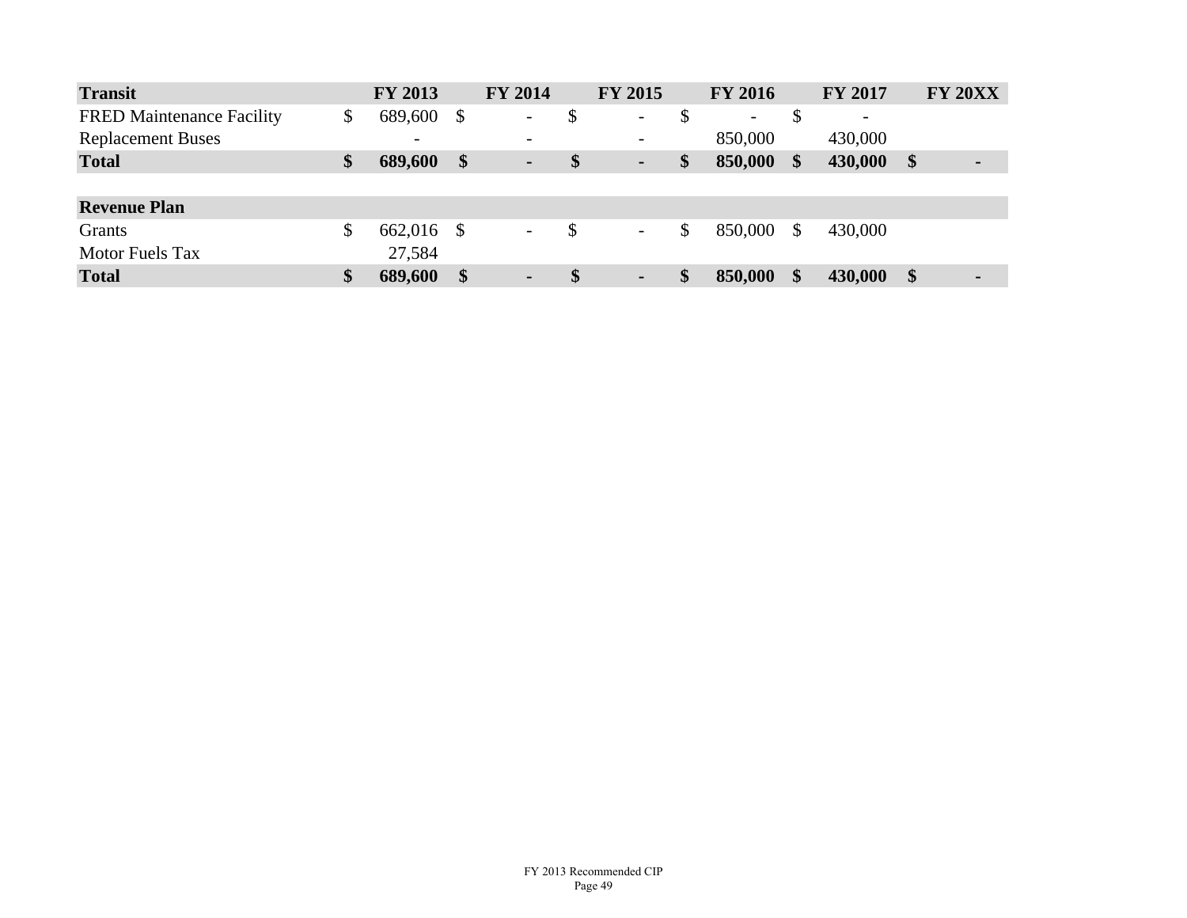| Transit | FY 2013 | FY 2014 | FY 2015 | FY 2016 | FY 2017 | FY 20XX |
|---|---|---|---|---|---|---|
| FRED Maintenance Facility | $ 689,600 | $ - | $ - | $ - | $ - | |
| Replacement Buses | - | - | - | 850,000 | 430,000 | |
| **Total** | **$ 689,600** | **$ -** | **$ -** | **$ 850,000** | **$ 430,000** | **$ -** |
| | | | | | | |
| **Revenue Plan** | | | | | | |
| Grants | $ 662,016 | $ - | $ - | $ 850,000 | $ 430,000 | |
| Motor Fuels Tax | 27,584 | | | | | |
| **Total** | **$ 689,600** | **$ -** | **$ -** | **$ 850,000** | **$ 430,000** | **$ -** |

FY 2013 Recommended CIP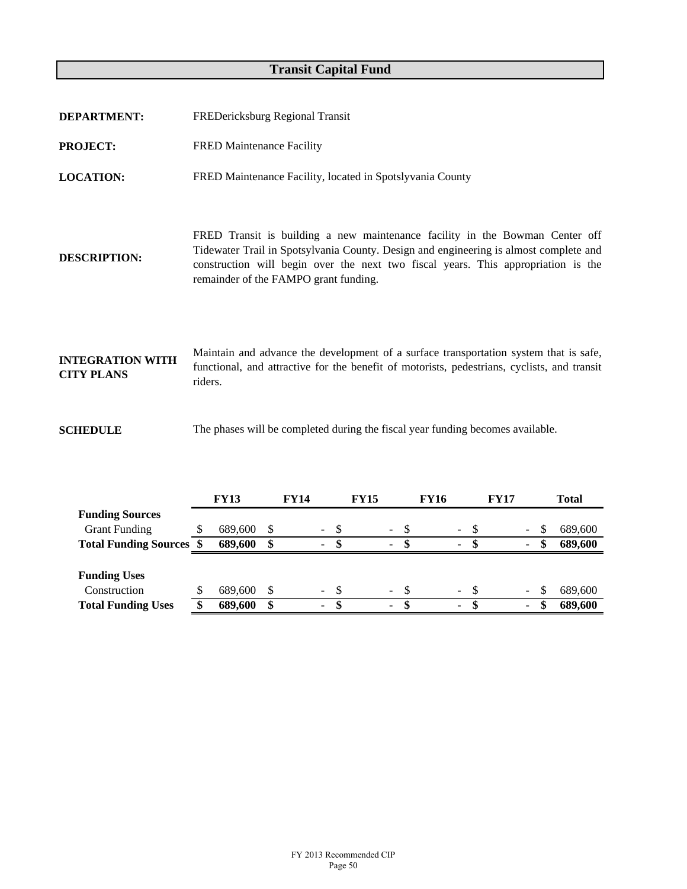# Transit Capital Fund

**DEPARTMENT:** FREDericksburg Regional Transit

**PROJECT:** FRED Maintenance Facility

**LOCATION:** FRED Maintenance Facility, located in Spotslyvania County

**DESCRIPTION:** FRED Transit is building a new maintenance facility in the Bowman Center off Tidewater Trail in Spotsylvania County. Design and engineering is almost complete and construction will begin over the next two fiscal years. This appropriation is the remainder of the FAMPO grant funding.

**INTEGRATION WITH CITY PLANS** Maintain and advance the development of a surface transportation system that is safe, functional, and attractive for the benefit of motorists, pedestrians, cyclists, and transit riders.

**SCHEDULE** The phases will be completed during the fiscal year funding becomes available.

| | FY13 | FY14 | FY15 | FY16 | FY17 | Total |
|---|---|---|---|---|---|---|
| **Funding Sources** | | | | | | |
| Grant Funding | $ 689,600 | $ - | $ - | $ - | $ - | $ 689,600 |
| **Total Funding Sources** | **$ 689,600** | **$ -** | **$ -** | **$ -** | **$ -** | **$ 689,600** |
| | | | | | | |
| **Funding Uses** | | | | | | |
| Construction | $ 689,600 | $ - | $ - | $ - | $ - | $ 689,600 |
| **Total Funding Uses** | **$ 689,600** | **$ -** | **$ -** | **$ -** | **$ -** | **$ 689,600** |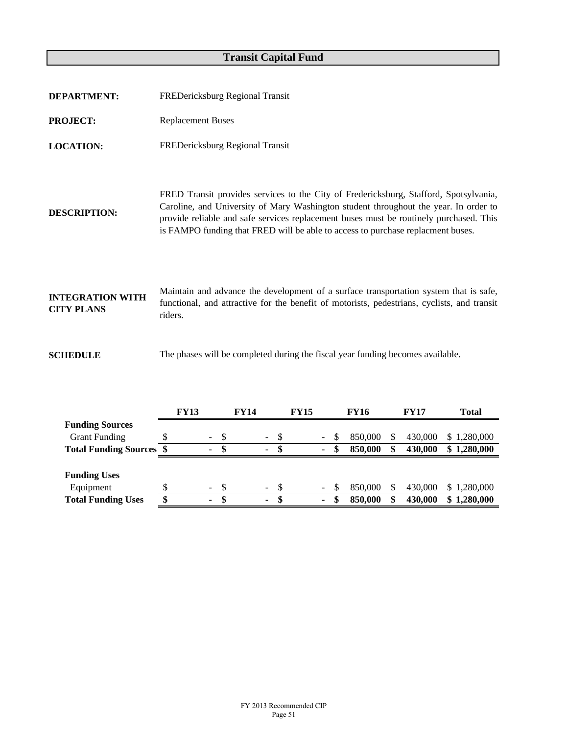# Transit Capital Fund

**DEPARTMENT:** FREDericksburg Regional Transit

**PROJECT:** Replacement Buses

**LOCATION:** FREDericksburg Regional Transit

**DESCRIPTION:** FRED Transit provides services to the City of Fredericksburg, Stafford, Spotsylvania, Caroline, and University of Mary Washington student throughout the year. In order to provide reliable and safe services replacement buses must be routinely purchased. This is FAMPO funding that FRED will be able to access to purchase replacment buses.

**INTEGRATION WITH CITY PLANS** Maintain and advance the development of a surface transportation system that is safe, functional, and attractive for the benefit of motorists, pedestrians, cyclists, and transit riders.

**SCHEDULE** The phases will be completed during the fiscal year funding becomes available.

| | FY13 | FY14 | FY15 | FY16 | FY17 | Total |
|---|---|---|---|---|---|---|
| **Funding Sources** | | | | | | |
| Grant Funding | $ - | $ - | $ - | $ 850,000 | $ 430,000 | $ 1,280,000 |
| **Total Funding Sources** | **$ -** | **$ -** | **$ -** | **$ 850,000** | **$ 430,000** | **$ 1,280,000** |
| | | | | | | |
| **Funding Uses** | | | | | | |
| Equipment | $ - | $ - | $ - | $ 850,000 | $ 430,000 | $ 1,280,000 |
| **Total Funding Uses** | **$ -** | **$ -** | **$ -** | **$ 850,000** | **$ 430,000** | **$ 1,280,000** |